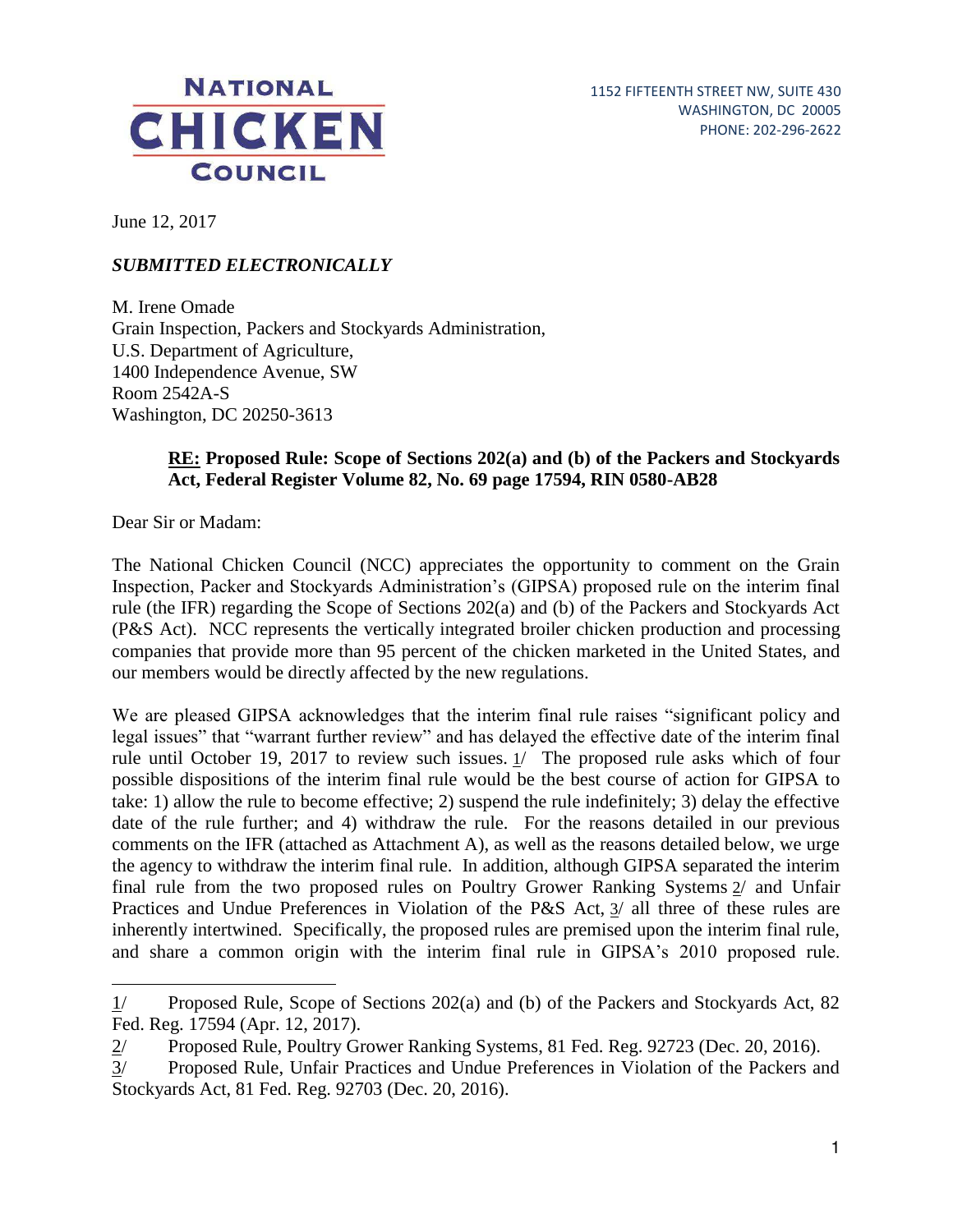**NATIONAL CHICKEN COUNCIL**

1152 FIFTEENTH STREET NW, SUITE 430
WASHINGTON, DC 20005
PHONE: 202-296-2622

June 12, 2017

***SUBMITTED ELECTRONICALLY***

M. Irene Omade
Grain Inspection, Packers and Stockyards Administration,
U.S. Department of Agriculture,
1400 Independence Avenue, SW
Room 2542A-S
Washington, DC 20250-3613

> **RE: Proposed Rule: Scope of Sections 202(a) and (b) of the Packers and Stockyards Act, Federal Register Volume 82, No. 69 page 17594, RIN 0580-AB28**

Dear Sir or Madam:

The National Chicken Council (NCC) appreciates the opportunity to comment on the Grain Inspection, Packer and Stockyards Administration's (GIPSA) proposed rule on the interim final rule (the IFR) regarding the Scope of Sections 202(a) and (b) of the Packers and Stockyards Act (P&S Act). NCC represents the vertically integrated broiler chicken production and processing companies that provide more than 95 percent of the chicken marketed in the United States, and our members would be directly affected by the new regulations.

We are pleased GIPSA acknowledges that the interim final rule raises "significant policy and legal issues" that "warrant further review" and has delayed the effective date of the interim final rule until October 19, 2017 to review such issues. 1/ The proposed rule asks which of four possible dispositions of the interim final rule would be the best course of action for GIPSA to take: 1) allow the rule to become effective; 2) suspend the rule indefinitely; 3) delay the effective date of the rule further; and 4) withdraw the rule. For the reasons detailed in our previous comments on the IFR (attached as Attachment A), as well as the reasons detailed below, we urge the agency to withdraw the interim final rule. In addition, although GIPSA separated the interim final rule from the two proposed rules on Poultry Grower Ranking Systems 2/ and Unfair Practices and Undue Preferences in Violation of the P&S Act, 3/ all three of these rules are inherently intertwined. Specifically, the proposed rules are premised upon the interim final rule, and share a common origin with the interim final rule in GIPSA's 2010 proposed rule.

---

1/ Proposed Rule, Scope of Sections 202(a) and (b) of the Packers and Stockyards Act, 82 Fed. Reg. 17594 (Apr. 12, 2017).

2/ Proposed Rule, Poultry Grower Ranking Systems, 81 Fed. Reg. 92723 (Dec. 20, 2016).

3/ Proposed Rule, Unfair Practices and Undue Preferences in Violation of the Packers and Stockyards Act, 81 Fed. Reg. 92703 (Dec. 20, 2016).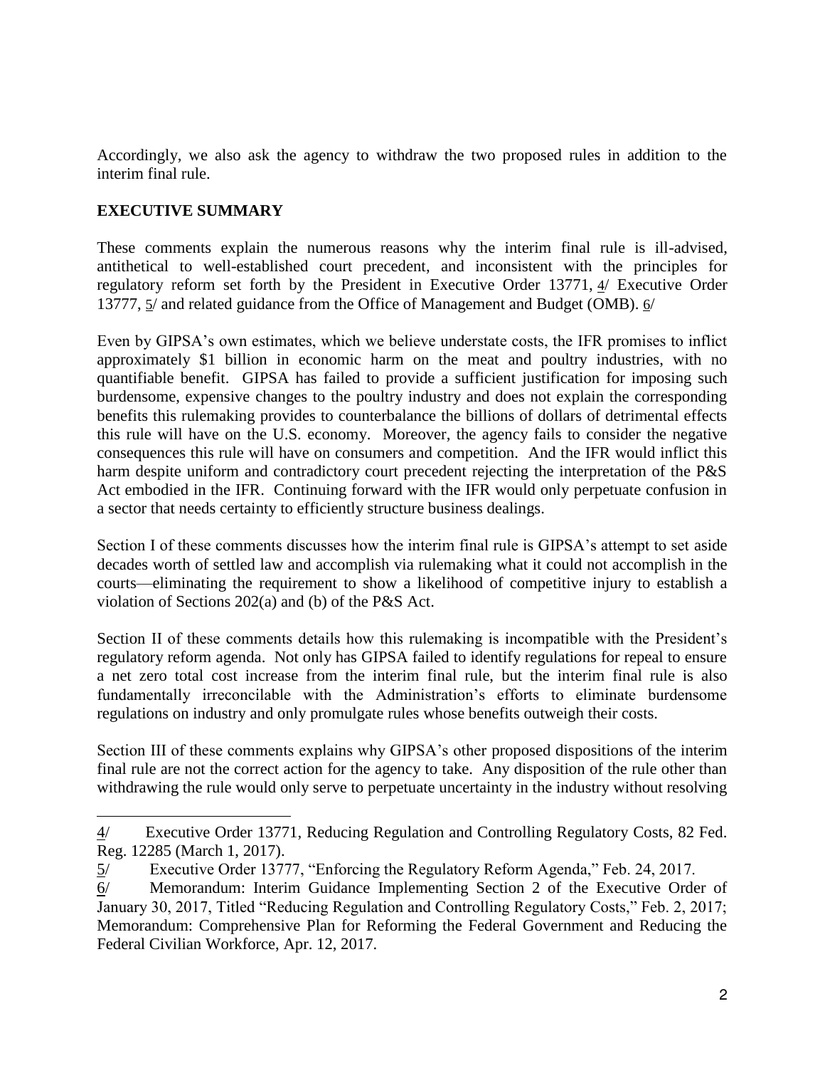Accordingly, we also ask the agency to withdraw the two proposed rules in addition to the interim final rule.

## EXECUTIVE SUMMARY

These comments explain the numerous reasons why the interim final rule is ill-advised, antithetical to well-established court precedent, and inconsistent with the principles for regulatory reform set forth by the President in Executive Order 13771, 4/ Executive Order 13777, 5/ and related guidance from the Office of Management and Budget (OMB). 6/

Even by GIPSA's own estimates, which we believe understate costs, the IFR promises to inflict approximately $1 billion in economic harm on the meat and poultry industries, with no quantifiable benefit. GIPSA has failed to provide a sufficient justification for imposing such burdensome, expensive changes to the poultry industry and does not explain the corresponding benefits this rulemaking provides to counterbalance the billions of dollars of detrimental effects this rule will have on the U.S. economy. Moreover, the agency fails to consider the negative consequences this rule will have on consumers and competition. And the IFR would inflict this harm despite uniform and contradictory court precedent rejecting the interpretation of the P&S Act embodied in the IFR. Continuing forward with the IFR would only perpetuate confusion in a sector that needs certainty to efficiently structure business dealings.

Section I of these comments discusses how the interim final rule is GIPSA's attempt to set aside decades worth of settled law and accomplish via rulemaking what it could not accomplish in the courts—eliminating the requirement to show a likelihood of competitive injury to establish a violation of Sections 202(a) and (b) of the P&S Act.

Section II of these comments details how this rulemaking is incompatible with the President's regulatory reform agenda. Not only has GIPSA failed to identify regulations for repeal to ensure a net zero total cost increase from the interim final rule, but the interim final rule is also fundamentally irreconcilable with the Administration's efforts to eliminate burdensome regulations on industry and only promulgate rules whose benefits outweigh their costs.

Section III of these comments explains why GIPSA's other proposed dispositions of the interim final rule are not the correct action for the agency to take. Any disposition of the rule other than withdrawing the rule would only serve to perpetuate uncertainty in the industry without resolving

---

4/ Executive Order 13771, Reducing Regulation and Controlling Regulatory Costs, 82 Fed. Reg. 12285 (March 1, 2017).

5/ Executive Order 13777, "Enforcing the Regulatory Reform Agenda," Feb. 24, 2017.

6/ Memorandum: Interim Guidance Implementing Section 2 of the Executive Order of January 30, 2017, Titled "Reducing Regulation and Controlling Regulatory Costs," Feb. 2, 2017; Memorandum: Comprehensive Plan for Reforming the Federal Government and Reducing the Federal Civilian Workforce, Apr. 12, 2017.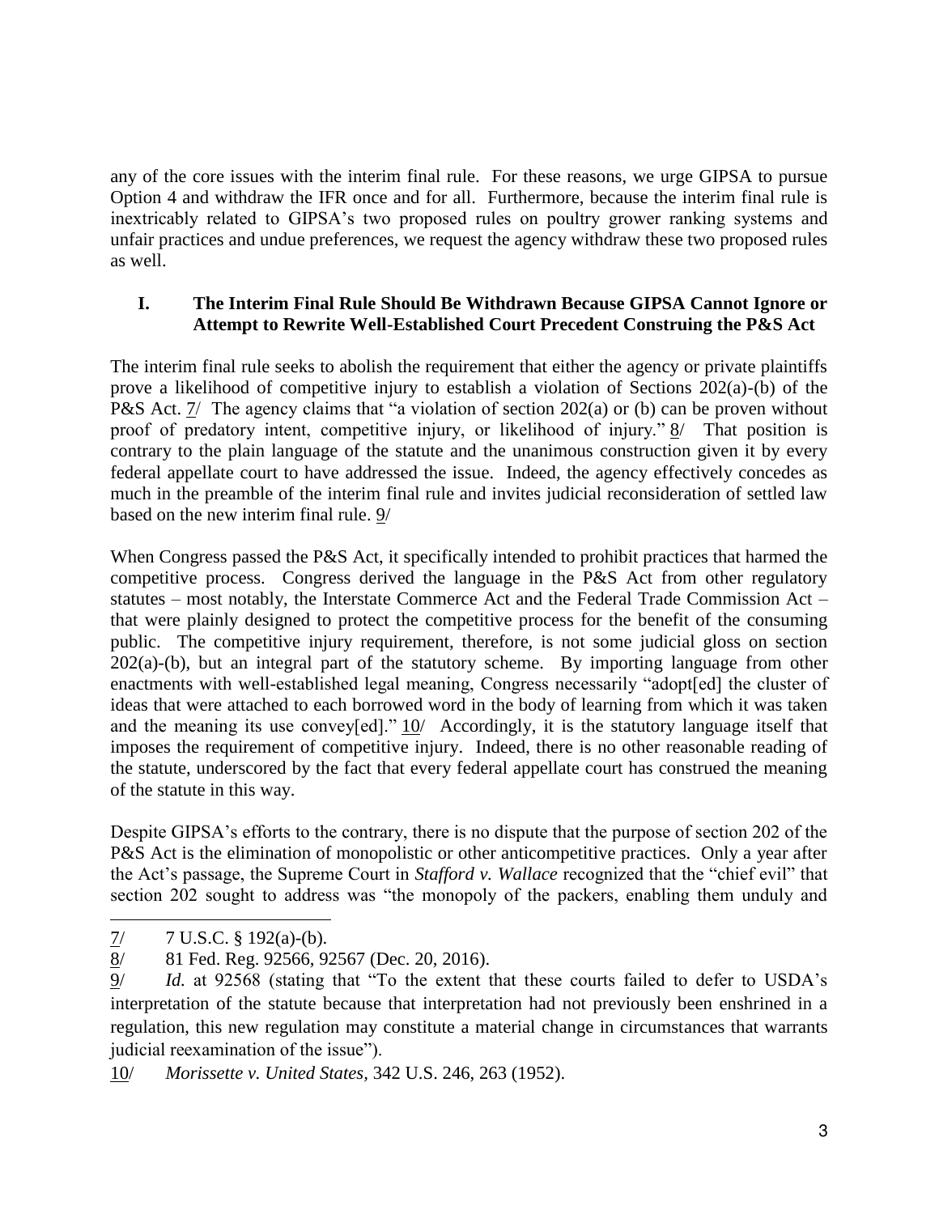any of the core issues with the interim final rule. For these reasons, we urge GIPSA to pursue Option 4 and withdraw the IFR once and for all. Furthermore, because the interim final rule is inextricably related to GIPSA's two proposed rules on poultry grower ranking systems and unfair practices and undue preferences, we request the agency withdraw these two proposed rules as well.

## I. The Interim Final Rule Should Be Withdrawn Because GIPSA Cannot Ignore or Attempt to Rewrite Well-Established Court Precedent Construing the P&S Act

The interim final rule seeks to abolish the requirement that either the agency or private plaintiffs prove a likelihood of competitive injury to establish a violation of Sections 202(a)-(b) of the P&S Act. 7/ The agency claims that "a violation of section 202(a) or (b) can be proven without proof of predatory intent, competitive injury, or likelihood of injury." 8/ That position is contrary to the plain language of the statute and the unanimous construction given it by every federal appellate court to have addressed the issue. Indeed, the agency effectively concedes as much in the preamble of the interim final rule and invites judicial reconsideration of settled law based on the new interim final rule. 9/

When Congress passed the P&S Act, it specifically intended to prohibit practices that harmed the competitive process. Congress derived the language in the P&S Act from other regulatory statutes – most notably, the Interstate Commerce Act and the Federal Trade Commission Act – that were plainly designed to protect the competitive process for the benefit of the consuming public. The competitive injury requirement, therefore, is not some judicial gloss on section 202(a)-(b), but an integral part of the statutory scheme. By importing language from other enactments with well-established legal meaning, Congress necessarily "adopt[ed] the cluster of ideas that were attached to each borrowed word in the body of learning from which it was taken and the meaning its use convey[ed]." 10/ Accordingly, it is the statutory language itself that imposes the requirement of competitive injury. Indeed, there is no other reasonable reading of the statute, underscored by the fact that every federal appellate court has construed the meaning of the statute in this way.

Despite GIPSA's efforts to the contrary, there is no dispute that the purpose of section 202 of the P&S Act is the elimination of monopolistic or other anticompetitive practices. Only a year after the Act's passage, the Supreme Court in *Stafford v. Wallace* recognized that the "chief evil" that section 202 sought to address was "the monopoly of the packers, enabling them unduly and

---

7/ 7 U.S.C. § 192(a)-(b).

8/ 81 Fed. Reg. 92566, 92567 (Dec. 20, 2016).

9/ *Id.* at 92568 (stating that "To the extent that these courts failed to defer to USDA's interpretation of the statute because that interpretation had not previously been enshrined in a regulation, this new regulation may constitute a material change in circumstances that warrants judicial reexamination of the issue").

10/ *Morissette v. United States*, 342 U.S. 246, 263 (1952).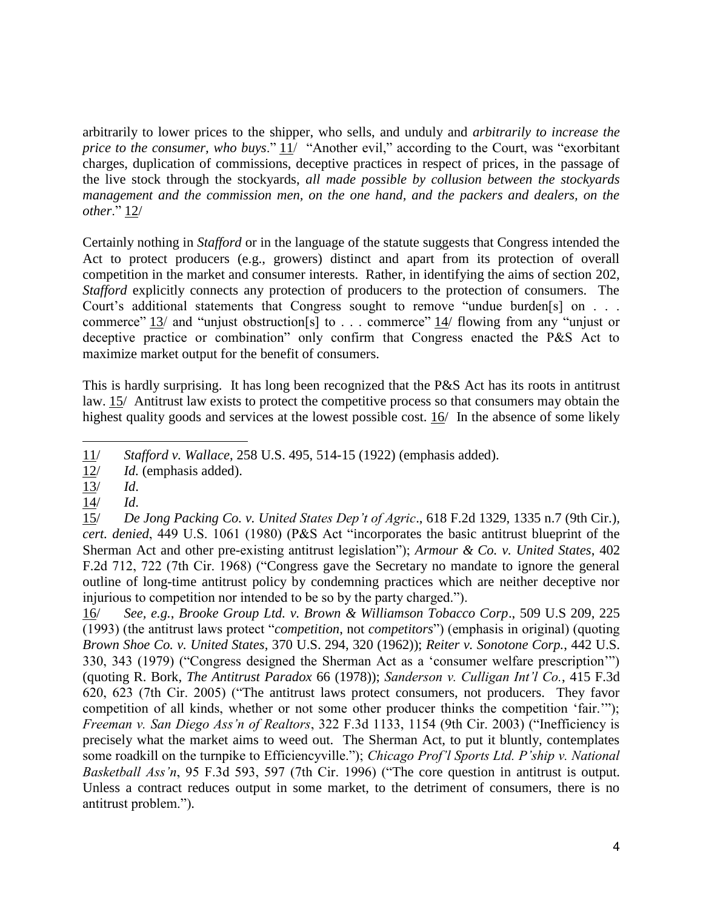arbitrarily to lower prices to the shipper, who sells, and unduly and *arbitrarily to increase the price to the consumer, who buys*." 11/ "Another evil," according to the Court, was "exorbitant charges, duplication of commissions, deceptive practices in respect of prices, in the passage of the live stock through the stockyards, *all made possible by collusion between the stockyards management and the commission men, on the one hand, and the packers and dealers, on the other*." 12/

Certainly nothing in *Stafford* or in the language of the statute suggests that Congress intended the Act to protect producers (e.g., growers) distinct and apart from its protection of overall competition in the market and consumer interests. Rather, in identifying the aims of section 202, *Stafford* explicitly connects any protection of producers to the protection of consumers. The Court's additional statements that Congress sought to remove "undue burden[s] on . . . commerce" 13/ and "unjust obstruction[s] to . . . commerce" 14/ flowing from any "unjust or deceptive practice or combination" only confirm that Congress enacted the P&S Act to maximize market output for the benefit of consumers.

This is hardly surprising. It has long been recognized that the P&S Act has its roots in antitrust law. 15/ Antitrust law exists to protect the competitive process so that consumers may obtain the highest quality goods and services at the lowest possible cost. 16/ In the absence of some likely

---

11/ *Stafford v. Wallace*, 258 U.S. 495, 514-15 (1922) (emphasis added).

12/ *Id.* (emphasis added).

13/ *Id.*

14/ *Id.*

15/ *De Jong Packing Co. v. United States Dep't of Agric*., 618 F.2d 1329, 1335 n.7 (9th Cir.), *cert. denied*, 449 U.S. 1061 (1980) (P&S Act "incorporates the basic antitrust blueprint of the Sherman Act and other pre-existing antitrust legislation"); *Armour & Co. v. United States*, 402 F.2d 712, 722 (7th Cir. 1968) ("Congress gave the Secretary no mandate to ignore the general outline of long-time antitrust policy by condemning practices which are neither deceptive nor injurious to competition nor intended to be so by the party charged.").

16/ *See, e.g.*, *Brooke Group Ltd. v. Brown & Williamson Tobacco Corp*., 509 U.S 209, 225 (1993) (the antitrust laws protect "*competition*, not *competitors*") (emphasis in original) (quoting *Brown Shoe Co. v. United States*, 370 U.S. 294, 320 (1962)); *Reiter v. Sonotone Corp.*, 442 U.S. 330, 343 (1979) ("Congress designed the Sherman Act as a 'consumer welfare prescription'") (quoting R. Bork, *The Antitrust Paradox* 66 (1978)); *Sanderson v. Culligan Int'l Co.*, 415 F.3d 620, 623 (7th Cir. 2005) ("The antitrust laws protect consumers, not producers. They favor competition of all kinds, whether or not some other producer thinks the competition 'fair.'"); *Freeman v. San Diego Ass'n of Realtors*, 322 F.3d 1133, 1154 (9th Cir. 2003) ("Inefficiency is precisely what the market aims to weed out. The Sherman Act, to put it bluntly, contemplates some roadkill on the turnpike to Efficiencyville."); *Chicago Prof'l Sports Ltd. P'ship v. National Basketball Ass'n*, 95 F.3d 593, 597 (7th Cir. 1996) ("The core question in antitrust is output. Unless a contract reduces output in some market, to the detriment of consumers, there is no antitrust problem.").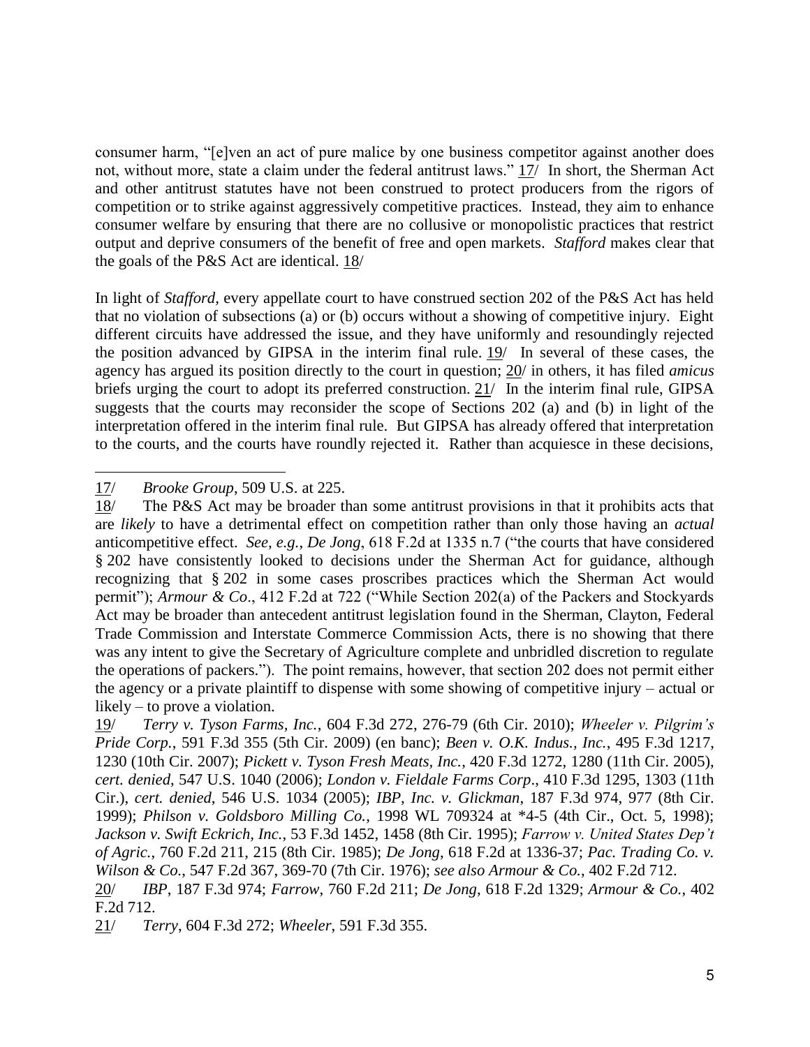consumer harm, "[e]ven an act of pure malice by one business competitor against another does not, without more, state a claim under the federal antitrust laws." 17/ In short, the Sherman Act and other antitrust statutes have not been construed to protect producers from the rigors of competition or to strike against aggressively competitive practices. Instead, they aim to enhance consumer welfare by ensuring that there are no collusive or monopolistic practices that restrict output and deprive consumers of the benefit of free and open markets. *Stafford* makes clear that the goals of the P&S Act are identical. 18/

In light of *Stafford*, every appellate court to have construed section 202 of the P&S Act has held that no violation of subsections (a) or (b) occurs without a showing of competitive injury. Eight different circuits have addressed the issue, and they have uniformly and resoundingly rejected the position advanced by GIPSA in the interim final rule. 19/ In several of these cases, the agency has argued its position directly to the court in question; 20/ in others, it has filed *amicus* briefs urging the court to adopt its preferred construction. 21/ In the interim final rule, GIPSA suggests that the courts may reconsider the scope of Sections 202 (a) and (b) in light of the interpretation offered in the interim final rule. But GIPSA has already offered that interpretation to the courts, and the courts have roundly rejected it. Rather than acquiesce in these decisions,

---

17/ *Brooke Group*, 509 U.S. at 225.

18/ The P&S Act may be broader than some antitrust provisions in that it prohibits acts that are *likely* to have a detrimental effect on competition rather than only those having an *actual* anticompetitive effect. *See, e.g.*, *De Jong*, 618 F.2d at 1335 n.7 ("the courts that have considered § 202 have consistently looked to decisions under the Sherman Act for guidance, although recognizing that § 202 in some cases proscribes practices which the Sherman Act would permit"); *Armour & Co*., 412 F.2d at 722 ("While Section 202(a) of the Packers and Stockyards Act may be broader than antecedent antitrust legislation found in the Sherman, Clayton, Federal Trade Commission and Interstate Commerce Commission Acts, there is no showing that there was any intent to give the Secretary of Agriculture complete and unbridled discretion to regulate the operations of packers."). The point remains, however, that section 202 does not permit either the agency or a private plaintiff to dispense with some showing of competitive injury – actual or likely – to prove a violation.

19/ *Terry v. Tyson Farms, Inc.*, 604 F.3d 272, 276-79 (6th Cir. 2010); *Wheeler v. Pilgrim's Pride Corp.*, 591 F.3d 355 (5th Cir. 2009) (en banc); *Been v. O.K. Indus., Inc.*, 495 F.3d 1217, 1230 (10th Cir. 2007); *Pickett v. Tyson Fresh Meats, Inc.*, 420 F.3d 1272, 1280 (11th Cir. 2005), *cert. denied*, 547 U.S. 1040 (2006); *London v. Fieldale Farms Corp*., 410 F.3d 1295, 1303 (11th Cir.), *cert. denied*, 546 U.S. 1034 (2005); *IBP, Inc. v. Glickman*, 187 F.3d 974, 977 (8th Cir. 1999); *Philson v. Goldsboro Milling Co.*, 1998 WL 709324 at *4-5 (4th Cir., Oct. 5, 1998); *Jackson v. Swift Eckrich, Inc.*, 53 F.3d 1452, 1458 (8th Cir. 1995); *Farrow v. United States Dep't of Agric.*, 760 F.2d 211, 215 (8th Cir. 1985); *De Jong*, 618 F.2d at 1336-37; *Pac. Trading Co. v. Wilson & Co.*, 547 F.2d 367, 369-70 (7th Cir. 1976); *see also Armour & Co.*, 402 F.2d 712.

20/ *IBP*, 187 F.3d 974; *Farrow*, 760 F.2d 211; *De Jong*, 618 F.2d 1329; *Armour & Co.*, 402 F.2d 712.

21/ *Terry*, 604 F.3d 272; *Wheeler*, 591 F.3d 355.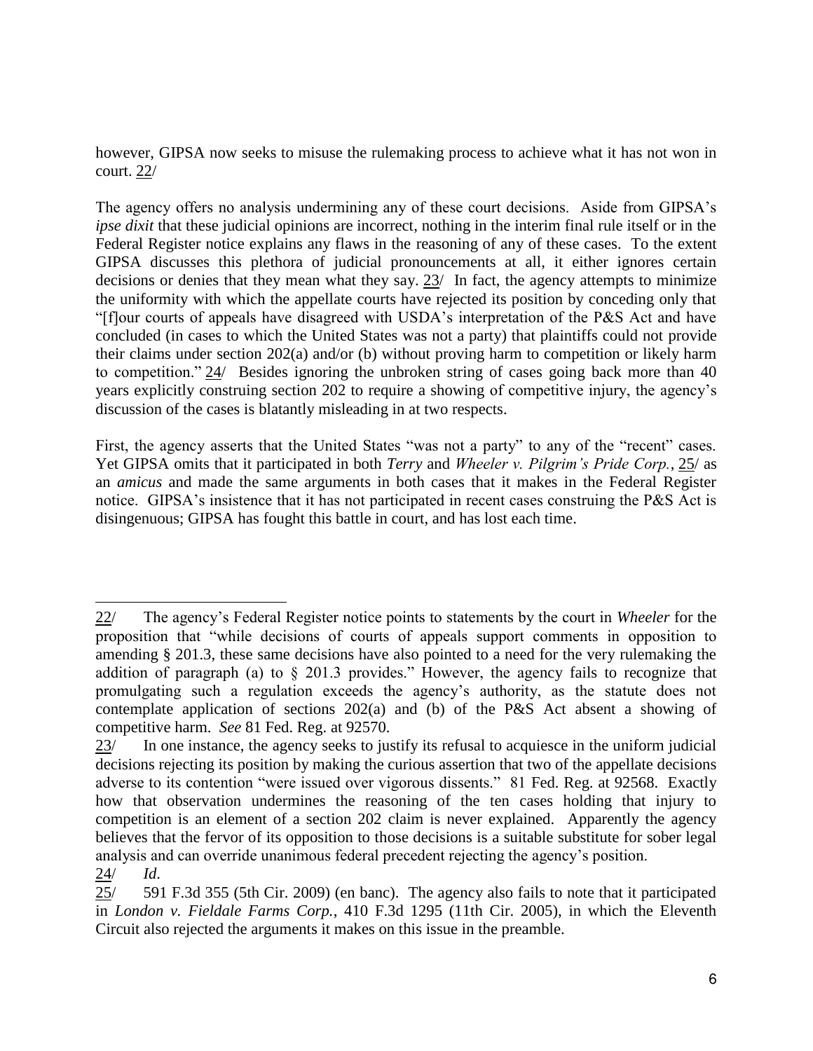however, GIPSA now seeks to misuse the rulemaking process to achieve what it has not won in court. 22/

The agency offers no analysis undermining any of these court decisions. Aside from GIPSA's *ipse dixit* that these judicial opinions are incorrect, nothing in the interim final rule itself or in the Federal Register notice explains any flaws in the reasoning of any of these cases. To the extent GIPSA discusses this plethora of judicial pronouncements at all, it either ignores certain decisions or denies that they mean what they say. 23/ In fact, the agency attempts to minimize the uniformity with which the appellate courts have rejected its position by conceding only that "[f]our courts of appeals have disagreed with USDA's interpretation of the P&S Act and have concluded (in cases to which the United States was not a party) that plaintiffs could not provide their claims under section 202(a) and/or (b) without proving harm to competition or likely harm to competition." 24/ Besides ignoring the unbroken string of cases going back more than 40 years explicitly construing section 202 to require a showing of competitive injury, the agency's discussion of the cases is blatantly misleading in at two respects.

First, the agency asserts that the United States "was not a party" to any of the "recent" cases. Yet GIPSA omits that it participated in both *Terry* and *Wheeler v. Pilgrim's Pride Corp.*, 25/ as an *amicus* and made the same arguments in both cases that it makes in the Federal Register notice. GIPSA's insistence that it has not participated in recent cases construing the P&S Act is disingenuous; GIPSA has fought this battle in court, and has lost each time.

---

22/ The agency's Federal Register notice points to statements by the court in *Wheeler* for the proposition that "while decisions of courts of appeals support comments in opposition to amending § 201.3, these same decisions have also pointed to a need for the very rulemaking the addition of paragraph (a) to § 201.3 provides." However, the agency fails to recognize that promulgating such a regulation exceeds the agency's authority, as the statute does not contemplate application of sections 202(a) and (b) of the P&S Act absent a showing of competitive harm. *See* 81 Fed. Reg. at 92570.

23/ In one instance, the agency seeks to justify its refusal to acquiesce in the uniform judicial decisions rejecting its position by making the curious assertion that two of the appellate decisions adverse to its contention "were issued over vigorous dissents." 81 Fed. Reg. at 92568. Exactly how that observation undermines the reasoning of the ten cases holding that injury to competition is an element of a section 202 claim is never explained. Apparently the agency believes that the fervor of its opposition to those decisions is a suitable substitute for sober legal analysis and can override unanimous federal precedent rejecting the agency's position.

24/ *Id*.

25/ 591 F.3d 355 (5th Cir. 2009) (en banc). The agency also fails to note that it participated in *London v. Fieldale Farms Corp.*, 410 F.3d 1295 (11th Cir. 2005), in which the Eleventh Circuit also rejected the arguments it makes on this issue in the preamble.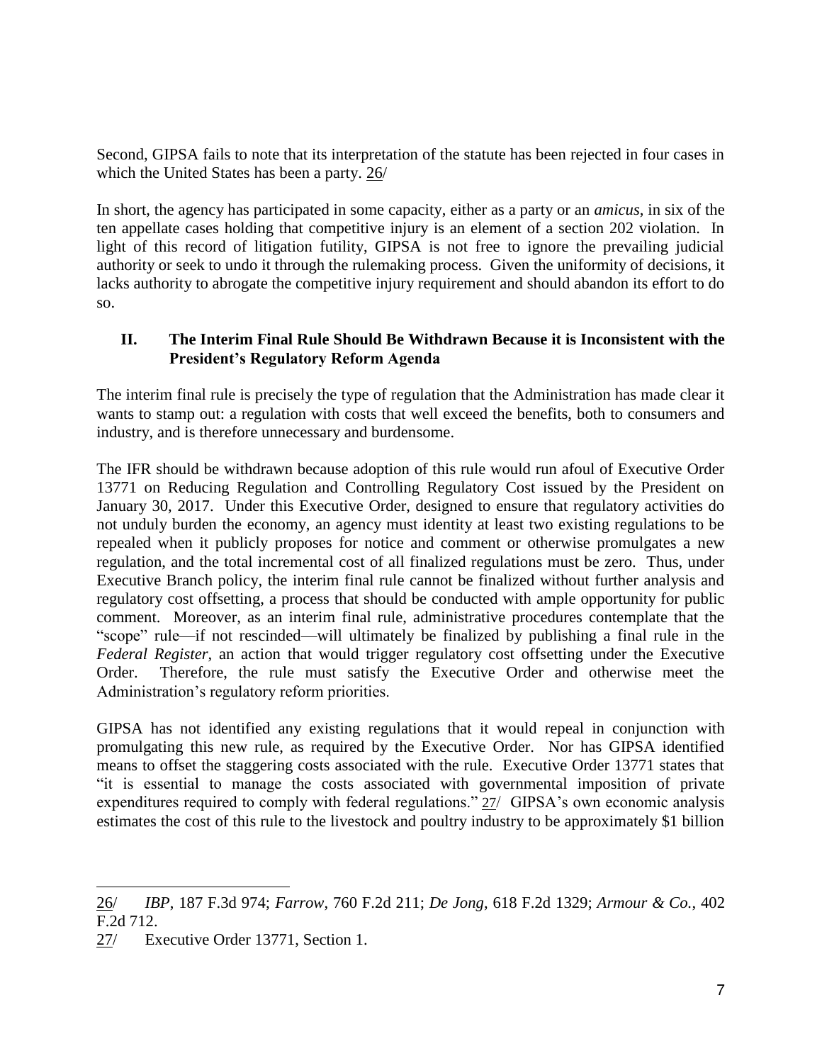Second, GIPSA fails to note that its interpretation of the statute has been rejected in four cases in which the United States has been a party. 26/

In short, the agency has participated in some capacity, either as a party or an *amicus*, in six of the ten appellate cases holding that competitive injury is an element of a section 202 violation. In light of this record of litigation futility, GIPSA is not free to ignore the prevailing judicial authority or seek to undo it through the rulemaking process. Given the uniformity of decisions, it lacks authority to abrogate the competitive injury requirement and should abandon its effort to do so.

## II. The Interim Final Rule Should Be Withdrawn Because it is Inconsistent with the President's Regulatory Reform Agenda

The interim final rule is precisely the type of regulation that the Administration has made clear it wants to stamp out: a regulation with costs that well exceed the benefits, both to consumers and industry, and is therefore unnecessary and burdensome.

The IFR should be withdrawn because adoption of this rule would run afoul of Executive Order 13771 on Reducing Regulation and Controlling Regulatory Cost issued by the President on January 30, 2017. Under this Executive Order, designed to ensure that regulatory activities do not unduly burden the economy, an agency must identity at least two existing regulations to be repealed when it publicly proposes for notice and comment or otherwise promulgates a new regulation, and the total incremental cost of all finalized regulations must be zero. Thus, under Executive Branch policy, the interim final rule cannot be finalized without further analysis and regulatory cost offsetting, a process that should be conducted with ample opportunity for public comment. Moreover, as an interim final rule, administrative procedures contemplate that the "scope" rule—if not rescinded—will ultimately be finalized by publishing a final rule in the *Federal Register*, an action that would trigger regulatory cost offsetting under the Executive Order. Therefore, the rule must satisfy the Executive Order and otherwise meet the Administration's regulatory reform priorities.

GIPSA has not identified any existing regulations that it would repeal in conjunction with promulgating this new rule, as required by the Executive Order. Nor has GIPSA identified means to offset the staggering costs associated with the rule. Executive Order 13771 states that "it is essential to manage the costs associated with governmental imposition of private expenditures required to comply with federal regulations." 27/ GIPSA's own economic analysis estimates the cost of this rule to the livestock and poultry industry to be approximately $1 billion

---

26/ *IBP*, 187 F.3d 974; *Farrow*, 760 F.2d 211; *De Jong*, 618 F.2d 1329; *Armour & Co.*, 402 F.2d 712.

27/ Executive Order 13771, Section 1.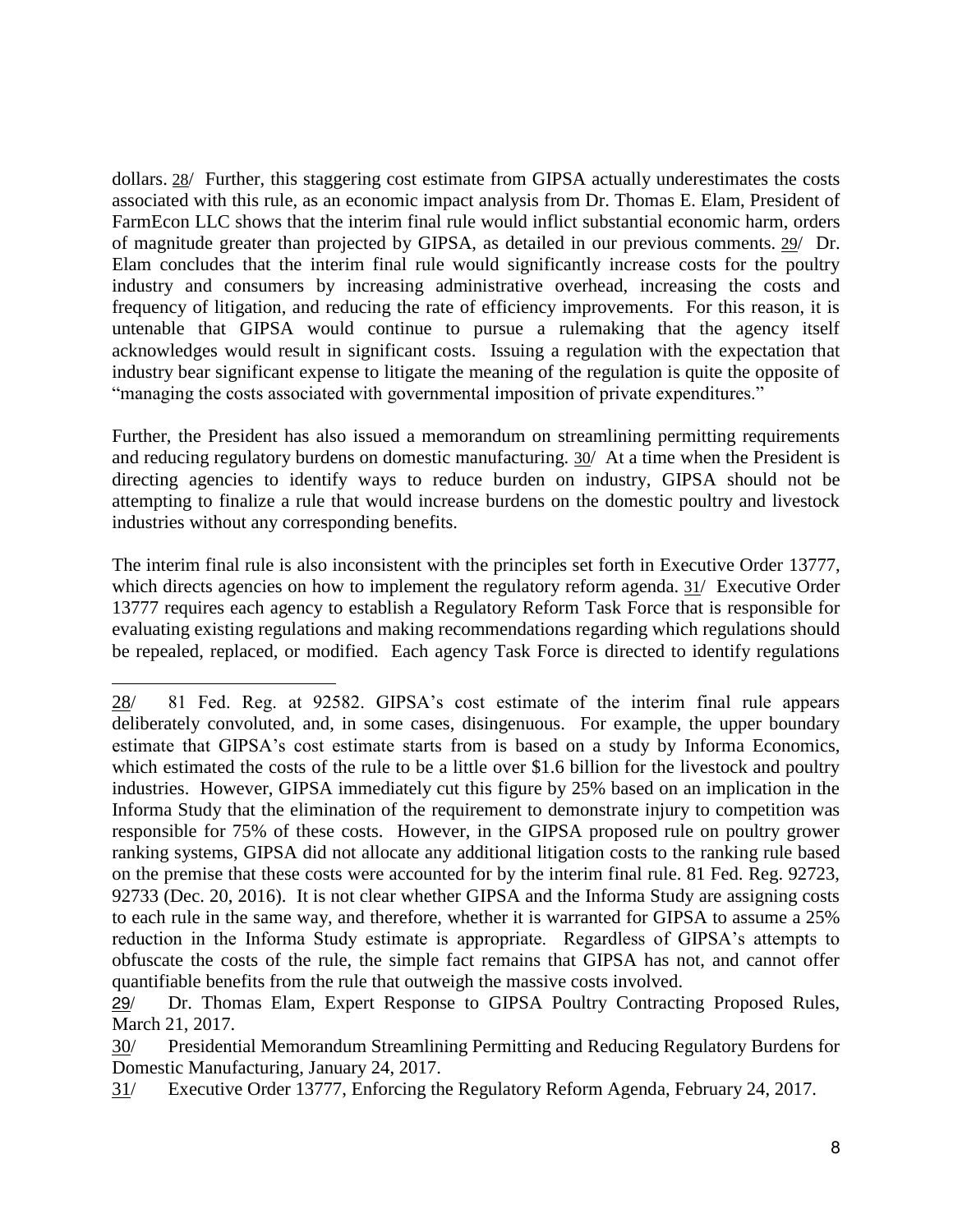dollars. 28/ Further, this staggering cost estimate from GIPSA actually underestimates the costs associated with this rule, as an economic impact analysis from Dr. Thomas E. Elam, President of FarmEcon LLC shows that the interim final rule would inflict substantial economic harm, orders of magnitude greater than projected by GIPSA, as detailed in our previous comments. 29/ Dr. Elam concludes that the interim final rule would significantly increase costs for the poultry industry and consumers by increasing administrative overhead, increasing the costs and frequency of litigation, and reducing the rate of efficiency improvements. For this reason, it is untenable that GIPSA would continue to pursue a rulemaking that the agency itself acknowledges would result in significant costs. Issuing a regulation with the expectation that industry bear significant expense to litigate the meaning of the regulation is quite the opposite of "managing the costs associated with governmental imposition of private expenditures."

Further, the President has also issued a memorandum on streamlining permitting requirements and reducing regulatory burdens on domestic manufacturing. 30/ At a time when the President is directing agencies to identify ways to reduce burden on industry, GIPSA should not be attempting to finalize a rule that would increase burdens on the domestic poultry and livestock industries without any corresponding benefits.

The interim final rule is also inconsistent with the principles set forth in Executive Order 13777, which directs agencies on how to implement the regulatory reform agenda. 31/ Executive Order 13777 requires each agency to establish a Regulatory Reform Task Force that is responsible for evaluating existing regulations and making recommendations regarding which regulations should be repealed, replaced, or modified. Each agency Task Force is directed to identify regulations

---

28/ 81 Fed. Reg. at 92582. GIPSA's cost estimate of the interim final rule appears deliberately convoluted, and, in some cases, disingenuous. For example, the upper boundary estimate that GIPSA's cost estimate starts from is based on a study by Informa Economics, which estimated the costs of the rule to be a little over $1.6 billion for the livestock and poultry industries. However, GIPSA immediately cut this figure by 25% based on an implication in the Informa Study that the elimination of the requirement to demonstrate injury to competition was responsible for 75% of these costs. However, in the GIPSA proposed rule on poultry grower ranking systems, GIPSA did not allocate any additional litigation costs to the ranking rule based on the premise that these costs were accounted for by the interim final rule. 81 Fed. Reg. 92723, 92733 (Dec. 20, 2016). It is not clear whether GIPSA and the Informa Study are assigning costs to each rule in the same way, and therefore, whether it is warranted for GIPSA to assume a 25% reduction in the Informa Study estimate is appropriate. Regardless of GIPSA's attempts to obfuscate the costs of the rule, the simple fact remains that GIPSA has not, and cannot offer quantifiable benefits from the rule that outweigh the massive costs involved.

29/ Dr. Thomas Elam, Expert Response to GIPSA Poultry Contracting Proposed Rules, March 21, 2017.

30/ Presidential Memorandum Streamlining Permitting and Reducing Regulatory Burdens for Domestic Manufacturing, January 24, 2017.

31/ Executive Order 13777, Enforcing the Regulatory Reform Agenda, February 24, 2017.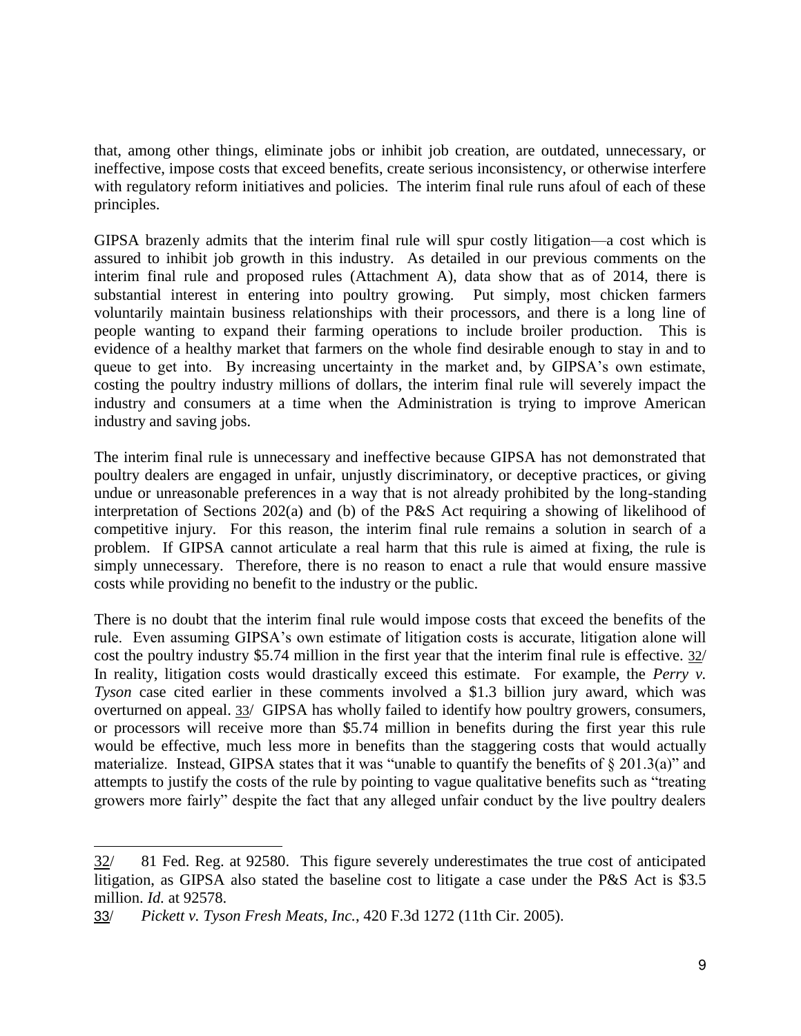that, among other things, eliminate jobs or inhibit job creation, are outdated, unnecessary, or ineffective, impose costs that exceed benefits, create serious inconsistency, or otherwise interfere with regulatory reform initiatives and policies. The interim final rule runs afoul of each of these principles.

GIPSA brazenly admits that the interim final rule will spur costly litigation—a cost which is assured to inhibit job growth in this industry. As detailed in our previous comments on the interim final rule and proposed rules (Attachment A), data show that as of 2014, there is substantial interest in entering into poultry growing. Put simply, most chicken farmers voluntarily maintain business relationships with their processors, and there is a long line of people wanting to expand their farming operations to include broiler production. This is evidence of a healthy market that farmers on the whole find desirable enough to stay in and to queue to get into. By increasing uncertainty in the market and, by GIPSA's own estimate, costing the poultry industry millions of dollars, the interim final rule will severely impact the industry and consumers at a time when the Administration is trying to improve American industry and saving jobs.

The interim final rule is unnecessary and ineffective because GIPSA has not demonstrated that poultry dealers are engaged in unfair, unjustly discriminatory, or deceptive practices, or giving undue or unreasonable preferences in a way that is not already prohibited by the long-standing interpretation of Sections 202(a) and (b) of the P&S Act requiring a showing of likelihood of competitive injury. For this reason, the interim final rule remains a solution in search of a problem. If GIPSA cannot articulate a real harm that this rule is aimed at fixing, the rule is simply unnecessary. Therefore, there is no reason to enact a rule that would ensure massive costs while providing no benefit to the industry or the public.

There is no doubt that the interim final rule would impose costs that exceed the benefits of the rule. Even assuming GIPSA's own estimate of litigation costs is accurate, litigation alone will cost the poultry industry \$5.74 million in the first year that the interim final rule is effective. 32/ In reality, litigation costs would drastically exceed this estimate. For example, the *Perry v. Tyson* case cited earlier in these comments involved a \$1.3 billion jury award, which was overturned on appeal. 33/ GIPSA has wholly failed to identify how poultry growers, consumers, or processors will receive more than \$5.74 million in benefits during the first year this rule would be effective, much less more in benefits than the staggering costs that would actually materialize. Instead, GIPSA states that it was "unable to quantify the benefits of § 201.3(a)" and attempts to justify the costs of the rule by pointing to vague qualitative benefits such as "treating growers more fairly" despite the fact that any alleged unfair conduct by the live poultry dealers

---

32/ 81 Fed. Reg. at 92580. This figure severely underestimates the true cost of anticipated litigation, as GIPSA also stated the baseline cost to litigate a case under the P&S Act is \$3.5 million. *Id.* at 92578.

33/ *Pickett v. Tyson Fresh Meats, Inc.*, 420 F.3d 1272 (11th Cir. 2005).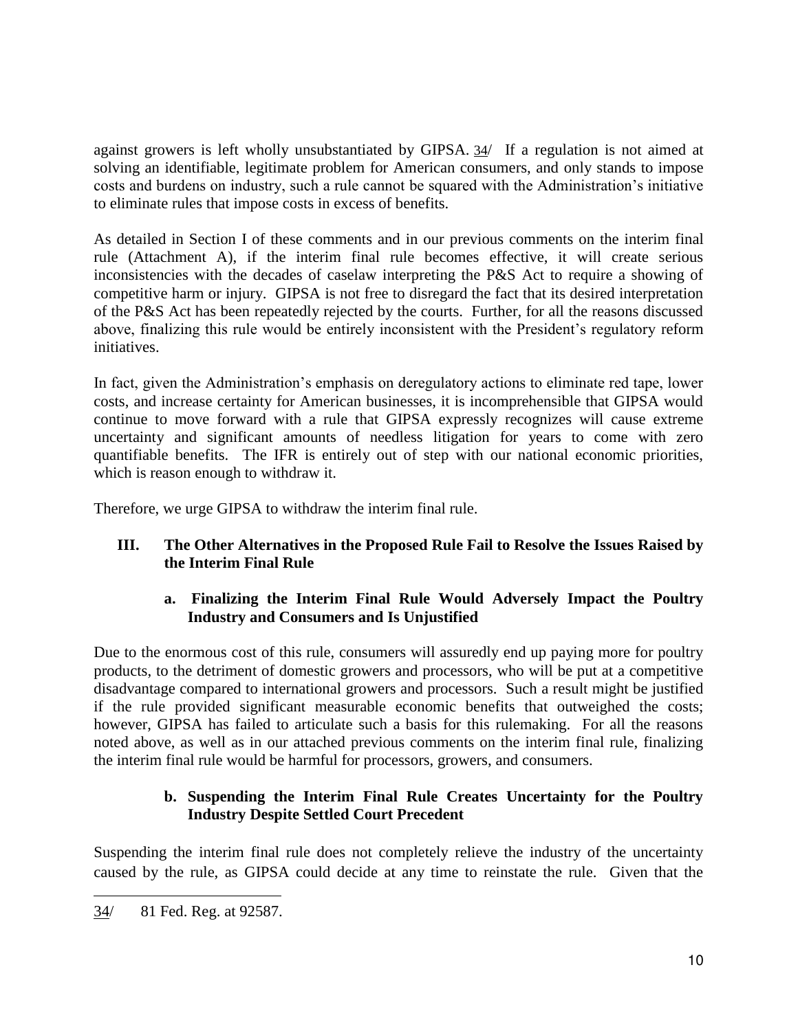against growers is left wholly unsubstantiated by GIPSA. [34] If a regulation is not aimed at solving an identifiable, legitimate problem for American consumers, and only stands to impose costs and burdens on industry, such a rule cannot be squared with the Administration's initiative to eliminate rules that impose costs in excess of benefits.

As detailed in Section I of these comments and in our previous comments on the interim final rule (Attachment A), if the interim final rule becomes effective, it will create serious inconsistencies with the decades of caselaw interpreting the P&S Act to require a showing of competitive harm or injury. GIPSA is not free to disregard the fact that its desired interpretation of the P&S Act has been repeatedly rejected by the courts. Further, for all the reasons discussed above, finalizing this rule would be entirely inconsistent with the President's regulatory reform initiatives.

In fact, given the Administration's emphasis on deregulatory actions to eliminate red tape, lower costs, and increase certainty for American businesses, it is incomprehensible that GIPSA would continue to move forward with a rule that GIPSA expressly recognizes will cause extreme uncertainty and significant amounts of needless litigation for years to come with zero quantifiable benefits. The IFR is entirely out of step with our national economic priorities, which is reason enough to withdraw it.

Therefore, we urge GIPSA to withdraw the interim final rule.

## III. The Other Alternatives in the Proposed Rule Fail to Resolve the Issues Raised by the Interim Final Rule

### a. Finalizing the Interim Final Rule Would Adversely Impact the Poultry Industry and Consumers and Is Unjustified

Due to the enormous cost of this rule, consumers will assuredly end up paying more for poultry products, to the detriment of domestic growers and processors, who will be put at a competitive disadvantage compared to international growers and processors. Such a result might be justified if the rule provided significant measurable economic benefits that outweighed the costs; however, GIPSA has failed to articulate such a basis for this rulemaking. For all the reasons noted above, as well as in our attached previous comments on the interim final rule, finalizing the interim final rule would be harmful for processors, growers, and consumers.

### b. Suspending the Interim Final Rule Creates Uncertainty for the Poultry Industry Despite Settled Court Precedent

Suspending the interim final rule does not completely relieve the industry of the uncertainty caused by the rule, as GIPSA could decide at any time to reinstate the rule. Given that the

---

34/ 81 Fed. Reg. at 92587.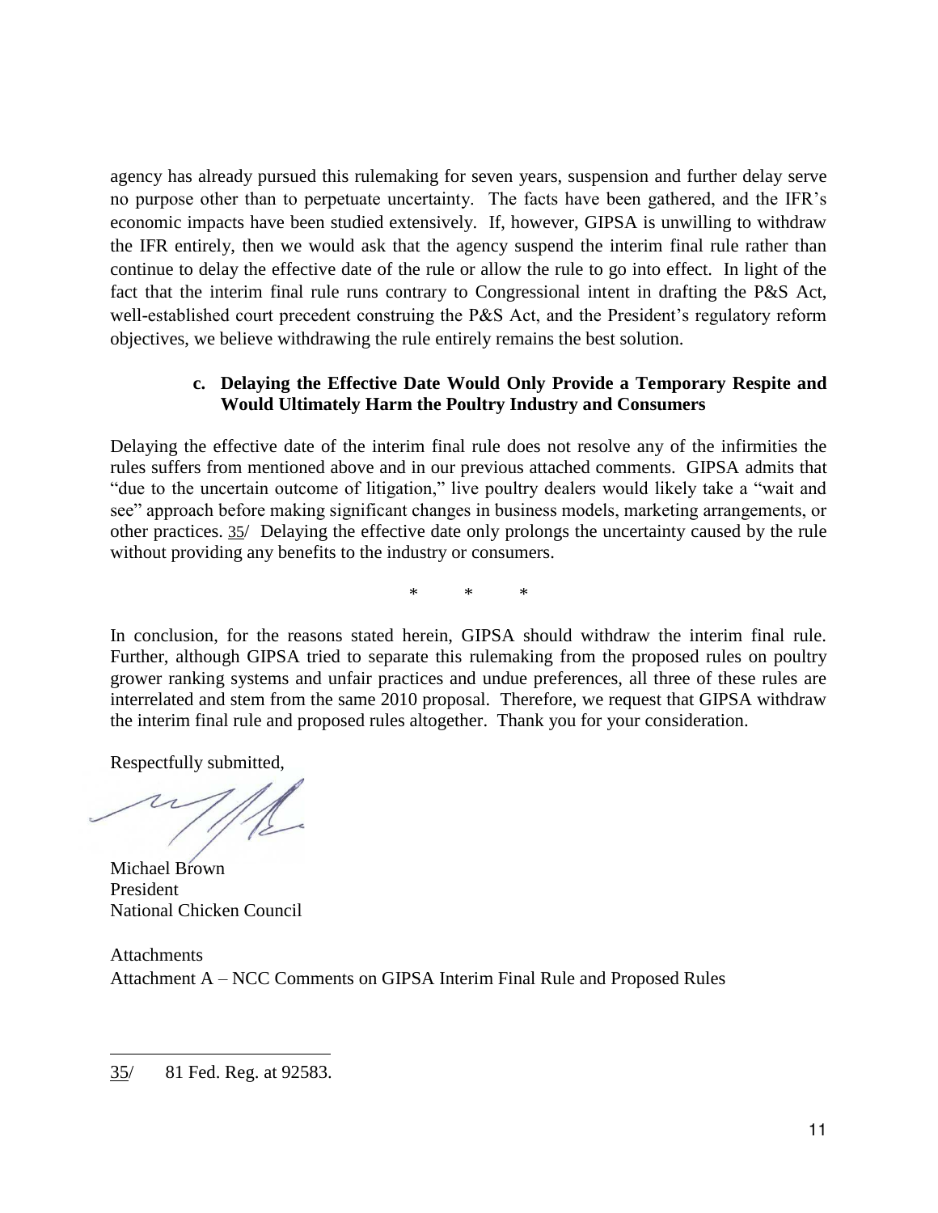agency has already pursued this rulemaking for seven years, suspension and further delay serve no purpose other than to perpetuate uncertainty. The facts have been gathered, and the IFR's economic impacts have been studied extensively. If, however, GIPSA is unwilling to withdraw the IFR entirely, then we would ask that the agency suspend the interim final rule rather than continue to delay the effective date of the rule or allow the rule to go into effect. In light of the fact that the interim final rule runs contrary to Congressional intent in drafting the P&S Act, well-established court precedent construing the P&S Act, and the President's regulatory reform objectives, we believe withdrawing the rule entirely remains the best solution.

**c. Delaying the Effective Date Would Only Provide a Temporary Respite and Would Ultimately Harm the Poultry Industry and Consumers**

Delaying the effective date of the interim final rule does not resolve any of the infirmities the rules suffers from mentioned above and in our previous attached comments. GIPSA admits that "due to the uncertain outcome of litigation," live poultry dealers would likely take a "wait and see" approach before making significant changes in business models, marketing arrangements, or other practices. 35/ Delaying the effective date only prolongs the uncertainty caused by the rule without providing any benefits to the industry or consumers.

\* \* \*

In conclusion, for the reasons stated herein, GIPSA should withdraw the interim final rule. Further, although GIPSA tried to separate this rulemaking from the proposed rules on poultry grower ranking systems and unfair practices and undue preferences, all three of these rules are interrelated and stem from the same 2010 proposal. Therefore, we request that GIPSA withdraw the interim final rule and proposed rules altogether. Thank you for your consideration.

Respectfully submitted,

Michael Brown
President
National Chicken Council

Attachments
Attachment A – NCC Comments on GIPSA Interim Final Rule and Proposed Rules

---

35/ 81 Fed. Reg. at 92583.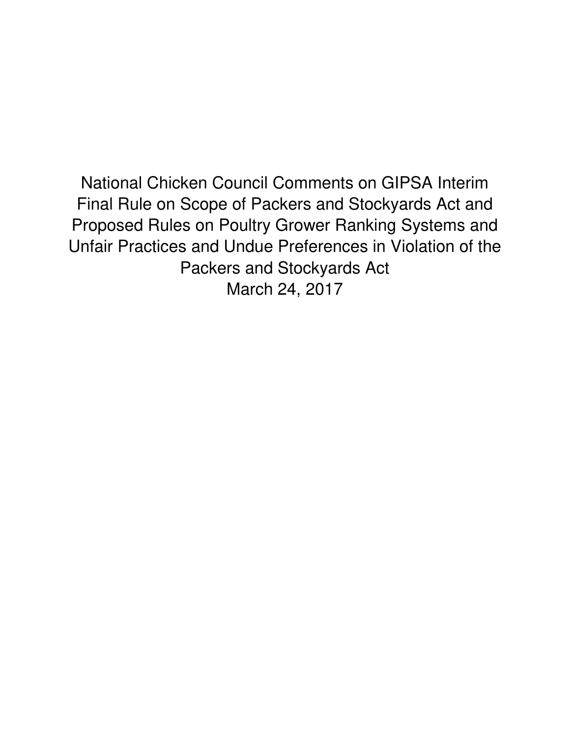National Chicken Council Comments on GIPSA Interim Final Rule on Scope of Packers and Stockyards Act and Proposed Rules on Poultry Grower Ranking Systems and Unfair Practices and Undue Preferences in Violation of the Packers and Stockyards Act

March 24, 2017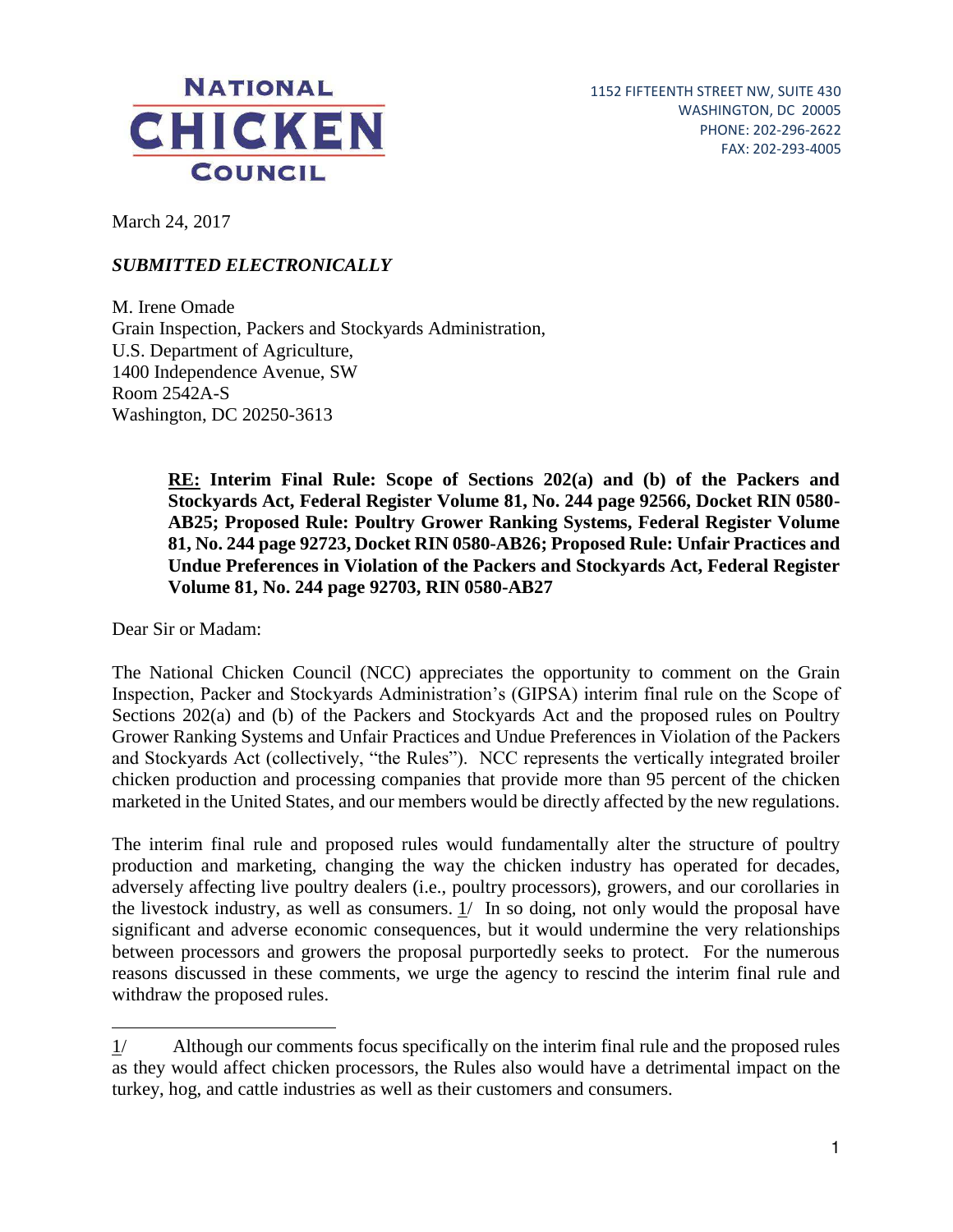**NATIONAL CHICKEN COUNCIL**

1152 FIFTEENTH STREET NW, SUITE 430
WASHINGTON, DC 20005
PHONE: 202-296-2622
FAX: 202-293-4005

March 24, 2017

***SUBMITTED ELECTRONICALLY***

M. Irene Omade
Grain Inspection, Packers and Stockyards Administration,
U.S. Department of Agriculture,
1400 Independence Avenue, SW
Room 2542A-S
Washington, DC 20250-3613

> **RE: Interim Final Rule: Scope of Sections 202(a) and (b) of the Packers and Stockyards Act, Federal Register Volume 81, No. 244 page 92566, Docket RIN 0580-AB25; Proposed Rule: Poultry Grower Ranking Systems, Federal Register Volume 81, No. 244 page 92723, Docket RIN 0580-AB26; Proposed Rule: Unfair Practices and Undue Preferences in Violation of the Packers and Stockyards Act, Federal Register Volume 81, No. 244 page 92703, RIN 0580-AB27**

Dear Sir or Madam:

The National Chicken Council (NCC) appreciates the opportunity to comment on the Grain Inspection, Packer and Stockyards Administration's (GIPSA) interim final rule on the Scope of Sections 202(a) and (b) of the Packers and Stockyards Act and the proposed rules on Poultry Grower Ranking Systems and Unfair Practices and Undue Preferences in Violation of the Packers and Stockyards Act (collectively, "the Rules"). NCC represents the vertically integrated broiler chicken production and processing companies that provide more than 95 percent of the chicken marketed in the United States, and our members would be directly affected by the new regulations.

The interim final rule and proposed rules would fundamentally alter the structure of poultry production and marketing, changing the way the chicken industry has operated for decades, adversely affecting live poultry dealers (i.e., poultry processors), growers, and our corollaries in the livestock industry, as well as consumers. 1/ In so doing, not only would the proposal have significant and adverse economic consequences, but it would undermine the very relationships between processors and growers the proposal purportedly seeks to protect. For the numerous reasons discussed in these comments, we urge the agency to rescind the interim final rule and withdraw the proposed rules.

---

1/ Although our comments focus specifically on the interim final rule and the proposed rules as they would affect chicken processors, the Rules also would have a detrimental impact on the turkey, hog, and cattle industries as well as their customers and consumers.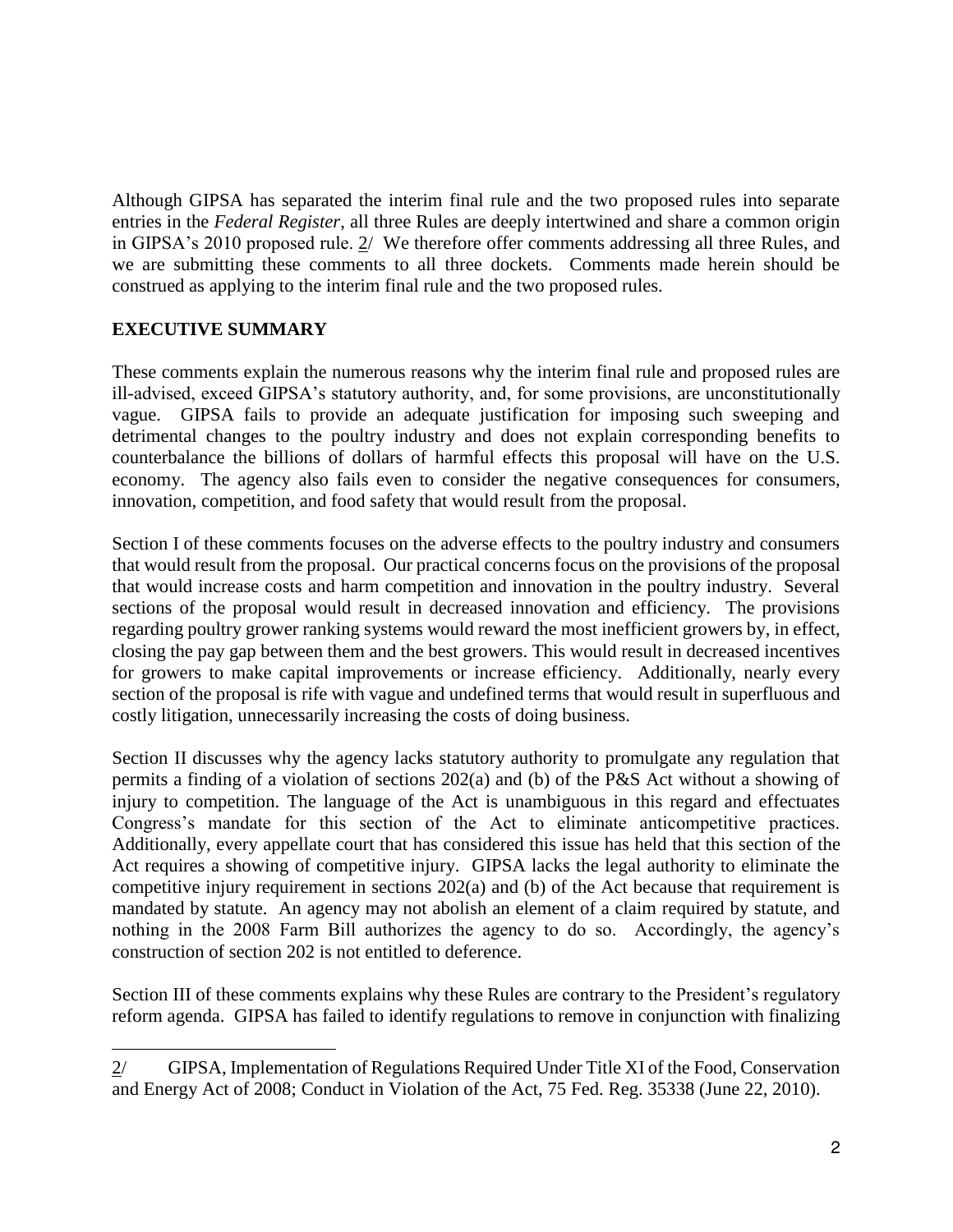Although GIPSA has separated the interim final rule and the two proposed rules into separate entries in the *Federal Register*, all three Rules are deeply intertwined and share a common origin in GIPSA's 2010 proposed rule. 2/ We therefore offer comments addressing all three Rules, and we are submitting these comments to all three dockets. Comments made herein should be construed as applying to the interim final rule and the two proposed rules.

## EXECUTIVE SUMMARY

These comments explain the numerous reasons why the interim final rule and proposed rules are ill-advised, exceed GIPSA's statutory authority, and, for some provisions, are unconstitutionally vague. GIPSA fails to provide an adequate justification for imposing such sweeping and detrimental changes to the poultry industry and does not explain corresponding benefits to counterbalance the billions of dollars of harmful effects this proposal will have on the U.S. economy. The agency also fails even to consider the negative consequences for consumers, innovation, competition, and food safety that would result from the proposal.

Section I of these comments focuses on the adverse effects to the poultry industry and consumers that would result from the proposal. Our practical concerns focus on the provisions of the proposal that would increase costs and harm competition and innovation in the poultry industry. Several sections of the proposal would result in decreased innovation and efficiency. The provisions regarding poultry grower ranking systems would reward the most inefficient growers by, in effect, closing the pay gap between them and the best growers. This would result in decreased incentives for growers to make capital improvements or increase efficiency. Additionally, nearly every section of the proposal is rife with vague and undefined terms that would result in superfluous and costly litigation, unnecessarily increasing the costs of doing business.

Section II discusses why the agency lacks statutory authority to promulgate any regulation that permits a finding of a violation of sections 202(a) and (b) of the P&S Act without a showing of injury to competition. The language of the Act is unambiguous in this regard and effectuates Congress's mandate for this section of the Act to eliminate anticompetitive practices. Additionally, every appellate court that has considered this issue has held that this section of the Act requires a showing of competitive injury. GIPSA lacks the legal authority to eliminate the competitive injury requirement in sections 202(a) and (b) of the Act because that requirement is mandated by statute. An agency may not abolish an element of a claim required by statute, and nothing in the 2008 Farm Bill authorizes the agency to do so. Accordingly, the agency's construction of section 202 is not entitled to deference.

Section III of these comments explains why these Rules are contrary to the President's regulatory reform agenda. GIPSA has failed to identify regulations to remove in conjunction with finalizing

---

2/ GIPSA, Implementation of Regulations Required Under Title XI of the Food, Conservation and Energy Act of 2008; Conduct in Violation of the Act, 75 Fed. Reg. 35338 (June 22, 2010).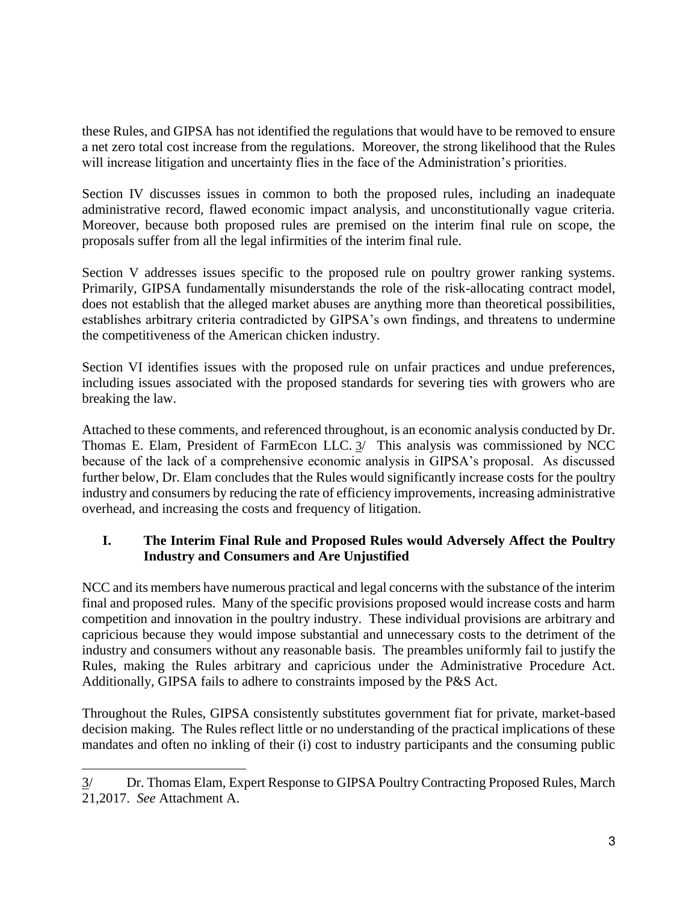these Rules, and GIPSA has not identified the regulations that would have to be removed to ensure a net zero total cost increase from the regulations. Moreover, the strong likelihood that the Rules will increase litigation and uncertainty flies in the face of the Administration's priorities.

Section IV discusses issues in common to both the proposed rules, including an inadequate administrative record, flawed economic impact analysis, and unconstitutionally vague criteria. Moreover, because both proposed rules are premised on the interim final rule on scope, the proposals suffer from all the legal infirmities of the interim final rule.

Section V addresses issues specific to the proposed rule on poultry grower ranking systems. Primarily, GIPSA fundamentally misunderstands the role of the risk-allocating contract model, does not establish that the alleged market abuses are anything more than theoretical possibilities, establishes arbitrary criteria contradicted by GIPSA's own findings, and threatens to undermine the competitiveness of the American chicken industry.

Section VI identifies issues with the proposed rule on unfair practices and undue preferences, including issues associated with the proposed standards for severing ties with growers who are breaking the law.

Attached to these comments, and referenced throughout, is an economic analysis conducted by Dr. Thomas E. Elam, President of FarmEcon LLC. 3/ This analysis was commissioned by NCC because of the lack of a comprehensive economic analysis in GIPSA's proposal. As discussed further below, Dr. Elam concludes that the Rules would significantly increase costs for the poultry industry and consumers by reducing the rate of efficiency improvements, increasing administrative overhead, and increasing the costs and frequency of litigation.

## I. The Interim Final Rule and Proposed Rules would Adversely Affect the Poultry Industry and Consumers and Are Unjustified

NCC and its members have numerous practical and legal concerns with the substance of the interim final and proposed rules. Many of the specific provisions proposed would increase costs and harm competition and innovation in the poultry industry. These individual provisions are arbitrary and capricious because they would impose substantial and unnecessary costs to the detriment of the industry and consumers without any reasonable basis. The preambles uniformly fail to justify the Rules, making the Rules arbitrary and capricious under the Administrative Procedure Act. Additionally, GIPSA fails to adhere to constraints imposed by the P&S Act.

Throughout the Rules, GIPSA consistently substitutes government fiat for private, market-based decision making. The Rules reflect little or no understanding of the practical implications of these mandates and often no inkling of their (i) cost to industry participants and the consuming public

---

3/ Dr. Thomas Elam, Expert Response to GIPSA Poultry Contracting Proposed Rules, March 21,2017. *See* Attachment A.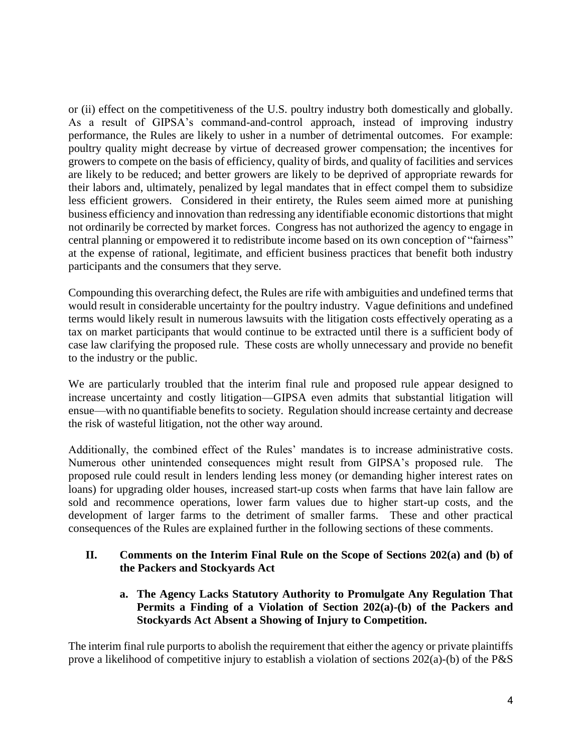or (ii) effect on the competitiveness of the U.S. poultry industry both domestically and globally. As a result of GIPSA's command-and-control approach, instead of improving industry performance, the Rules are likely to usher in a number of detrimental outcomes. For example: poultry quality might decrease by virtue of decreased grower compensation; the incentives for growers to compete on the basis of efficiency, quality of birds, and quality of facilities and services are likely to be reduced; and better growers are likely to be deprived of appropriate rewards for their labors and, ultimately, penalized by legal mandates that in effect compel them to subsidize less efficient growers. Considered in their entirety, the Rules seem aimed more at punishing business efficiency and innovation than redressing any identifiable economic distortions that might not ordinarily be corrected by market forces. Congress has not authorized the agency to engage in central planning or empowered it to redistribute income based on its own conception of "fairness" at the expense of rational, legitimate, and efficient business practices that benefit both industry participants and the consumers that they serve.

Compounding this overarching defect, the Rules are rife with ambiguities and undefined terms that would result in considerable uncertainty for the poultry industry. Vague definitions and undefined terms would likely result in numerous lawsuits with the litigation costs effectively operating as a tax on market participants that would continue to be extracted until there is a sufficient body of case law clarifying the proposed rule. These costs are wholly unnecessary and provide no benefit to the industry or the public.

We are particularly troubled that the interim final rule and proposed rule appear designed to increase uncertainty and costly litigation—GIPSA even admits that substantial litigation will ensue—with no quantifiable benefits to society. Regulation should increase certainty and decrease the risk of wasteful litigation, not the other way around.

Additionally, the combined effect of the Rules' mandates is to increase administrative costs. Numerous other unintended consequences might result from GIPSA's proposed rule. The proposed rule could result in lenders lending less money (or demanding higher interest rates on loans) for upgrading older houses, increased start-up costs when farms that have lain fallow are sold and recommence operations, lower farm values due to higher start-up costs, and the development of larger farms to the detriment of smaller farms. These and other practical consequences of the Rules are explained further in the following sections of these comments.

## II. Comments on the Interim Final Rule on the Scope of Sections 202(a) and (b) of the Packers and Stockyards Act

### a. The Agency Lacks Statutory Authority to Promulgate Any Regulation That Permits a Finding of a Violation of Section 202(a)-(b) of the Packers and Stockyards Act Absent a Showing of Injury to Competition.

The interim final rule purports to abolish the requirement that either the agency or private plaintiffs prove a likelihood of competitive injury to establish a violation of sections 202(a)-(b) of the P&S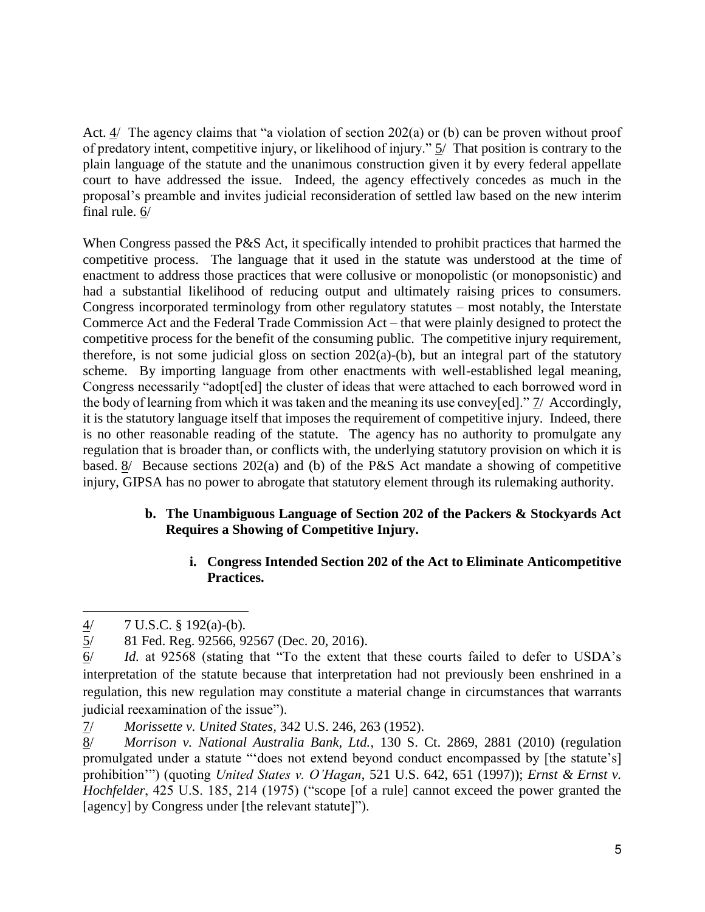Act. 4/ The agency claims that "a violation of section 202(a) or (b) can be proven without proof of predatory intent, competitive injury, or likelihood of injury." 5/ That position is contrary to the plain language of the statute and the unanimous construction given it by every federal appellate court to have addressed the issue. Indeed, the agency effectively concedes as much in the proposal's preamble and invites judicial reconsideration of settled law based on the new interim final rule. 6/

When Congress passed the P&S Act, it specifically intended to prohibit practices that harmed the competitive process. The language that it used in the statute was understood at the time of enactment to address those practices that were collusive or monopolistic (or monopsonistic) and had a substantial likelihood of reducing output and ultimately raising prices to consumers. Congress incorporated terminology from other regulatory statutes – most notably, the Interstate Commerce Act and the Federal Trade Commission Act – that were plainly designed to protect the competitive process for the benefit of the consuming public. The competitive injury requirement, therefore, is not some judicial gloss on section 202(a)-(b), but an integral part of the statutory scheme. By importing language from other enactments with well-established legal meaning, Congress necessarily "adopt[ed] the cluster of ideas that were attached to each borrowed word in the body of learning from which it was taken and the meaning its use convey[ed]." 7/ Accordingly, it is the statutory language itself that imposes the requirement of competitive injury. Indeed, there is no other reasonable reading of the statute. The agency has no authority to promulgate any regulation that is broader than, or conflicts with, the underlying statutory provision on which it is based. 8/ Because sections 202(a) and (b) of the P&S Act mandate a showing of competitive injury, GIPSA has no power to abrogate that statutory element through its rulemaking authority.

**b. The Unambiguous Language of Section 202 of the Packers & Stockyards Act Requires a Showing of Competitive Injury.**

**i. Congress Intended Section 202 of the Act to Eliminate Anticompetitive Practices.**

---

4/ 7 U.S.C. § 192(a)-(b).

5/ 81 Fed. Reg. 92566, 92567 (Dec. 20, 2016).

6/ *Id.* at 92568 (stating that "To the extent that these courts failed to defer to USDA's interpretation of the statute because that interpretation had not previously been enshrined in a regulation, this new regulation may constitute a material change in circumstances that warrants judicial reexamination of the issue").

7/ *Morissette v. United States*, 342 U.S. 246, 263 (1952).

8/ *Morrison v. National Australia Bank, Ltd.*, 130 S. Ct. 2869, 2881 (2010) (regulation promulgated under a statute "'does not extend beyond conduct encompassed by [the statute's] prohibition'") (quoting *United States v. O'Hagan*, 521 U.S. 642, 651 (1997)); *Ernst & Ernst v. Hochfelder*, 425 U.S. 185, 214 (1975) ("scope [of a rule] cannot exceed the power granted the [agency] by Congress under [the relevant statute]").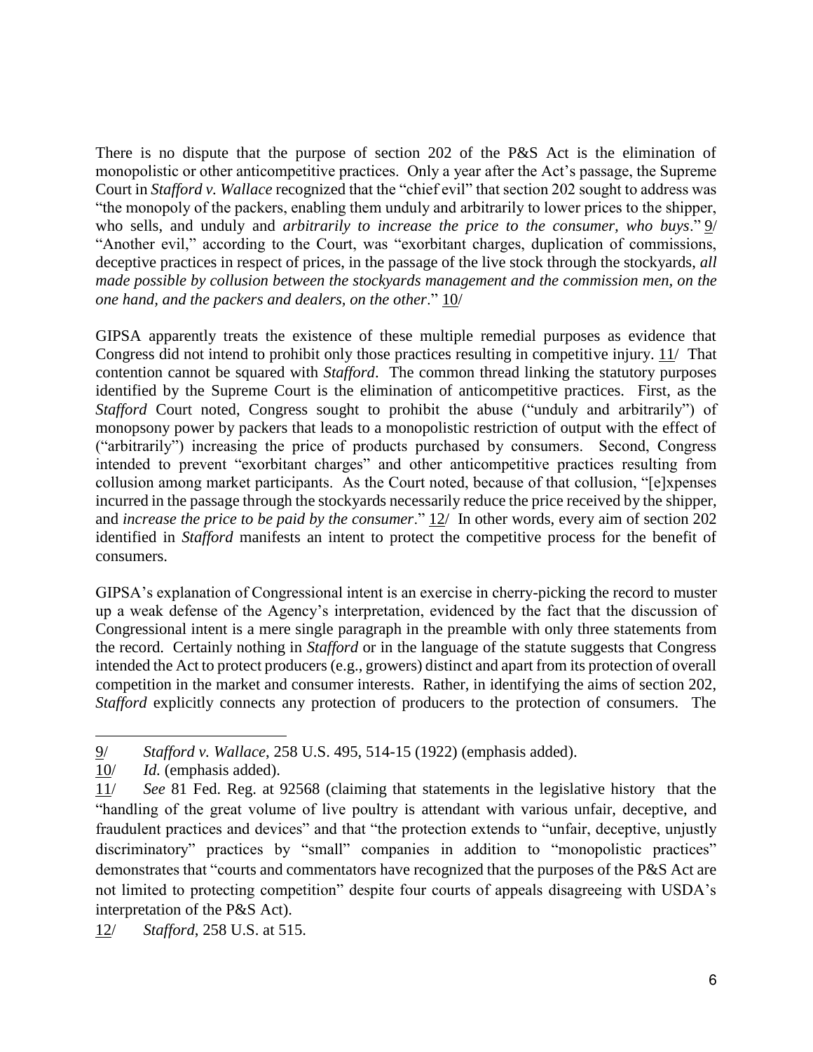There is no dispute that the purpose of section 202 of the P&S Act is the elimination of monopolistic or other anticompetitive practices. Only a year after the Act's passage, the Supreme Court in *Stafford v. Wallace* recognized that the "chief evil" that section 202 sought to address was "the monopoly of the packers, enabling them unduly and arbitrarily to lower prices to the shipper, who sells, and unduly and *arbitrarily to increase the price to the consumer, who buys*." 9/ "Another evil," according to the Court, was "exorbitant charges, duplication of commissions, deceptive practices in respect of prices, in the passage of the live stock through the stockyards, *all made possible by collusion between the stockyards management and the commission men, on the one hand, and the packers and dealers, on the other*." 10/

GIPSA apparently treats the existence of these multiple remedial purposes as evidence that Congress did not intend to prohibit only those practices resulting in competitive injury. 11/ That contention cannot be squared with *Stafford*. The common thread linking the statutory purposes identified by the Supreme Court is the elimination of anticompetitive practices. First, as the *Stafford* Court noted, Congress sought to prohibit the abuse ("unduly and arbitrarily") of monopsony power by packers that leads to a monopolistic restriction of output with the effect of ("arbitrarily") increasing the price of products purchased by consumers. Second, Congress intended to prevent "exorbitant charges" and other anticompetitive practices resulting from collusion among market participants. As the Court noted, because of that collusion, "[e]xpenses incurred in the passage through the stockyards necessarily reduce the price received by the shipper, and *increase the price to be paid by the consumer*." 12/ In other words, every aim of section 202 identified in *Stafford* manifests an intent to protect the competitive process for the benefit of consumers.

GIPSA's explanation of Congressional intent is an exercise in cherry-picking the record to muster up a weak defense of the Agency's interpretation, evidenced by the fact that the discussion of Congressional intent is a mere single paragraph in the preamble with only three statements from the record. Certainly nothing in *Stafford* or in the language of the statute suggests that Congress intended the Act to protect producers (e.g., growers) distinct and apart from its protection of overall competition in the market and consumer interests. Rather, in identifying the aims of section 202, *Stafford* explicitly connects any protection of producers to the protection of consumers. The

---

9/ *Stafford v. Wallace*, 258 U.S. 495, 514-15 (1922) (emphasis added).

10/ *Id.* (emphasis added).

11/ *See* 81 Fed. Reg. at 92568 (claiming that statements in the legislative history that the "handling of the great volume of live poultry is attendant with various unfair, deceptive, and fraudulent practices and devices" and that "the protection extends to "unfair, deceptive, unjustly discriminatory" practices by "small" companies in addition to "monopolistic practices" demonstrates that "courts and commentators have recognized that the purposes of the P&S Act are not limited to protecting competition" despite four courts of appeals disagreeing with USDA's interpretation of the P&S Act).

12/ *Stafford*, 258 U.S. at 515.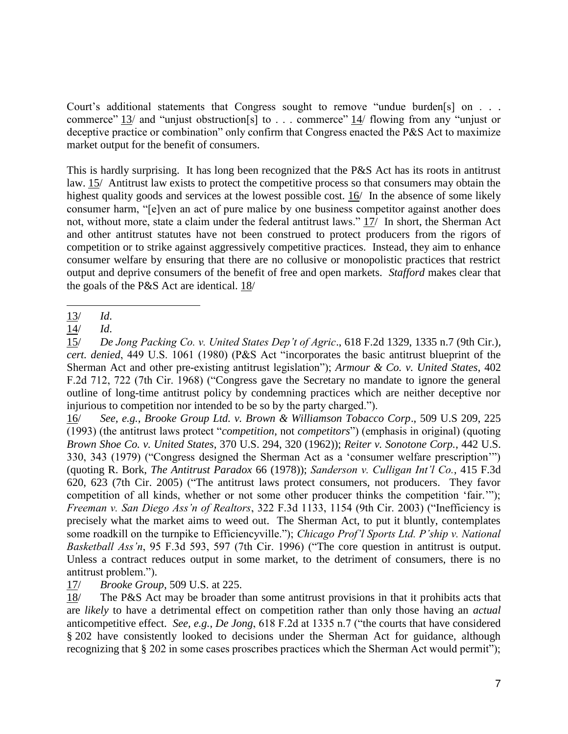Court's additional statements that Congress sought to remove "undue burden[s] on . . . commerce" 13/ and "unjust obstruction[s] to . . . commerce" 14/ flowing from any "unjust or deceptive practice or combination" only confirm that Congress enacted the P&S Act to maximize market output for the benefit of consumers.

This is hardly surprising. It has long been recognized that the P&S Act has its roots in antitrust law. 15/ Antitrust law exists to protect the competitive process so that consumers may obtain the highest quality goods and services at the lowest possible cost. 16/ In the absence of some likely consumer harm, "[e]ven an act of pure malice by one business competitor against another does not, without more, state a claim under the federal antitrust laws." 17/ In short, the Sherman Act and other antitrust statutes have not been construed to protect producers from the rigors of competition or to strike against aggressively competitive practices. Instead, they aim to enhance consumer welfare by ensuring that there are no collusive or monopolistic practices that restrict output and deprive consumers of the benefit of free and open markets. *Stafford* makes clear that the goals of the P&S Act are identical. 18/

---

13/ *Id.*

14/ *Id.*

15/ *De Jong Packing Co. v. United States Dep't of Agric*., 618 F.2d 1329, 1335 n.7 (9th Cir.), *cert. denied*, 449 U.S. 1061 (1980) (P&S Act "incorporates the basic antitrust blueprint of the Sherman Act and other pre-existing antitrust legislation"); *Armour & Co. v. United States*, 402 F.2d 712, 722 (7th Cir. 1968) ("Congress gave the Secretary no mandate to ignore the general outline of long-time antitrust policy by condemning practices which are neither deceptive nor injurious to competition nor intended to be so by the party charged.").

16/ *See, e.g.*, *Brooke Group Ltd. v. Brown & Williamson Tobacco Corp*., 509 U.S 209, 225 (1993) (the antitrust laws protect "*competition*, not *competitors*") (emphasis in original) (quoting *Brown Shoe Co. v. United States*, 370 U.S. 294, 320 (1962)); *Reiter v. Sonotone Corp.*, 442 U.S. 330, 343 (1979) ("Congress designed the Sherman Act as a 'consumer welfare prescription'") (quoting R. Bork, *The Antitrust Paradox* 66 (1978)); *Sanderson v. Culligan Int'l Co.*, 415 F.3d 620, 623 (7th Cir. 2005) ("The antitrust laws protect consumers, not producers. They favor competition of all kinds, whether or not some other producer thinks the competition 'fair.'"); *Freeman v. San Diego Ass'n of Realtors*, 322 F.3d 1133, 1154 (9th Cir. 2003) ("Inefficiency is precisely what the market aims to weed out. The Sherman Act, to put it bluntly, contemplates some roadkill on the turnpike to Efficiencyville."); *Chicago Prof'l Sports Ltd. P'ship v. National Basketball Ass'n*, 95 F.3d 593, 597 (7th Cir. 1996) ("The core question in antitrust is output. Unless a contract reduces output in some market, to the detriment of consumers, there is no antitrust problem.").

17/ *Brooke Group*, 509 U.S. at 225.

18/ The P&S Act may be broader than some antitrust provisions in that it prohibits acts that are *likely* to have a detrimental effect on competition rather than only those having an *actual* anticompetitive effect. *See, e.g., De Jong*, 618 F.2d at 1335 n.7 ("the courts that have considered § 202 have consistently looked to decisions under the Sherman Act for guidance, although recognizing that § 202 in some cases proscribes practices which the Sherman Act would permit");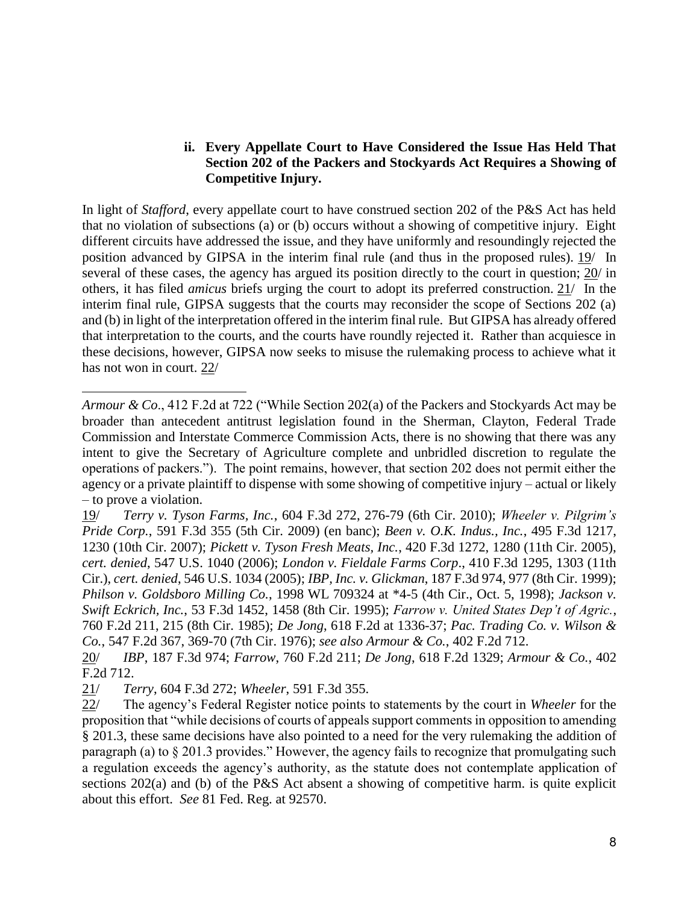### ii. Every Appellate Court to Have Considered the Issue Has Held That Section 202 of the Packers and Stockyards Act Requires a Showing of Competitive Injury.

In light of *Stafford*, every appellate court to have construed section 202 of the P&S Act has held that no violation of subsections (a) or (b) occurs without a showing of competitive injury. Eight different circuits have addressed the issue, and they have uniformly and resoundingly rejected the position advanced by GIPSA in the interim final rule (and thus in the proposed rules). 19/ In several of these cases, the agency has argued its position directly to the court in question; 20/ in others, it has filed *amicus* briefs urging the court to adopt its preferred construction. 21/ In the interim final rule, GIPSA suggests that the courts may reconsider the scope of Sections 202 (a) and (b) in light of the interpretation offered in the interim final rule. But GIPSA has already offered that interpretation to the courts, and the courts have roundly rejected it. Rather than acquiesce in these decisions, however, GIPSA now seeks to misuse the rulemaking process to achieve what it has not won in court. 22/

---

*Armour & Co*., 412 F.2d at 722 ("While Section 202(a) of the Packers and Stockyards Act may be broader than antecedent antitrust legislation found in the Sherman, Clayton, Federal Trade Commission and Interstate Commerce Commission Acts, there is no showing that there was any intent to give the Secretary of Agriculture complete and unbridled discretion to regulate the operations of packers."). The point remains, however, that section 202 does not permit either the agency or a private plaintiff to dispense with some showing of competitive injury – actual or likely – to prove a violation.

19/ *Terry v. Tyson Farms, Inc.*, 604 F.3d 272, 276-79 (6th Cir. 2010); *Wheeler v. Pilgrim's Pride Corp.*, 591 F.3d 355 (5th Cir. 2009) (en banc); *Been v. O.K. Indus., Inc.*, 495 F.3d 1217, 1230 (10th Cir. 2007); *Pickett v. Tyson Fresh Meats, Inc.*, 420 F.3d 1272, 1280 (11th Cir. 2005), *cert. denied*, 547 U.S. 1040 (2006); *London v. Fieldale Farms Corp*., 410 F.3d 1295, 1303 (11th Cir.), *cert. denied*, 546 U.S. 1034 (2005); *IBP, Inc. v. Glickman*, 187 F.3d 974, 977 (8th Cir. 1999); *Philson v. Goldsboro Milling Co.*, 1998 WL 709324 at *4-5 (4th Cir., Oct. 5, 1998); *Jackson v. Swift Eckrich, Inc.*, 53 F.3d 1452, 1458 (8th Cir. 1995); *Farrow v. United States Dep't of Agric.*, 760 F.2d 211, 215 (8th Cir. 1985); *De Jong*, 618 F.2d at 1336-37; *Pac. Trading Co. v. Wilson & Co.*, 547 F.2d 367, 369-70 (7th Cir. 1976); *see also Armour & Co.*, 402 F.2d 712.

20/ *IBP*, 187 F.3d 974; *Farrow*, 760 F.2d 211; *De Jong*, 618 F.2d 1329; *Armour & Co.*, 402 F.2d 712.

21/ *Terry*, 604 F.3d 272; *Wheeler*, 591 F.3d 355.

22/ The agency's Federal Register notice points to statements by the court in *Wheeler* for the proposition that "while decisions of courts of appeals support comments in opposition to amending § 201.3, these same decisions have also pointed to a need for the very rulemaking the addition of paragraph (a) to § 201.3 provides." However, the agency fails to recognize that promulgating such a regulation exceeds the agency's authority, as the statute does not contemplate application of sections 202(a) and (b) of the P&S Act absent a showing of competitive harm. is quite explicit about this effort. *See* 81 Fed. Reg. at 92570.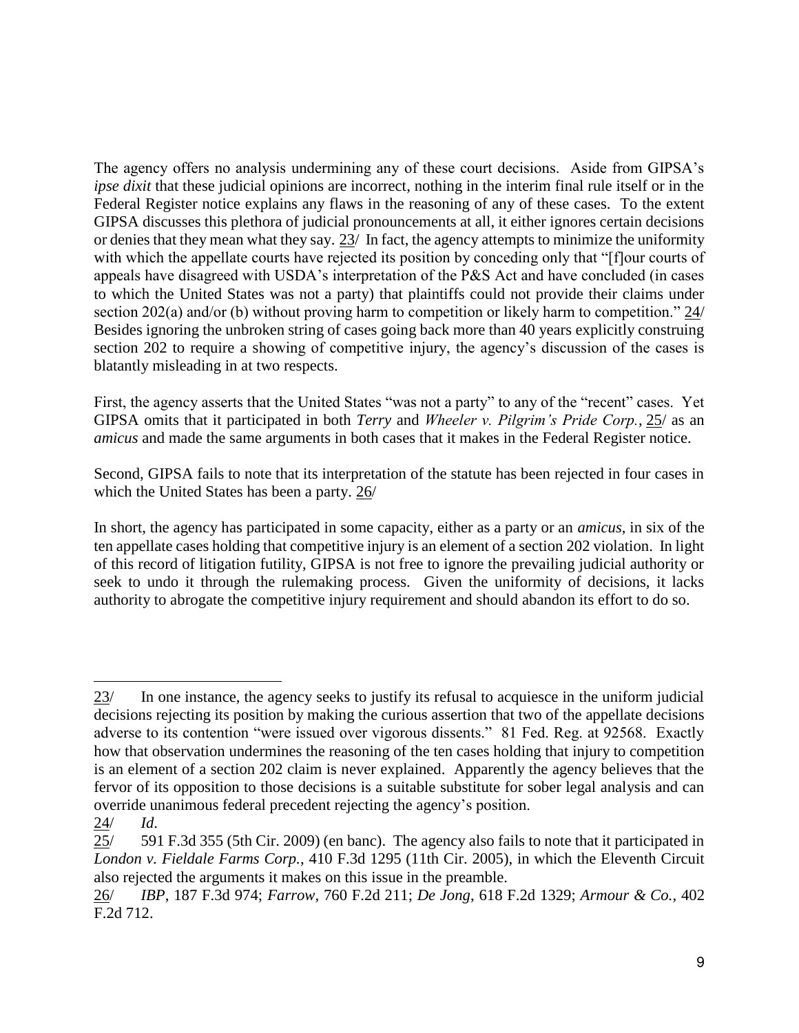The agency offers no analysis undermining any of these court decisions. Aside from GIPSA's *ipse dixit* that these judicial opinions are incorrect, nothing in the interim final rule itself or in the Federal Register notice explains any flaws in the reasoning of any of these cases. To the extent GIPSA discusses this plethora of judicial pronouncements at all, it either ignores certain decisions or denies that they mean what they say. 23/ In fact, the agency attempts to minimize the uniformity with which the appellate courts have rejected its position by conceding only that "[f]our courts of appeals have disagreed with USDA's interpretation of the P&S Act and have concluded (in cases to which the United States was not a party) that plaintiffs could not provide their claims under section 202(a) and/or (b) without proving harm to competition or likely harm to competition." 24/ Besides ignoring the unbroken string of cases going back more than 40 years explicitly construing section 202 to require a showing of competitive injury, the agency's discussion of the cases is blatantly misleading in at two respects.

First, the agency asserts that the United States "was not a party" to any of the "recent" cases. Yet GIPSA omits that it participated in both *Terry* and *Wheeler v. Pilgrim's Pride Corp.*, 25/ as an *amicus* and made the same arguments in both cases that it makes in the Federal Register notice.

Second, GIPSA fails to note that its interpretation of the statute has been rejected in four cases in which the United States has been a party. 26/

In short, the agency has participated in some capacity, either as a party or an *amicus*, in six of the ten appellate cases holding that competitive injury is an element of a section 202 violation. In light of this record of litigation futility, GIPSA is not free to ignore the prevailing judicial authority or seek to undo it through the rulemaking process. Given the uniformity of decisions, it lacks authority to abrogate the competitive injury requirement and should abandon its effort to do so.

---

23/ In one instance, the agency seeks to justify its refusal to acquiesce in the uniform judicial decisions rejecting its position by making the curious assertion that two of the appellate decisions adverse to its contention "were issued over vigorous dissents." 81 Fed. Reg. at 92568. Exactly how that observation undermines the reasoning of the ten cases holding that injury to competition is an element of a section 202 claim is never explained. Apparently the agency believes that the fervor of its opposition to those decisions is a suitable substitute for sober legal analysis and can override unanimous federal precedent rejecting the agency's position.

24/ *Id*.

25/ 591 F.3d 355 (5th Cir. 2009) (en banc). The agency also fails to note that it participated in *London v. Fieldale Farms Corp.*, 410 F.3d 1295 (11th Cir. 2005), in which the Eleventh Circuit also rejected the arguments it makes on this issue in the preamble.

26/ *IBP*, 187 F.3d 974; *Farrow*, 760 F.2d 211; *De Jong*, 618 F.2d 1329; *Armour & Co.*, 402 F.2d 712.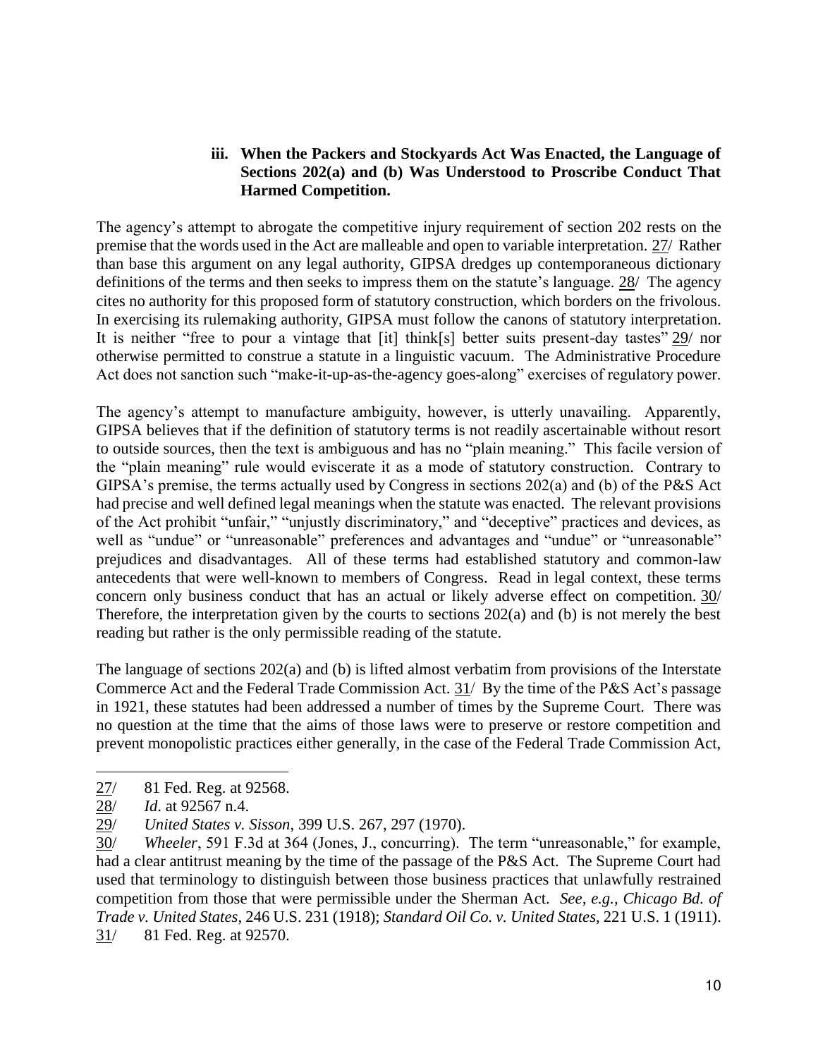### iii. When the Packers and Stockyards Act Was Enacted, the Language of Sections 202(a) and (b) Was Understood to Proscribe Conduct That Harmed Competition.

The agency's attempt to abrogate the competitive injury requirement of section 202 rests on the premise that the words used in the Act are malleable and open to variable interpretation. 27/ Rather than base this argument on any legal authority, GIPSA dredges up contemporaneous dictionary definitions of the terms and then seeks to impress them on the statute's language. 28/ The agency cites no authority for this proposed form of statutory construction, which borders on the frivolous. In exercising its rulemaking authority, GIPSA must follow the canons of statutory interpretation. It is neither "free to pour a vintage that [it] think[s] better suits present-day tastes" 29/ nor otherwise permitted to construe a statute in a linguistic vacuum. The Administrative Procedure Act does not sanction such "make-it-up-as-the-agency goes-along" exercises of regulatory power.

The agency's attempt to manufacture ambiguity, however, is utterly unavailing. Apparently, GIPSA believes that if the definition of statutory terms is not readily ascertainable without resort to outside sources, then the text is ambiguous and has no "plain meaning." This facile version of the "plain meaning" rule would eviscerate it as a mode of statutory construction. Contrary to GIPSA's premise, the terms actually used by Congress in sections 202(a) and (b) of the P&S Act had precise and well defined legal meanings when the statute was enacted. The relevant provisions of the Act prohibit "unfair," "unjustly discriminatory," and "deceptive" practices and devices, as well as "undue" or "unreasonable" preferences and advantages and "undue" or "unreasonable" prejudices and disadvantages. All of these terms had established statutory and common-law antecedents that were well-known to members of Congress. Read in legal context, these terms concern only business conduct that has an actual or likely adverse effect on competition. 30/ Therefore, the interpretation given by the courts to sections 202(a) and (b) is not merely the best reading but rather is the only permissible reading of the statute.

The language of sections 202(a) and (b) is lifted almost verbatim from provisions of the Interstate Commerce Act and the Federal Trade Commission Act. 31/ By the time of the P&S Act's passage in 1921, these statutes had been addressed a number of times by the Supreme Court. There was no question at the time that the aims of those laws were to preserve or restore competition and prevent monopolistic practices either generally, in the case of the Federal Trade Commission Act,

---

27/ 81 Fed. Reg. at 92568.

28/ *Id.* at 92567 n.4.

29/ *United States v. Sisson*, 399 U.S. 267, 297 (1970).

30/ *Wheeler*, 591 F.3d at 364 (Jones, J., concurring). The term "unreasonable," for example, had a clear antitrust meaning by the time of the passage of the P&S Act. The Supreme Court had used that terminology to distinguish between those business practices that unlawfully restrained competition from those that were permissible under the Sherman Act. *See, e.g., Chicago Bd. of Trade v. United States*, 246 U.S. 231 (1918); *Standard Oil Co. v. United States*, 221 U.S. 1 (1911).

31/ 81 Fed. Reg. at 92570.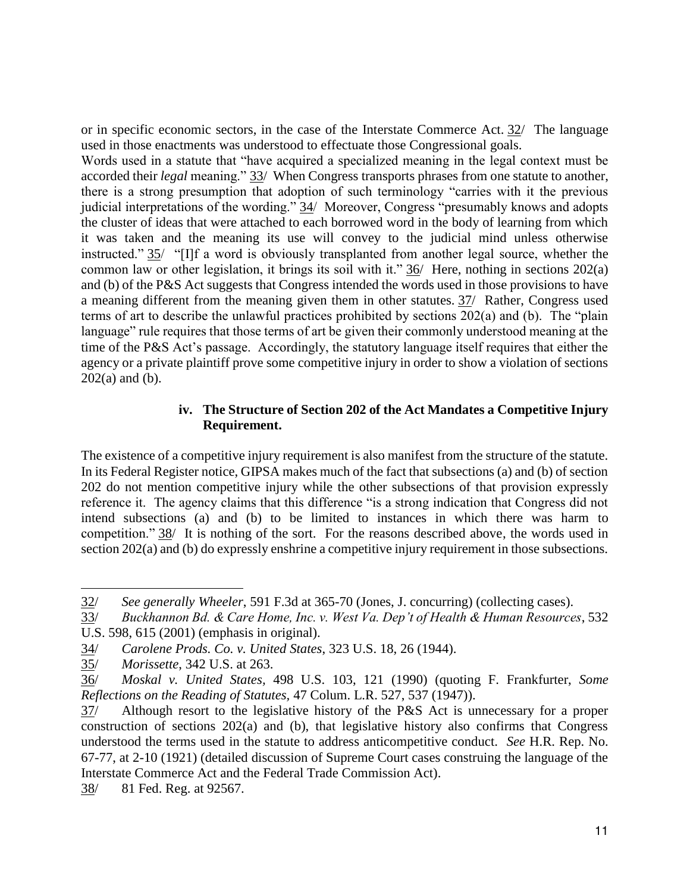or in specific economic sectors, in the case of the Interstate Commerce Act. 32/ The language used in those enactments was understood to effectuate those Congressional goals.

Words used in a statute that "have acquired a specialized meaning in the legal context must be accorded their *legal* meaning." 33/ When Congress transports phrases from one statute to another, there is a strong presumption that adoption of such terminology "carries with it the previous judicial interpretations of the wording." 34/ Moreover, Congress "presumably knows and adopts the cluster of ideas that were attached to each borrowed word in the body of learning from which it was taken and the meaning its use will convey to the judicial mind unless otherwise instructed." 35/ "[I]f a word is obviously transplanted from another legal source, whether the common law or other legislation, it brings its soil with it." 36/ Here, nothing in sections 202(a) and (b) of the P&S Act suggests that Congress intended the words used in those provisions to have a meaning different from the meaning given them in other statutes. 37/ Rather, Congress used terms of art to describe the unlawful practices prohibited by sections 202(a) and (b). The "plain language" rule requires that those terms of art be given their commonly understood meaning at the time of the P&S Act's passage. Accordingly, the statutory language itself requires that either the agency or a private plaintiff prove some competitive injury in order to show a violation of sections 202(a) and (b).

#### iv. The Structure of Section 202 of the Act Mandates a Competitive Injury Requirement.

The existence of a competitive injury requirement is also manifest from the structure of the statute. In its Federal Register notice, GIPSA makes much of the fact that subsections (a) and (b) of section 202 do not mention competitive injury while the other subsections of that provision expressly reference it. The agency claims that this difference "is a strong indication that Congress did not intend subsections (a) and (b) to be limited to instances in which there was harm to competition." 38/ It is nothing of the sort. For the reasons described above, the words used in section 202(a) and (b) do expressly enshrine a competitive injury requirement in those subsections.

---

32/ *See generally Wheeler*, 591 F.3d at 365-70 (Jones, J. concurring) (collecting cases).

33/ *Buckhannon Bd. & Care Home, Inc. v. West Va. Dep't of Health & Human Resources*, 532 U.S. 598, 615 (2001) (emphasis in original).

34/ *Carolene Prods. Co. v. United States*, 323 U.S. 18, 26 (1944).

35/ *Morissette*, 342 U.S. at 263.

36/ *Moskal v. United States*, 498 U.S. 103, 121 (1990) (quoting F. Frankfurter, *Some Reflections on the Reading of Statutes,* 47 Colum. L.R. 527, 537 (1947)).

37/ Although resort to the legislative history of the P&S Act is unnecessary for a proper construction of sections 202(a) and (b), that legislative history also confirms that Congress understood the terms used in the statute to address anticompetitive conduct. *See* H.R. Rep. No. 67-77, at 2-10 (1921) (detailed discussion of Supreme Court cases construing the language of the Interstate Commerce Act and the Federal Trade Commission Act).

38/ 81 Fed. Reg. at 92567.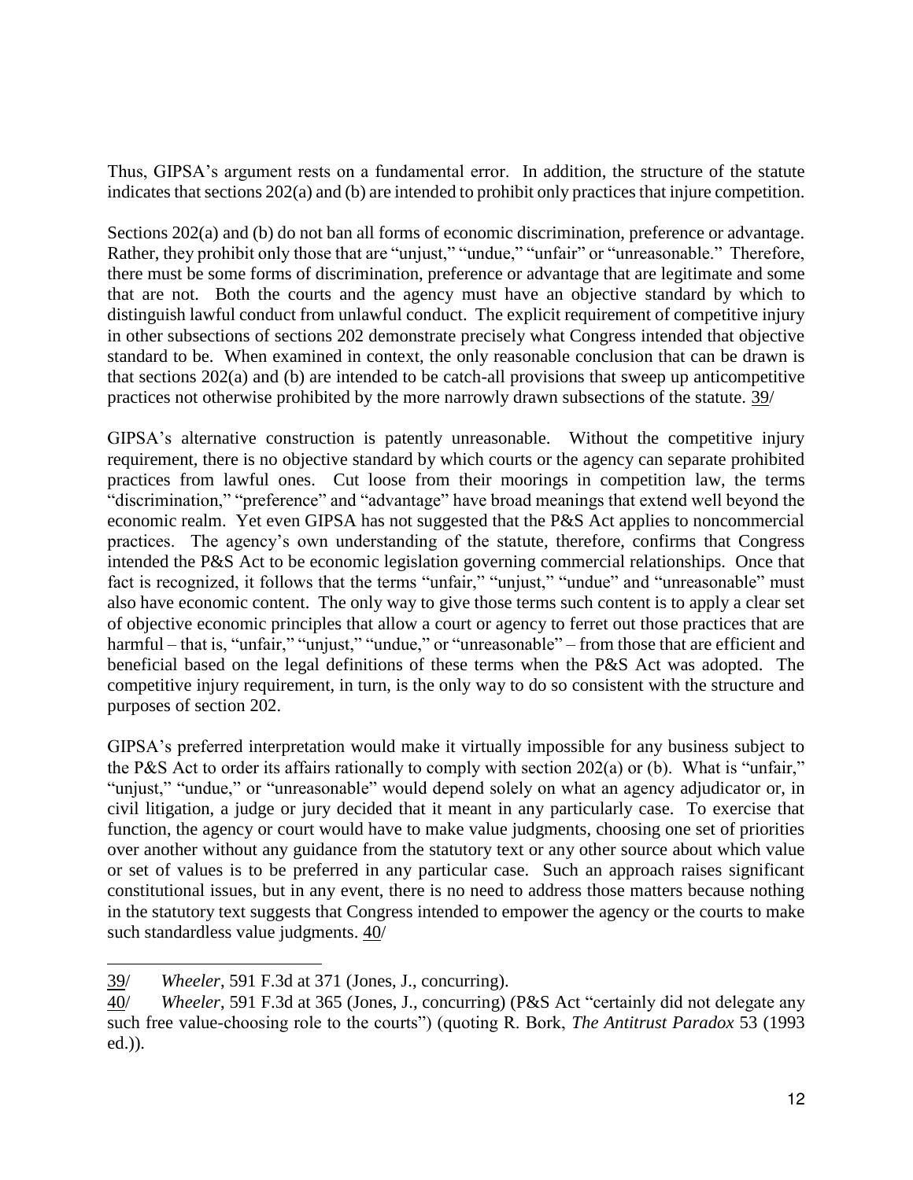Thus, GIPSA's argument rests on a fundamental error. In addition, the structure of the statute indicates that sections 202(a) and (b) are intended to prohibit only practices that injure competition.

Sections 202(a) and (b) do not ban all forms of economic discrimination, preference or advantage. Rather, they prohibit only those that are "unjust," "undue," "unfair" or "unreasonable." Therefore, there must be some forms of discrimination, preference or advantage that are legitimate and some that are not. Both the courts and the agency must have an objective standard by which to distinguish lawful conduct from unlawful conduct. The explicit requirement of competitive injury in other subsections of sections 202 demonstrate precisely what Congress intended that objective standard to be. When examined in context, the only reasonable conclusion that can be drawn is that sections 202(a) and (b) are intended to be catch-all provisions that sweep up anticompetitive practices not otherwise prohibited by the more narrowly drawn subsections of the statute. 39/

GIPSA's alternative construction is patently unreasonable. Without the competitive injury requirement, there is no objective standard by which courts or the agency can separate prohibited practices from lawful ones. Cut loose from their moorings in competition law, the terms "discrimination," "preference" and "advantage" have broad meanings that extend well beyond the economic realm. Yet even GIPSA has not suggested that the P&S Act applies to noncommercial practices. The agency's own understanding of the statute, therefore, confirms that Congress intended the P&S Act to be economic legislation governing commercial relationships. Once that fact is recognized, it follows that the terms "unfair," "unjust," "undue" and "unreasonable" must also have economic content. The only way to give those terms such content is to apply a clear set of objective economic principles that allow a court or agency to ferret out those practices that are harmful – that is, "unfair," "unjust," "undue," or "unreasonable" – from those that are efficient and beneficial based on the legal definitions of these terms when the P&S Act was adopted. The competitive injury requirement, in turn, is the only way to do so consistent with the structure and purposes of section 202.

GIPSA's preferred interpretation would make it virtually impossible for any business subject to the P&S Act to order its affairs rationally to comply with section 202(a) or (b). What is "unfair," "unjust," "undue," or "unreasonable" would depend solely on what an agency adjudicator or, in civil litigation, a judge or jury decided that it meant in any particularly case. To exercise that function, the agency or court would have to make value judgments, choosing one set of priorities over another without any guidance from the statutory text or any other source about which value or set of values is to be preferred in any particular case. Such an approach raises significant constitutional issues, but in any event, there is no need to address those matters because nothing in the statutory text suggests that Congress intended to empower the agency or the courts to make such standardless value judgments. 40/

---

39/ *Wheeler*, 591 F.3d at 371 (Jones, J., concurring).

40/ *Wheeler*, 591 F.3d at 365 (Jones, J., concurring) (P&S Act "certainly did not delegate any such free value-choosing role to the courts") (quoting R. Bork, *The Antitrust Paradox* 53 (1993 ed.)).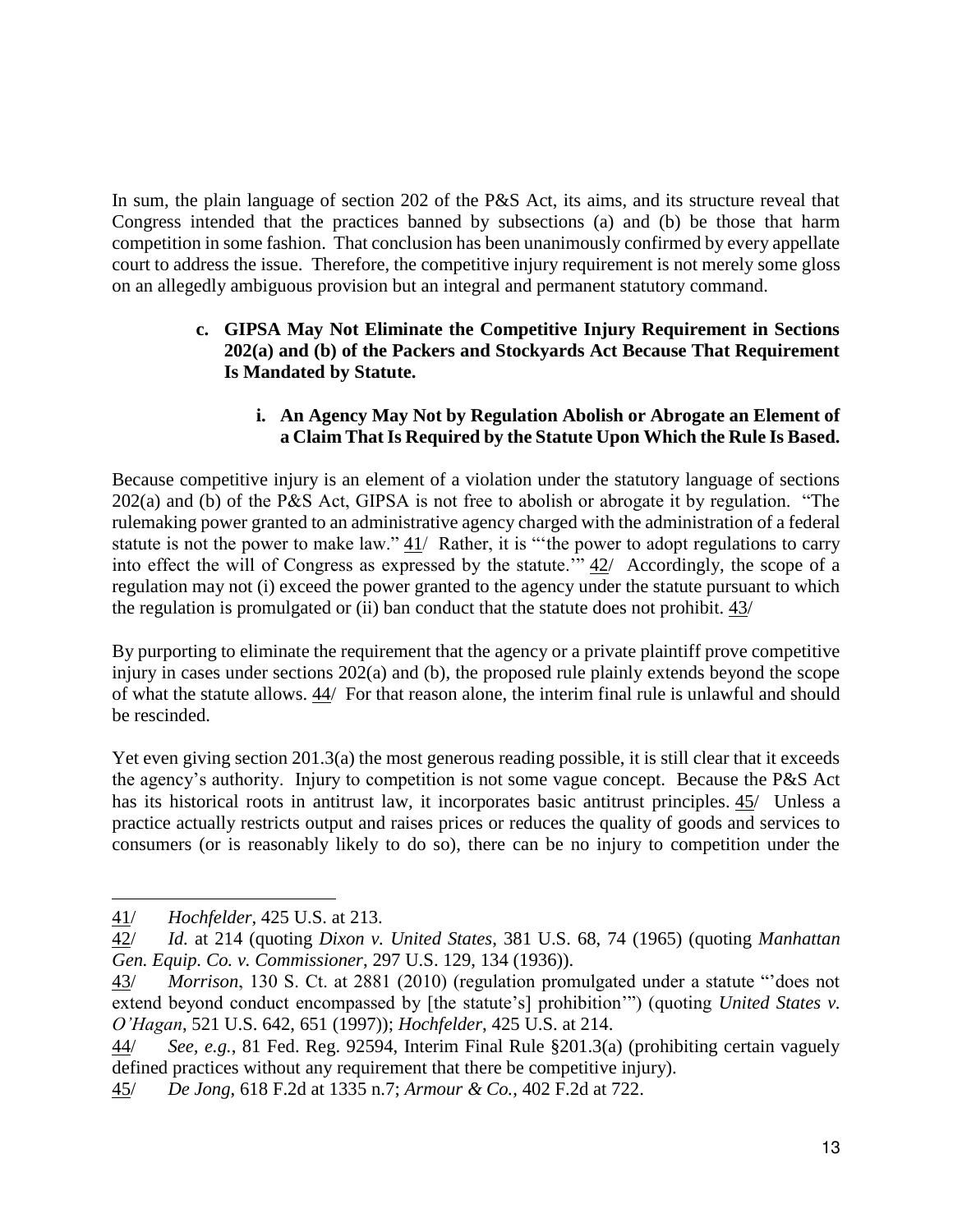In sum, the plain language of section 202 of the P&S Act, its aims, and its structure reveal that Congress intended that the practices banned by subsections (a) and (b) be those that harm competition in some fashion. That conclusion has been unanimously confirmed by every appellate court to address the issue. Therefore, the competitive injury requirement is not merely some gloss on an allegedly ambiguous provision but an integral and permanent statutory command.

#### c. GIPSA May Not Eliminate the Competitive Injury Requirement in Sections 202(a) and (b) of the Packers and Stockyards Act Because That Requirement Is Mandated by Statute.

##### i. An Agency May Not by Regulation Abolish or Abrogate an Element of a Claim That Is Required by the Statute Upon Which the Rule Is Based.

Because competitive injury is an element of a violation under the statutory language of sections 202(a) and (b) of the P&S Act, GIPSA is not free to abolish or abrogate it by regulation. "The rulemaking power granted to an administrative agency charged with the administration of a federal statute is not the power to make law." 41/ Rather, it is "'the power to adopt regulations to carry into effect the will of Congress as expressed by the statute.'" 42/ Accordingly, the scope of a regulation may not (i) exceed the power granted to the agency under the statute pursuant to which the regulation is promulgated or (ii) ban conduct that the statute does not prohibit. 43/

By purporting to eliminate the requirement that the agency or a private plaintiff prove competitive injury in cases under sections 202(a) and (b), the proposed rule plainly extends beyond the scope of what the statute allows. 44/ For that reason alone, the interim final rule is unlawful and should be rescinded.

Yet even giving section 201.3(a) the most generous reading possible, it is still clear that it exceeds the agency's authority. Injury to competition is not some vague concept. Because the P&S Act has its historical roots in antitrust law, it incorporates basic antitrust principles. 45/ Unless a practice actually restricts output and raises prices or reduces the quality of goods and services to consumers (or is reasonably likely to do so), there can be no injury to competition under the

---

41/ *Hochfelder*, 425 U.S. at 213.

42/ *Id.* at 214 (quoting *Dixon v. United States*, 381 U.S. 68, 74 (1965) (quoting *Manhattan Gen. Equip. Co. v. Commissioner*, 297 U.S. 129, 134 (1936)).

43/ *Morrison*, 130 S. Ct. at 2881 (2010) (regulation promulgated under a statute "'does not extend beyond conduct encompassed by [the statute's] prohibition'") (quoting *United States v. O'Hagan*, 521 U.S. 642, 651 (1997)); *Hochfelder*, 425 U.S. at 214.

44/ *See, e.g.*, 81 Fed. Reg. 92594, Interim Final Rule §201.3(a) (prohibiting certain vaguely defined practices without any requirement that there be competitive injury).

45/ *De Jong*, 618 F.2d at 1335 n.7; *Armour & Co.*, 402 F.2d at 722.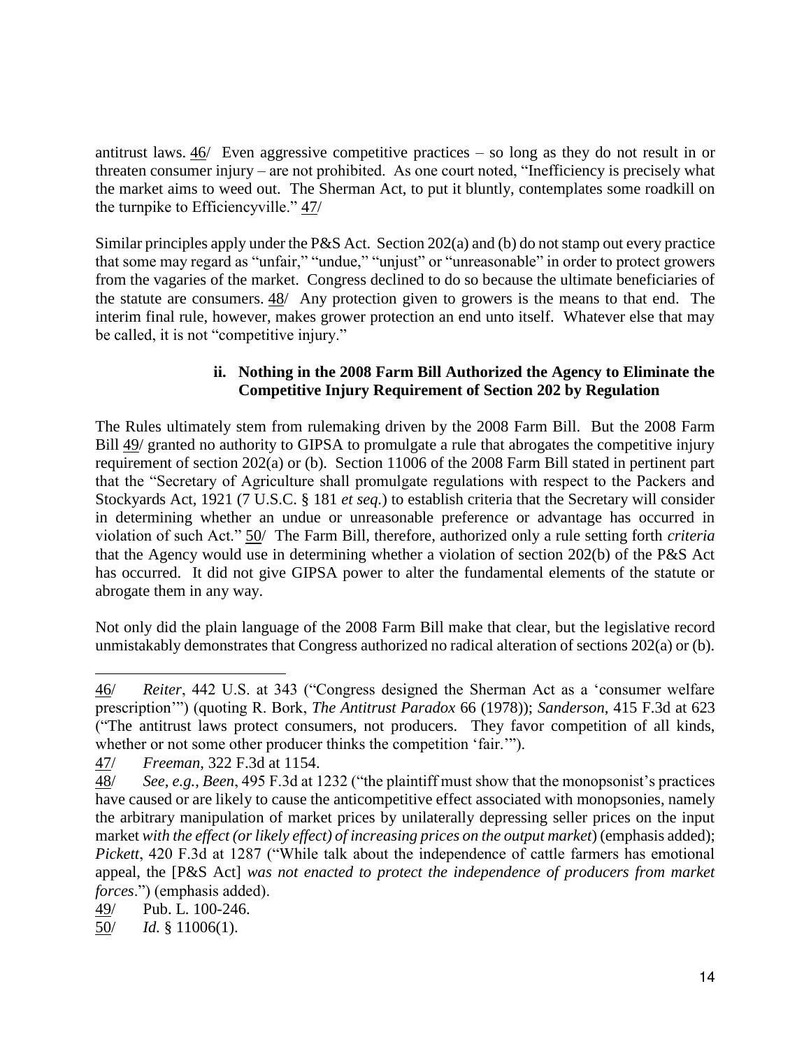antitrust laws. 46/ Even aggressive competitive practices – so long as they do not result in or threaten consumer injury – are not prohibited. As one court noted, "Inefficiency is precisely what the market aims to weed out. The Sherman Act, to put it bluntly, contemplates some roadkill on the turnpike to Efficiencyville." 47/

Similar principles apply under the P&S Act. Section 202(a) and (b) do not stamp out every practice that some may regard as "unfair," "undue," "unjust" or "unreasonable" in order to protect growers from the vagaries of the market. Congress declined to do so because the ultimate beneficiaries of the statute are consumers. 48/ Any protection given to growers is the means to that end. The interim final rule, however, makes grower protection an end unto itself. Whatever else that may be called, it is not "competitive injury."

#### ii. Nothing in the 2008 Farm Bill Authorized the Agency to Eliminate the Competitive Injury Requirement of Section 202 by Regulation

The Rules ultimately stem from rulemaking driven by the 2008 Farm Bill. But the 2008 Farm Bill 49/ granted no authority to GIPSA to promulgate a rule that abrogates the competitive injury requirement of section 202(a) or (b). Section 11006 of the 2008 Farm Bill stated in pertinent part that the "Secretary of Agriculture shall promulgate regulations with respect to the Packers and Stockyards Act, 1921 (7 U.S.C. § 181 *et seq.*) to establish criteria that the Secretary will consider in determining whether an undue or unreasonable preference or advantage has occurred in violation of such Act." 50/ The Farm Bill, therefore, authorized only a rule setting forth *criteria* that the Agency would use in determining whether a violation of section 202(b) of the P&S Act has occurred. It did not give GIPSA power to alter the fundamental elements of the statute or abrogate them in any way.

Not only did the plain language of the 2008 Farm Bill make that clear, but the legislative record unmistakably demonstrates that Congress authorized no radical alteration of sections 202(a) or (b).

---

46/ *Reiter*, 442 U.S. at 343 ("Congress designed the Sherman Act as a 'consumer welfare prescription'") (quoting R. Bork, *The Antitrust Paradox* 66 (1978)); *Sanderson*, 415 F.3d at 623 ("The antitrust laws protect consumers, not producers. They favor competition of all kinds, whether or not some other producer thinks the competition 'fair.'").

47/ *Freeman*, 322 F.3d at 1154.

48/ *See, e.g.*, *Been*, 495 F.3d at 1232 ("the plaintiff must show that the monopsonist's practices have caused or are likely to cause the anticompetitive effect associated with monopsonies, namely the arbitrary manipulation of market prices by unilaterally depressing seller prices on the input market *with the effect (or likely effect) of increasing prices on the output market*) (emphasis added); *Pickett*, 420 F.3d at 1287 ("While talk about the independence of cattle farmers has emotional appeal, the [P&S Act] *was not enacted to protect the independence of producers from market forces*.") (emphasis added).

49/ Pub. L. 100-246.

50/ *Id.* § 11006(1).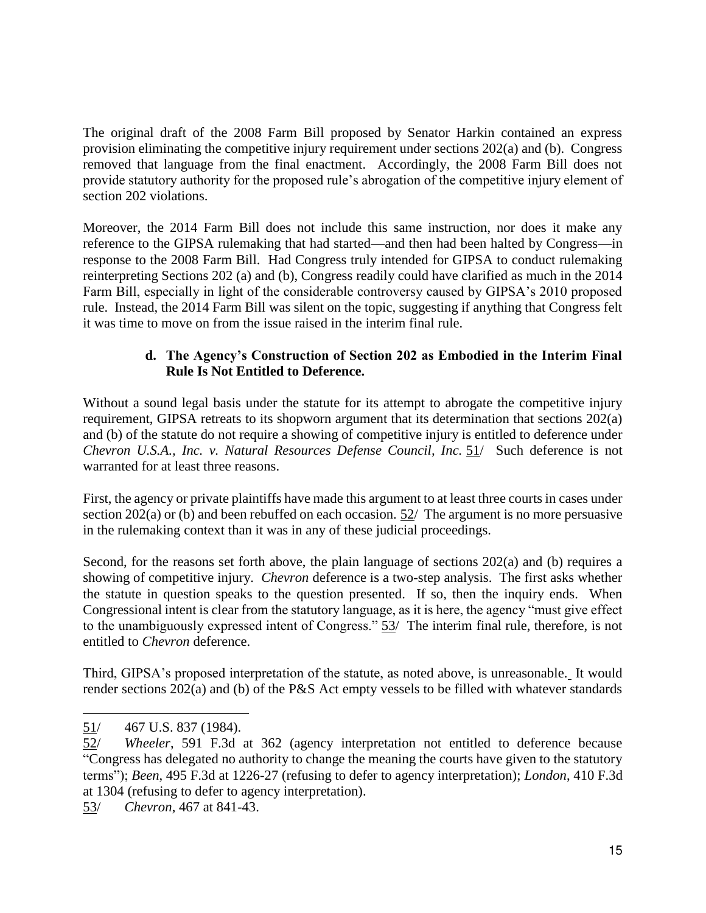The original draft of the 2008 Farm Bill proposed by Senator Harkin contained an express provision eliminating the competitive injury requirement under sections 202(a) and (b). Congress removed that language from the final enactment. Accordingly, the 2008 Farm Bill does not provide statutory authority for the proposed rule's abrogation of the competitive injury element of section 202 violations.

Moreover, the 2014 Farm Bill does not include this same instruction, nor does it make any reference to the GIPSA rulemaking that had started—and then had been halted by Congress—in response to the 2008 Farm Bill. Had Congress truly intended for GIPSA to conduct rulemaking reinterpreting Sections 202 (a) and (b), Congress readily could have clarified as much in the 2014 Farm Bill, especially in light of the considerable controversy caused by GIPSA's 2010 proposed rule. Instead, the 2014 Farm Bill was silent on the topic, suggesting if anything that Congress felt it was time to move on from the issue raised in the interim final rule.

#### d. The Agency's Construction of Section 202 as Embodied in the Interim Final Rule Is Not Entitled to Deference.

Without a sound legal basis under the statute for its attempt to abrogate the competitive injury requirement, GIPSA retreats to its shopworn argument that its determination that sections 202(a) and (b) of the statute do not require a showing of competitive injury is entitled to deference under *Chevron U.S.A., Inc. v. Natural Resources Defense Council, Inc.* 51/ Such deference is not warranted for at least three reasons.

First, the agency or private plaintiffs have made this argument to at least three courts in cases under section 202(a) or (b) and been rebuffed on each occasion. 52/ The argument is no more persuasive in the rulemaking context than it was in any of these judicial proceedings.

Second, for the reasons set forth above, the plain language of sections 202(a) and (b) requires a showing of competitive injury. *Chevron* deference is a two-step analysis. The first asks whether the statute in question speaks to the question presented. If so, then the inquiry ends. When Congressional intent is clear from the statutory language, as it is here, the agency "must give effect to the unambiguously expressed intent of Congress." 53/ The interim final rule, therefore, is not entitled to *Chevron* deference.

Third, GIPSA's proposed interpretation of the statute, as noted above, is unreasonable. It would render sections 202(a) and (b) of the P&S Act empty vessels to be filled with whatever standards

---

51/ 467 U.S. 837 (1984).

52/ *Wheeler*, 591 F.3d at 362 (agency interpretation not entitled to deference because "Congress has delegated no authority to change the meaning the courts have given to the statutory terms"); *Been*, 495 F.3d at 1226-27 (refusing to defer to agency interpretation); *London*, 410 F.3d at 1304 (refusing to defer to agency interpretation).

53/ *Chevron*, 467 at 841-43.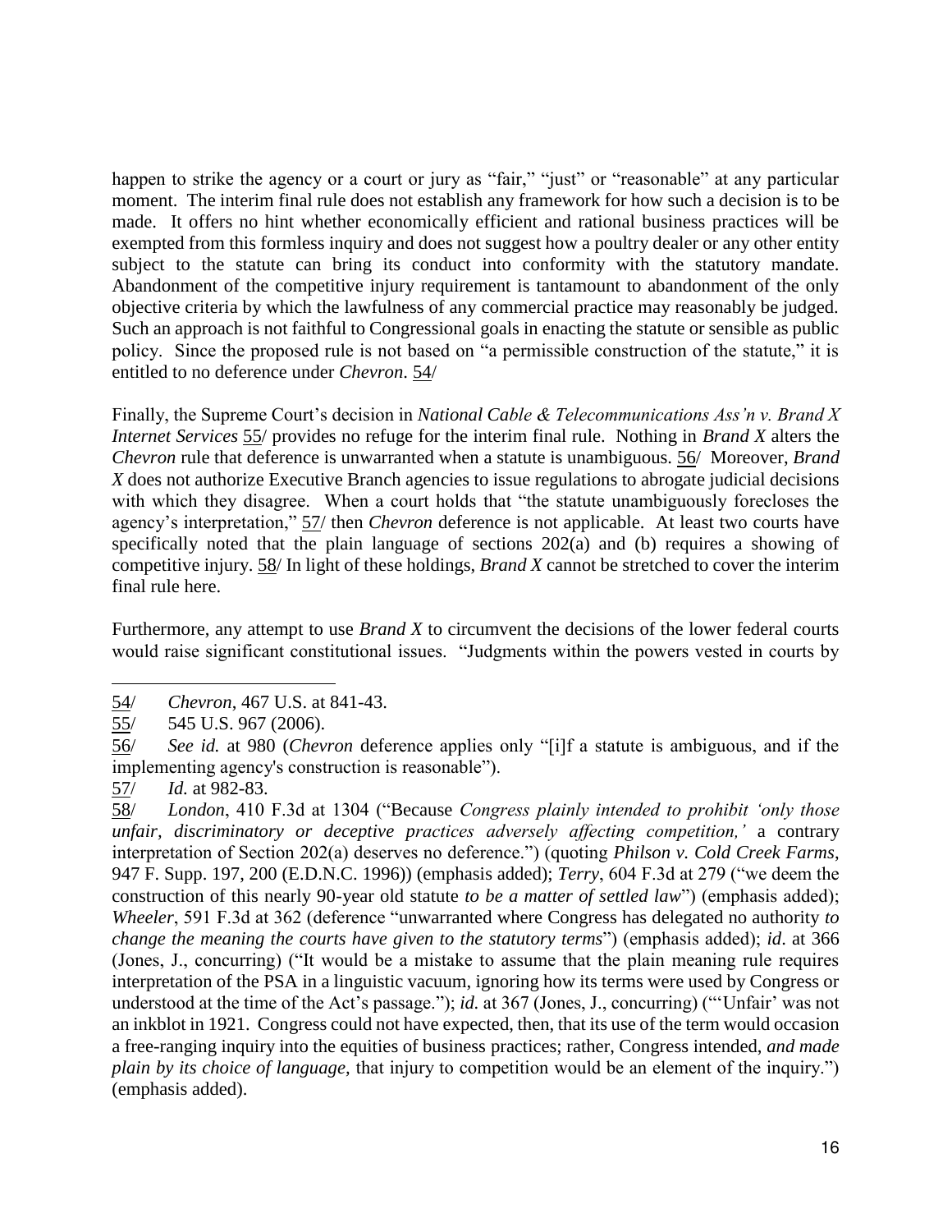happen to strike the agency or a court or jury as "fair," "just" or "reasonable" at any particular moment. The interim final rule does not establish any framework for how such a decision is to be made. It offers no hint whether economically efficient and rational business practices will be exempted from this formless inquiry and does not suggest how a poultry dealer or any other entity subject to the statute can bring its conduct into conformity with the statutory mandate. Abandonment of the competitive injury requirement is tantamount to abandonment of the only objective criteria by which the lawfulness of any commercial practice may reasonably be judged. Such an approach is not faithful to Congressional goals in enacting the statute or sensible as public policy. Since the proposed rule is not based on "a permissible construction of the statute," it is entitled to no deference under *Chevron*. 54/

Finally, the Supreme Court's decision in *National Cable & Telecommunications Ass'n v. Brand X Internet Services* 55/ provides no refuge for the interim final rule. Nothing in *Brand X* alters the *Chevron* rule that deference is unwarranted when a statute is unambiguous. 56/ Moreover, *Brand X* does not authorize Executive Branch agencies to issue regulations to abrogate judicial decisions with which they disagree. When a court holds that "the statute unambiguously forecloses the agency's interpretation," 57/ then *Chevron* deference is not applicable. At least two courts have specifically noted that the plain language of sections 202(a) and (b) requires a showing of competitive injury. 58/ In light of these holdings, *Brand X* cannot be stretched to cover the interim final rule here.

Furthermore, any attempt to use *Brand X* to circumvent the decisions of the lower federal courts would raise significant constitutional issues. "Judgments within the powers vested in courts by

---

54/ *Chevron*, 467 U.S. at 841-43.

55/ 545 U.S. 967 (2006).

56/ *See id.* at 980 (*Chevron* deference applies only "[i]f a statute is ambiguous, and if the implementing agency's construction is reasonable").

57/ *Id.* at 982-83.

58/ *London*, 410 F.3d at 1304 ("Because *Congress plainly intended to prohibit 'only those unfair, discriminatory or deceptive practices adversely affecting competition,'* a contrary interpretation of Section 202(a) deserves no deference.") (quoting *Philson v. Cold Creek Farms*, 947 F. Supp. 197, 200 (E.D.N.C. 1996)) (emphasis added); *Terry*, 604 F.3d at 279 ("we deem the construction of this nearly 90-year old statute *to be a matter of settled law*") (emphasis added); *Wheeler*, 591 F.3d at 362 (deference "unwarranted where Congress has delegated no authority *to change the meaning the courts have given to the statutory terms*") (emphasis added); *id*. at 366 (Jones, J., concurring) ("It would be a mistake to assume that the plain meaning rule requires interpretation of the PSA in a linguistic vacuum, ignoring how its terms were used by Congress or understood at the time of the Act's passage."); *id.* at 367 (Jones, J., concurring) ("'Unfair' was not an inkblot in 1921. Congress could not have expected, then, that its use of the term would occasion a free-ranging inquiry into the equities of business practices; rather, Congress intended, *and made plain by its choice of language,* that injury to competition would be an element of the inquiry.") (emphasis added).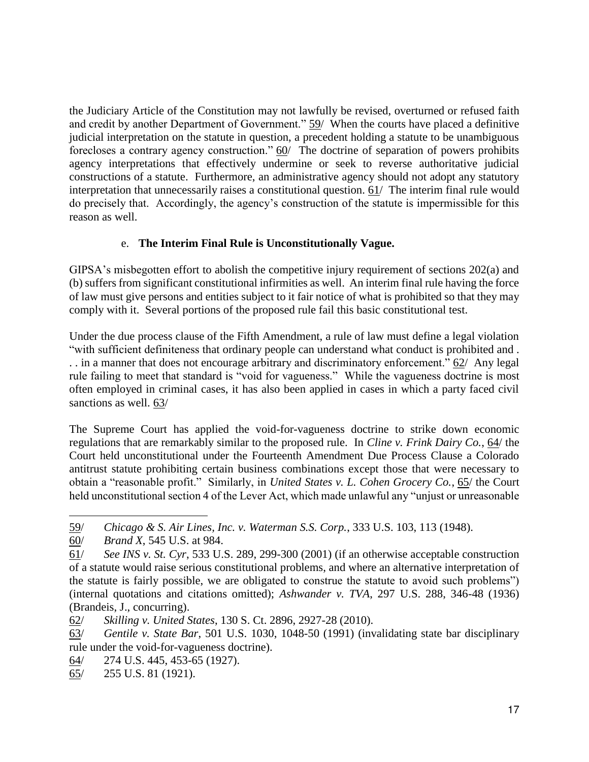the Judiciary Article of the Constitution may not lawfully be revised, overturned or refused faith and credit by another Department of Government." 59/ When the courts have placed a definitive judicial interpretation on the statute in question, a precedent holding a statute to be unambiguous forecloses a contrary agency construction." 60/ The doctrine of separation of powers prohibits agency interpretations that effectively undermine or seek to reverse authoritative judicial constructions of a statute. Furthermore, an administrative agency should not adopt any statutory interpretation that unnecessarily raises a constitutional question. 61/ The interim final rule would do precisely that. Accordingly, the agency's construction of the statute is impermissible for this reason as well.

e. **The Interim Final Rule is Unconstitutionally Vague.**

GIPSA's misbegotten effort to abolish the competitive injury requirement of sections 202(a) and (b) suffers from significant constitutional infirmities as well. An interim final rule having the force of law must give persons and entities subject to it fair notice of what is prohibited so that they may comply with it. Several portions of the proposed rule fail this basic constitutional test.

Under the due process clause of the Fifth Amendment, a rule of law must define a legal violation "with sufficient definiteness that ordinary people can understand what conduct is prohibited and . . . in a manner that does not encourage arbitrary and discriminatory enforcement." 62/ Any legal rule failing to meet that standard is "void for vagueness." While the vagueness doctrine is most often employed in criminal cases, it has also been applied in cases in which a party faced civil sanctions as well. 63/

The Supreme Court has applied the void-for-vagueness doctrine to strike down economic regulations that are remarkably similar to the proposed rule. In *Cline v. Frink Dairy Co.*, 64/ the Court held unconstitutional under the Fourteenth Amendment Due Process Clause a Colorado antitrust statute prohibiting certain business combinations except those that were necessary to obtain a "reasonable profit." Similarly, in *United States v. L. Cohen Grocery Co.*, 65/ the Court held unconstitutional section 4 of the Lever Act, which made unlawful any "unjust or unreasonable

---

59/ *Chicago & S. Air Lines, Inc. v. Waterman S.S. Corp.*, 333 U.S. 103, 113 (1948).

60/ *Brand X*, 545 U.S. at 984.

61/ *See INS v. St. Cyr*, 533 U.S. 289, 299-300 (2001) (if an otherwise acceptable construction of a statute would raise serious constitutional problems, and where an alternative interpretation of the statute is fairly possible, we are obligated to construe the statute to avoid such problems") (internal quotations and citations omitted); *Ashwander v. TVA*, 297 U.S. 288, 346-48 (1936) (Brandeis, J., concurring).

62/ *Skilling v. United States*, 130 S. Ct. 2896, 2927-28 (2010).

63/ *Gentile v. State Bar*, 501 U.S. 1030, 1048-50 (1991) (invalidating state bar disciplinary rule under the void-for-vagueness doctrine).

64/ 274 U.S. 445, 453-65 (1927).

65/ 255 U.S. 81 (1921).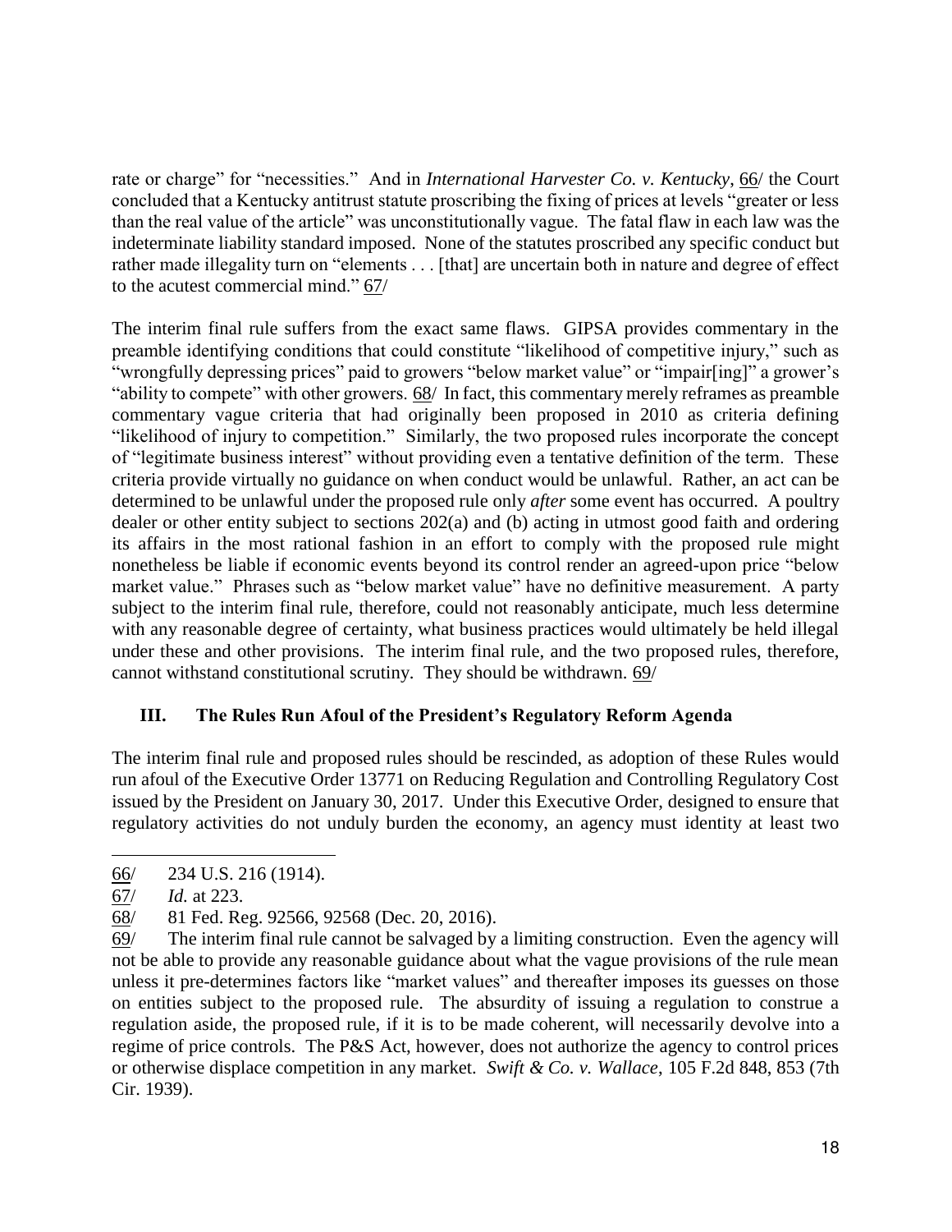rate or charge" for "necessities." And in *International Harvester Co. v. Kentucky*, 66/ the Court concluded that a Kentucky antitrust statute proscribing the fixing of prices at levels "greater or less than the real value of the article" was unconstitutionally vague. The fatal flaw in each law was the indeterminate liability standard imposed. None of the statutes proscribed any specific conduct but rather made illegality turn on "elements . . . [that] are uncertain both in nature and degree of effect to the acutest commercial mind." 67/

The interim final rule suffers from the exact same flaws. GIPSA provides commentary in the preamble identifying conditions that could constitute "likelihood of competitive injury," such as "wrongfully depressing prices" paid to growers "below market value" or "impair[ing]" a grower's "ability to compete" with other growers. 68/ In fact, this commentary merely reframes as preamble commentary vague criteria that had originally been proposed in 2010 as criteria defining "likelihood of injury to competition." Similarly, the two proposed rules incorporate the concept of "legitimate business interest" without providing even a tentative definition of the term. These criteria provide virtually no guidance on when conduct would be unlawful. Rather, an act can be determined to be unlawful under the proposed rule only *after* some event has occurred. A poultry dealer or other entity subject to sections 202(a) and (b) acting in utmost good faith and ordering its affairs in the most rational fashion in an effort to comply with the proposed rule might nonetheless be liable if economic events beyond its control render an agreed-upon price "below market value." Phrases such as "below market value" have no definitive measurement. A party subject to the interim final rule, therefore, could not reasonably anticipate, much less determine with any reasonable degree of certainty, what business practices would ultimately be held illegal under these and other provisions. The interim final rule, and the two proposed rules, therefore, cannot withstand constitutional scrutiny. They should be withdrawn. 69/

## III. The Rules Run Afoul of the President's Regulatory Reform Agenda

The interim final rule and proposed rules should be rescinded, as adoption of these Rules would run afoul of the Executive Order 13771 on Reducing Regulation and Controlling Regulatory Cost issued by the President on January 30, 2017. Under this Executive Order, designed to ensure that regulatory activities do not unduly burden the economy, an agency must identity at least two

---

66/ 234 U.S. 216 (1914).

67/ *Id.* at 223.

68/ 81 Fed. Reg. 92566, 92568 (Dec. 20, 2016).

69/ The interim final rule cannot be salvaged by a limiting construction. Even the agency will not be able to provide any reasonable guidance about what the vague provisions of the rule mean unless it pre-determines factors like "market values" and thereafter imposes its guesses on those on entities subject to the proposed rule. The absurdity of issuing a regulation to construe a regulation aside, the proposed rule, if it is to be made coherent, will necessarily devolve into a regime of price controls. The P&S Act, however, does not authorize the agency to control prices or otherwise displace competition in any market. *Swift & Co. v. Wallace*, 105 F.2d 848, 853 (7th Cir. 1939).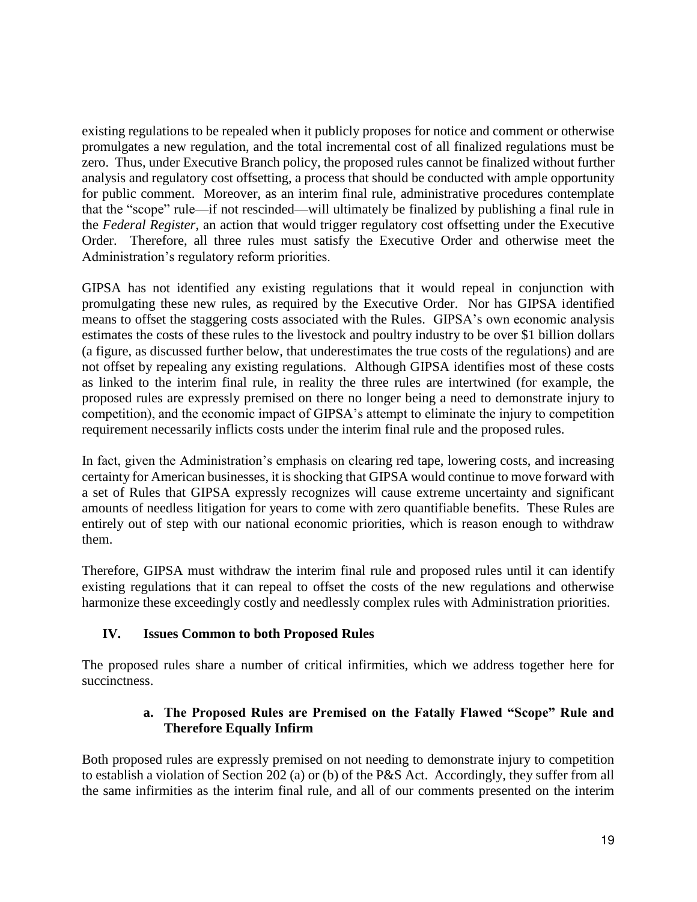existing regulations to be repealed when it publicly proposes for notice and comment or otherwise promulgates a new regulation, and the total incremental cost of all finalized regulations must be zero. Thus, under Executive Branch policy, the proposed rules cannot be finalized without further analysis and regulatory cost offsetting, a process that should be conducted with ample opportunity for public comment. Moreover, as an interim final rule, administrative procedures contemplate that the "scope" rule—if not rescinded—will ultimately be finalized by publishing a final rule in the *Federal Register*, an action that would trigger regulatory cost offsetting under the Executive Order. Therefore, all three rules must satisfy the Executive Order and otherwise meet the Administration's regulatory reform priorities.

GIPSA has not identified any existing regulations that it would repeal in conjunction with promulgating these new rules, as required by the Executive Order. Nor has GIPSA identified means to offset the staggering costs associated with the Rules. GIPSA's own economic analysis estimates the costs of these rules to the livestock and poultry industry to be over $1 billion dollars (a figure, as discussed further below, that underestimates the true costs of the regulations) and are not offset by repealing any existing regulations. Although GIPSA identifies most of these costs as linked to the interim final rule, in reality the three rules are intertwined (for example, the proposed rules are expressly premised on there no longer being a need to demonstrate injury to competition), and the economic impact of GIPSA's attempt to eliminate the injury to competition requirement necessarily inflicts costs under the interim final rule and the proposed rules.

In fact, given the Administration's emphasis on clearing red tape, lowering costs, and increasing certainty for American businesses, it is shocking that GIPSA would continue to move forward with a set of Rules that GIPSA expressly recognizes will cause extreme uncertainty and significant amounts of needless litigation for years to come with zero quantifiable benefits. These Rules are entirely out of step with our national economic priorities, which is reason enough to withdraw them.

Therefore, GIPSA must withdraw the interim final rule and proposed rules until it can identify existing regulations that it can repeal to offset the costs of the new regulations and otherwise harmonize these exceedingly costly and needlessly complex rules with Administration priorities.

## IV. Issues Common to both Proposed Rules

The proposed rules share a number of critical infirmities, which we address together here for succinctness.

### a. The Proposed Rules are Premised on the Fatally Flawed "Scope" Rule and Therefore Equally Infirm

Both proposed rules are expressly premised on not needing to demonstrate injury to competition to establish a violation of Section 202 (a) or (b) of the P&S Act. Accordingly, they suffer from all the same infirmities as the interim final rule, and all of our comments presented on the interim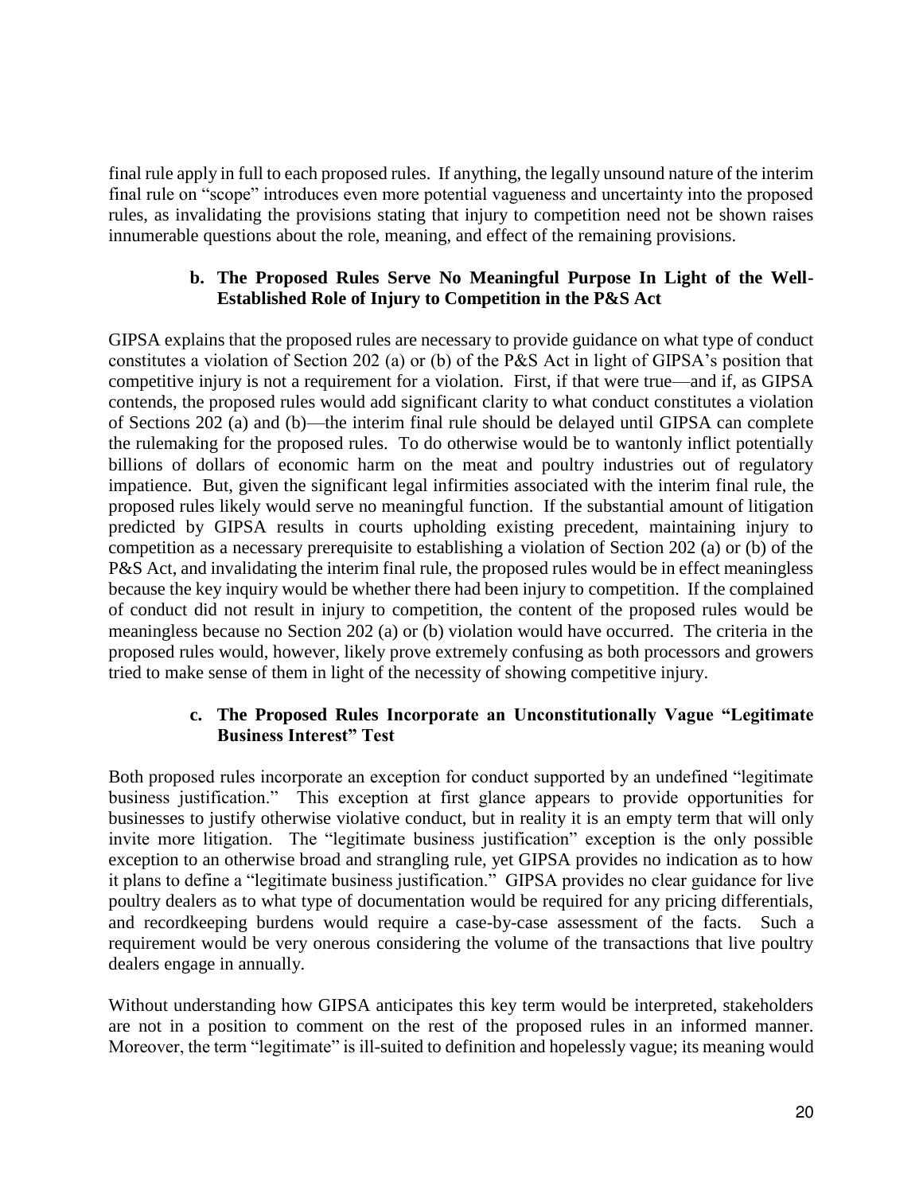final rule apply in full to each proposed rules. If anything, the legally unsound nature of the interim final rule on "scope" introduces even more potential vagueness and uncertainty into the proposed rules, as invalidating the provisions stating that injury to competition need not be shown raises innumerable questions about the role, meaning, and effect of the remaining provisions.

#### b. The Proposed Rules Serve No Meaningful Purpose In Light of the Well-Established Role of Injury to Competition in the P&S Act

GIPSA explains that the proposed rules are necessary to provide guidance on what type of conduct constitutes a violation of Section 202 (a) or (b) of the P&S Act in light of GIPSA's position that competitive injury is not a requirement for a violation. First, if that were true—and if, as GIPSA contends, the proposed rules would add significant clarity to what conduct constitutes a violation of Sections 202 (a) and (b)—the interim final rule should be delayed until GIPSA can complete the rulemaking for the proposed rules. To do otherwise would be to wantonly inflict potentially billions of dollars of economic harm on the meat and poultry industries out of regulatory impatience. But, given the significant legal infirmities associated with the interim final rule, the proposed rules likely would serve no meaningful function. If the substantial amount of litigation predicted by GIPSA results in courts upholding existing precedent, maintaining injury to competition as a necessary prerequisite to establishing a violation of Section 202 (a) or (b) of the P&S Act, and invalidating the interim final rule, the proposed rules would be in effect meaningless because the key inquiry would be whether there had been injury to competition. If the complained of conduct did not result in injury to competition, the content of the proposed rules would be meaningless because no Section 202 (a) or (b) violation would have occurred. The criteria in the proposed rules would, however, likely prove extremely confusing as both processors and growers tried to make sense of them in light of the necessity of showing competitive injury.

#### c. The Proposed Rules Incorporate an Unconstitutionally Vague "Legitimate Business Interest" Test

Both proposed rules incorporate an exception for conduct supported by an undefined "legitimate business justification." This exception at first glance appears to provide opportunities for businesses to justify otherwise violative conduct, but in reality it is an empty term that will only invite more litigation. The "legitimate business justification" exception is the only possible exception to an otherwise broad and strangling rule, yet GIPSA provides no indication as to how it plans to define a "legitimate business justification." GIPSA provides no clear guidance for live poultry dealers as to what type of documentation would be required for any pricing differentials, and recordkeeping burdens would require a case-by-case assessment of the facts. Such a requirement would be very onerous considering the volume of the transactions that live poultry dealers engage in annually.

Without understanding how GIPSA anticipates this key term would be interpreted, stakeholders are not in a position to comment on the rest of the proposed rules in an informed manner. Moreover, the term "legitimate" is ill-suited to definition and hopelessly vague; its meaning would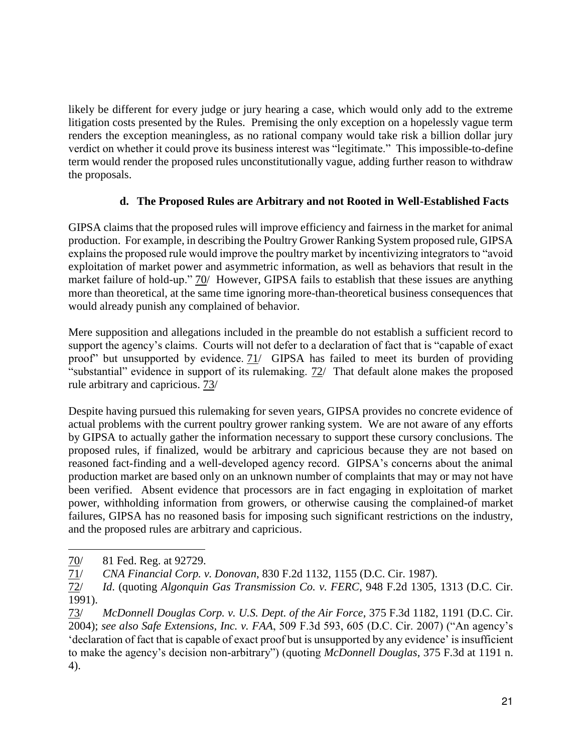likely be different for every judge or jury hearing a case, which would only add to the extreme litigation costs presented by the Rules. Premising the only exception on a hopelessly vague term renders the exception meaningless, as no rational company would take risk a billion dollar jury verdict on whether it could prove its business interest was "legitimate." This impossible-to-define term would render the proposed rules unconstitutionally vague, adding further reason to withdraw the proposals.

#### d. The Proposed Rules are Arbitrary and not Rooted in Well-Established Facts

GIPSA claims that the proposed rules will improve efficiency and fairness in the market for animal production. For example, in describing the Poultry Grower Ranking System proposed rule, GIPSA explains the proposed rule would improve the poultry market by incentivizing integrators to "avoid exploitation of market power and asymmetric information, as well as behaviors that result in the market failure of hold-up." 70/ However, GIPSA fails to establish that these issues are anything more than theoretical, at the same time ignoring more-than-theoretical business consequences that would already punish any complained of behavior.

Mere supposition and allegations included in the preamble do not establish a sufficient record to support the agency's claims. Courts will not defer to a declaration of fact that is "capable of exact proof" but unsupported by evidence. 71/ GIPSA has failed to meet its burden of providing "substantial" evidence in support of its rulemaking. 72/ That default alone makes the proposed rule arbitrary and capricious. 73/

Despite having pursued this rulemaking for seven years, GIPSA provides no concrete evidence of actual problems with the current poultry grower ranking system. We are not aware of any efforts by GIPSA to actually gather the information necessary to support these cursory conclusions. The proposed rules, if finalized, would be arbitrary and capricious because they are not based on reasoned fact-finding and a well-developed agency record. GIPSA's concerns about the animal production market are based only on an unknown number of complaints that may or may not have been verified. Absent evidence that processors are in fact engaging in exploitation of market power, withholding information from growers, or otherwise causing the complained-of market failures, GIPSA has no reasoned basis for imposing such significant restrictions on the industry, and the proposed rules are arbitrary and capricious.

---

70/ 81 Fed. Reg. at 92729.

71/ *CNA Financial Corp. v. Donovan*, 830 F.2d 1132, 1155 (D.C. Cir. 1987).

72/ *Id.* (quoting *Algonquin Gas Transmission Co. v. FERC*, 948 F.2d 1305, 1313 (D.C. Cir. 1991).

73/ *McDonnell Douglas Corp. v. U.S. Dept. of the Air Force*, 375 F.3d 1182, 1191 (D.C. Cir. 2004); *see also Safe Extensions, Inc. v. FAA*, 509 F.3d 593, 605 (D.C. Cir. 2007) ("An agency's 'declaration of fact that is capable of exact proof but is unsupported by any evidence' is insufficient to make the agency's decision non-arbitrary") (quoting *McDonnell Douglas*, 375 F.3d at 1191 n. 4).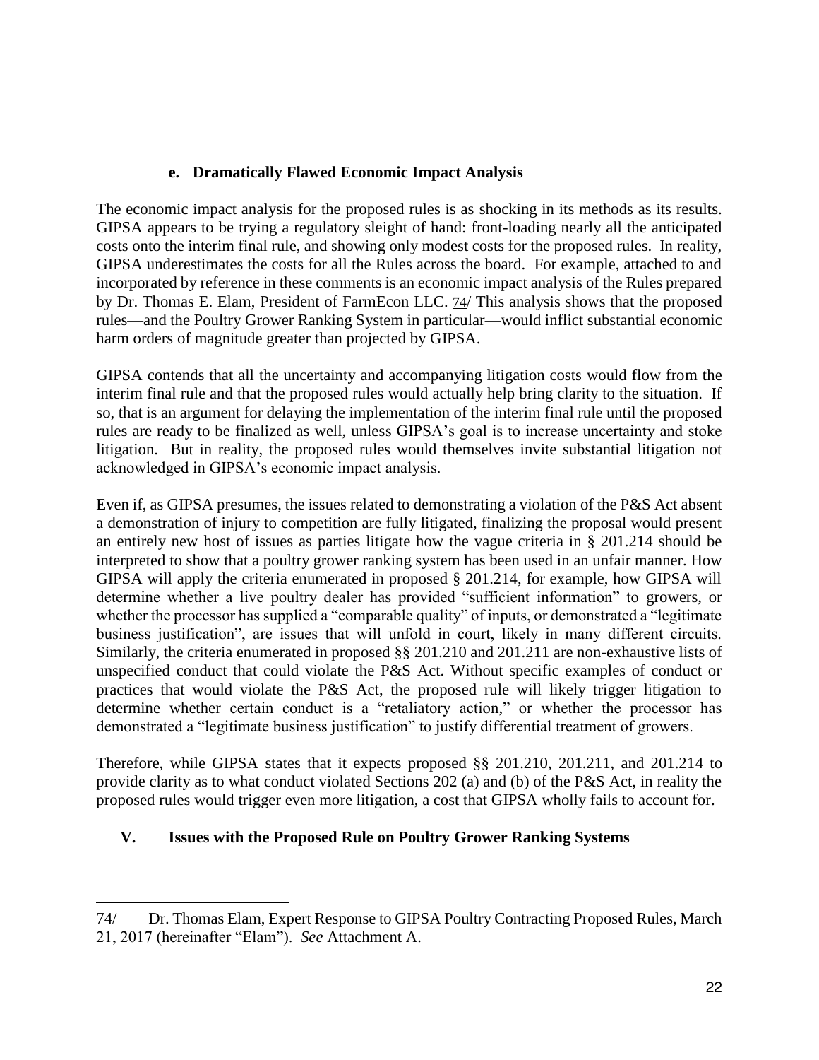#### e. Dramatically Flawed Economic Impact Analysis

The economic impact analysis for the proposed rules is as shocking in its methods as its results. GIPSA appears to be trying a regulatory sleight of hand: front-loading nearly all the anticipated costs onto the interim final rule, and showing only modest costs for the proposed rules. In reality, GIPSA underestimates the costs for all the Rules across the board. For example, attached to and incorporated by reference in these comments is an economic impact analysis of the Rules prepared by Dr. Thomas E. Elam, President of FarmEcon LLC. 74/ This analysis shows that the proposed rules—and the Poultry Grower Ranking System in particular—would inflict substantial economic harm orders of magnitude greater than projected by GIPSA.

GIPSA contends that all the uncertainty and accompanying litigation costs would flow from the interim final rule and that the proposed rules would actually help bring clarity to the situation. If so, that is an argument for delaying the implementation of the interim final rule until the proposed rules are ready to be finalized as well, unless GIPSA's goal is to increase uncertainty and stoke litigation. But in reality, the proposed rules would themselves invite substantial litigation not acknowledged in GIPSA's economic impact analysis.

Even if, as GIPSA presumes, the issues related to demonstrating a violation of the P&S Act absent a demonstration of injury to competition are fully litigated, finalizing the proposal would present an entirely new host of issues as parties litigate how the vague criteria in § 201.214 should be interpreted to show that a poultry grower ranking system has been used in an unfair manner. How GIPSA will apply the criteria enumerated in proposed § 201.214, for example, how GIPSA will determine whether a live poultry dealer has provided "sufficient information" to growers, or whether the processor has supplied a "comparable quality" of inputs, or demonstrated a "legitimate business justification", are issues that will unfold in court, likely in many different circuits. Similarly, the criteria enumerated in proposed §§ 201.210 and 201.211 are non-exhaustive lists of unspecified conduct that could violate the P&S Act. Without specific examples of conduct or practices that would violate the P&S Act, the proposed rule will likely trigger litigation to determine whether certain conduct is a "retaliatory action," or whether the processor has demonstrated a "legitimate business justification" to justify differential treatment of growers.

Therefore, while GIPSA states that it expects proposed §§ 201.210, 201.211, and 201.214 to provide clarity as to what conduct violated Sections 202 (a) and (b) of the P&S Act, in reality the proposed rules would trigger even more litigation, a cost that GIPSA wholly fails to account for.

## V. Issues with the Proposed Rule on Poultry Grower Ranking Systems

---

74/ Dr. Thomas Elam, Expert Response to GIPSA Poultry Contracting Proposed Rules, March 21, 2017 (hereinafter "Elam"). *See* Attachment A.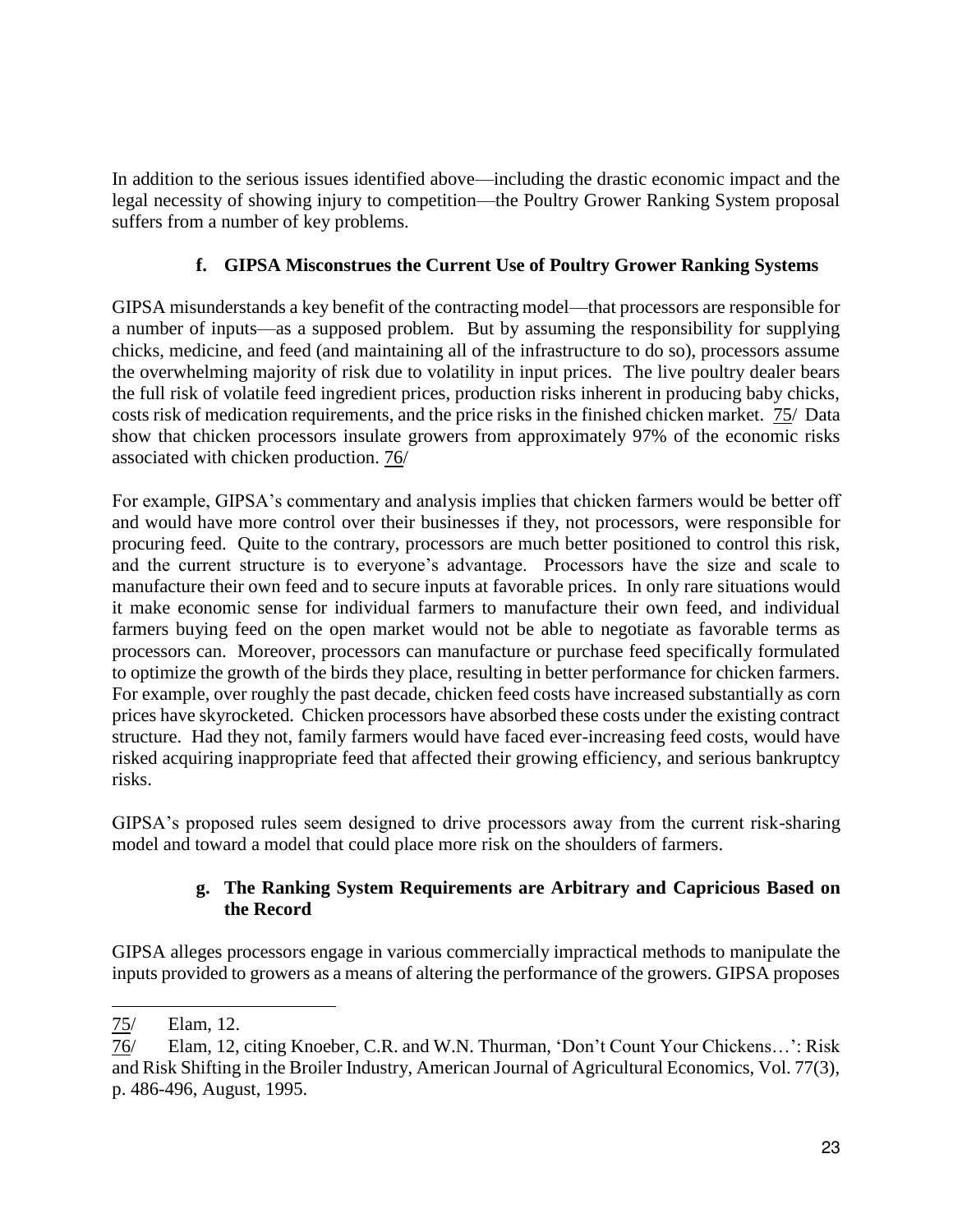In addition to the serious issues identified above—including the drastic economic impact and the legal necessity of showing injury to competition—the Poultry Grower Ranking System proposal suffers from a number of key problems.

### f. GIPSA Misconstrues the Current Use of Poultry Grower Ranking Systems

GIPSA misunderstands a key benefit of the contracting model—that processors are responsible for a number of inputs—as a supposed problem. But by assuming the responsibility for supplying chicks, medicine, and feed (and maintaining all of the infrastructure to do so), processors assume the overwhelming majority of risk due to volatility in input prices. The live poultry dealer bears the full risk of volatile feed ingredient prices, production risks inherent in producing baby chicks, costs risk of medication requirements, and the price risks in the finished chicken market. 75/ Data show that chicken processors insulate growers from approximately 97% of the economic risks associated with chicken production. 76/

For example, GIPSA's commentary and analysis implies that chicken farmers would be better off and would have more control over their businesses if they, not processors, were responsible for procuring feed. Quite to the contrary, processors are much better positioned to control this risk, and the current structure is to everyone's advantage. Processors have the size and scale to manufacture their own feed and to secure inputs at favorable prices. In only rare situations would it make economic sense for individual farmers to manufacture their own feed, and individual farmers buying feed on the open market would not be able to negotiate as favorable terms as processors can. Moreover, processors can manufacture or purchase feed specifically formulated to optimize the growth of the birds they place, resulting in better performance for chicken farmers. For example, over roughly the past decade, chicken feed costs have increased substantially as corn prices have skyrocketed. Chicken processors have absorbed these costs under the existing contract structure. Had they not, family farmers would have faced ever-increasing feed costs, would have risked acquiring inappropriate feed that affected their growing efficiency, and serious bankruptcy risks.

GIPSA's proposed rules seem designed to drive processors away from the current risk-sharing model and toward a model that could place more risk on the shoulders of farmers.

### g. The Ranking System Requirements are Arbitrary and Capricious Based on the Record

GIPSA alleges processors engage in various commercially impractical methods to manipulate the inputs provided to growers as a means of altering the performance of the growers. GIPSA proposes

---

75/ Elam, 12.

76/ Elam, 12, citing Knoeber, C.R. and W.N. Thurman, 'Don't Count Your Chickens…': Risk and Risk Shifting in the Broiler Industry, American Journal of Agricultural Economics, Vol. 77(3), p. 486-496, August, 1995.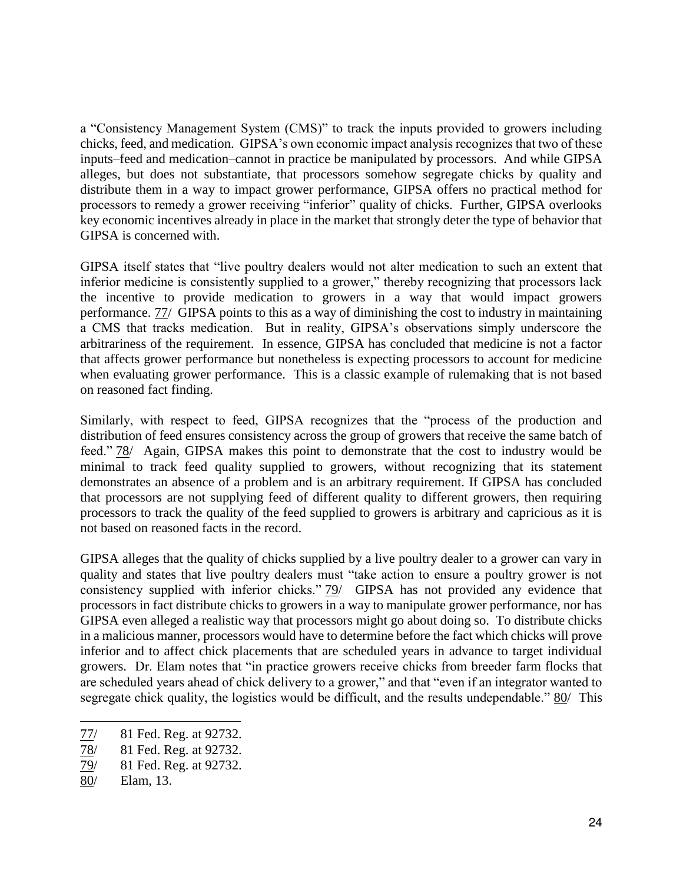a "Consistency Management System (CMS)" to track the inputs provided to growers including chicks, feed, and medication. GIPSA's own economic impact analysis recognizes that two of these inputs–feed and medication–cannot in practice be manipulated by processors. And while GIPSA alleges, but does not substantiate, that processors somehow segregate chicks by quality and distribute them in a way to impact grower performance, GIPSA offers no practical method for processors to remedy a grower receiving "inferior" quality of chicks. Further, GIPSA overlooks key economic incentives already in place in the market that strongly deter the type of behavior that GIPSA is concerned with.

GIPSA itself states that "live poultry dealers would not alter medication to such an extent that inferior medicine is consistently supplied to a grower," thereby recognizing that processors lack the incentive to provide medication to growers in a way that would impact growers performance. 77/ GIPSA points to this as a way of diminishing the cost to industry in maintaining a CMS that tracks medication. But in reality, GIPSA's observations simply underscore the arbitrariness of the requirement. In essence, GIPSA has concluded that medicine is not a factor that affects grower performance but nonetheless is expecting processors to account for medicine when evaluating grower performance. This is a classic example of rulemaking that is not based on reasoned fact finding.

Similarly, with respect to feed, GIPSA recognizes that the "process of the production and distribution of feed ensures consistency across the group of growers that receive the same batch of feed." 78/ Again, GIPSA makes this point to demonstrate that the cost to industry would be minimal to track feed quality supplied to growers, without recognizing that its statement demonstrates an absence of a problem and is an arbitrary requirement. If GIPSA has concluded that processors are not supplying feed of different quality to different growers, then requiring processors to track the quality of the feed supplied to growers is arbitrary and capricious as it is not based on reasoned facts in the record.

GIPSA alleges that the quality of chicks supplied by a live poultry dealer to a grower can vary in quality and states that live poultry dealers must "take action to ensure a poultry grower is not consistency supplied with inferior chicks." 79/ GIPSA has not provided any evidence that processors in fact distribute chicks to growers in a way to manipulate grower performance, nor has GIPSA even alleged a realistic way that processors might go about doing so. To distribute chicks in a malicious manner, processors would have to determine before the fact which chicks will prove inferior and to affect chick placements that are scheduled years in advance to target individual growers. Dr. Elam notes that "in practice growers receive chicks from breeder farm flocks that are scheduled years ahead of chick delivery to a grower," and that "even if an integrator wanted to segregate chick quality, the logistics would be difficult, and the results undependable." 80/ This

---

77/ 81 Fed. Reg. at 92732.

78/ 81 Fed. Reg. at 92732.

79/ 81 Fed. Reg. at 92732.

80/ Elam, 13.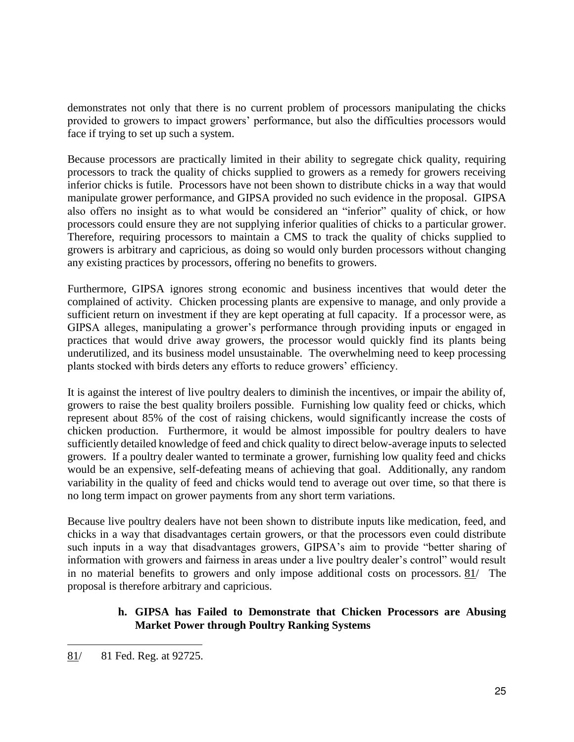demonstrates not only that there is no current problem of processors manipulating the chicks provided to growers to impact growers' performance, but also the difficulties processors would face if trying to set up such a system.

Because processors are practically limited in their ability to segregate chick quality, requiring processors to track the quality of chicks supplied to growers as a remedy for growers receiving inferior chicks is futile. Processors have not been shown to distribute chicks in a way that would manipulate grower performance, and GIPSA provided no such evidence in the proposal. GIPSA also offers no insight as to what would be considered an "inferior" quality of chick, or how processors could ensure they are not supplying inferior qualities of chicks to a particular grower. Therefore, requiring processors to maintain a CMS to track the quality of chicks supplied to growers is arbitrary and capricious, as doing so would only burden processors without changing any existing practices by processors, offering no benefits to growers.

Furthermore, GIPSA ignores strong economic and business incentives that would deter the complained of activity. Chicken processing plants are expensive to manage, and only provide a sufficient return on investment if they are kept operating at full capacity. If a processor were, as GIPSA alleges, manipulating a grower's performance through providing inputs or engaged in practices that would drive away growers, the processor would quickly find its plants being underutilized, and its business model unsustainable. The overwhelming need to keep processing plants stocked with birds deters any efforts to reduce growers' efficiency.

It is against the interest of live poultry dealers to diminish the incentives, or impair the ability of, growers to raise the best quality broilers possible. Furnishing low quality feed or chicks, which represent about 85% of the cost of raising chickens, would significantly increase the costs of chicken production. Furthermore, it would be almost impossible for poultry dealers to have sufficiently detailed knowledge of feed and chick quality to direct below-average inputs to selected growers. If a poultry dealer wanted to terminate a grower, furnishing low quality feed and chicks would be an expensive, self-defeating means of achieving that goal. Additionally, any random variability in the quality of feed and chicks would tend to average out over time, so that there is no long term impact on grower payments from any short term variations.

Because live poultry dealers have not been shown to distribute inputs like medication, feed, and chicks in a way that disadvantages certain growers, or that the processors even could distribute such inputs in a way that disadvantages growers, GIPSA's aim to provide "better sharing of information with growers and fairness in areas under a live poultry dealer's control" would result in no material benefits to growers and only impose additional costs on processors. 81/ The proposal is therefore arbitrary and capricious.

#### h. GIPSA has Failed to Demonstrate that Chicken Processors are Abusing Market Power through Poultry Ranking Systems

---

81/ 81 Fed. Reg. at 92725.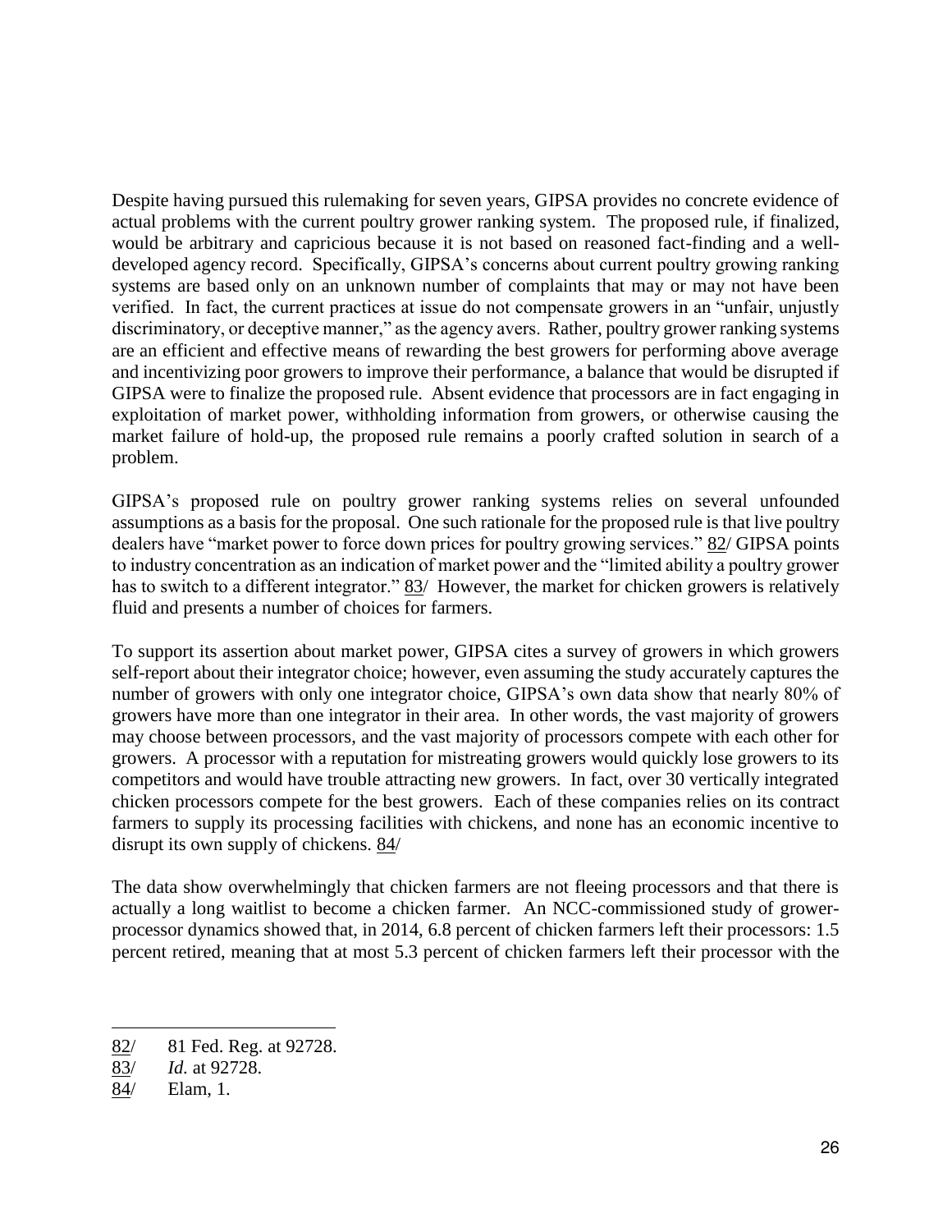Despite having pursued this rulemaking for seven years, GIPSA provides no concrete evidence of actual problems with the current poultry grower ranking system. The proposed rule, if finalized, would be arbitrary and capricious because it is not based on reasoned fact-finding and a well-developed agency record. Specifically, GIPSA's concerns about current poultry growing ranking systems are based only on an unknown number of complaints that may or may not have been verified. In fact, the current practices at issue do not compensate growers in an "unfair, unjustly discriminatory, or deceptive manner," as the agency avers. Rather, poultry grower ranking systems are an efficient and effective means of rewarding the best growers for performing above average and incentivizing poor growers to improve their performance, a balance that would be disrupted if GIPSA were to finalize the proposed rule. Absent evidence that processors are in fact engaging in exploitation of market power, withholding information from growers, or otherwise causing the market failure of hold-up, the proposed rule remains a poorly crafted solution in search of a problem.

GIPSA's proposed rule on poultry grower ranking systems relies on several unfounded assumptions as a basis for the proposal. One such rationale for the proposed rule is that live poultry dealers have "market power to force down prices for poultry growing services." 82/ GIPSA points to industry concentration as an indication of market power and the "limited ability a poultry grower has to switch to a different integrator." 83/ However, the market for chicken growers is relatively fluid and presents a number of choices for farmers.

To support its assertion about market power, GIPSA cites a survey of growers in which growers self-report about their integrator choice; however, even assuming the study accurately captures the number of growers with only one integrator choice, GIPSA's own data show that nearly 80% of growers have more than one integrator in their area. In other words, the vast majority of growers may choose between processors, and the vast majority of processors compete with each other for growers. A processor with a reputation for mistreating growers would quickly lose growers to its competitors and would have trouble attracting new growers. In fact, over 30 vertically integrated chicken processors compete for the best growers. Each of these companies relies on its contract farmers to supply its processing facilities with chickens, and none has an economic incentive to disrupt its own supply of chickens. 84/

The data show overwhelmingly that chicken farmers are not fleeing processors and that there is actually a long waitlist to become a chicken farmer. An NCC-commissioned study of grower-processor dynamics showed that, in 2014, 6.8 percent of chicken farmers left their processors: 1.5 percent retired, meaning that at most 5.3 percent of chicken farmers left their processor with the

---

82/ 81 Fed. Reg. at 92728.

83/ *Id.* at 92728.

84/ Elam, 1.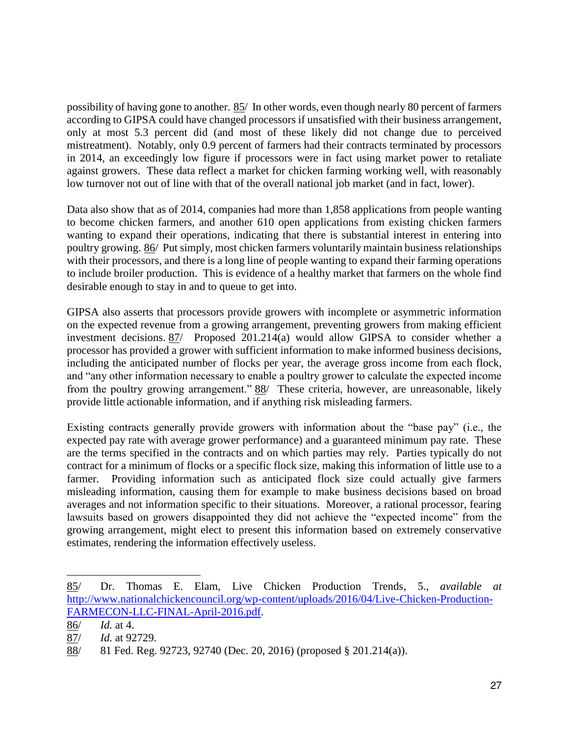possibility of having gone to another. 85/ In other words, even though nearly 80 percent of farmers according to GIPSA could have changed processors if unsatisfied with their business arrangement, only at most 5.3 percent did (and most of these likely did not change due to perceived mistreatment). Notably, only 0.9 percent of farmers had their contracts terminated by processors in 2014, an exceedingly low figure if processors were in fact using market power to retaliate against growers. These data reflect a market for chicken farming working well, with reasonably low turnover not out of line with that of the overall national job market (and in fact, lower).

Data also show that as of 2014, companies had more than 1,858 applications from people wanting to become chicken farmers, and another 610 open applications from existing chicken farmers wanting to expand their operations, indicating that there is substantial interest in entering into poultry growing. 86/ Put simply, most chicken farmers voluntarily maintain business relationships with their processors, and there is a long line of people wanting to expand their farming operations to include broiler production. This is evidence of a healthy market that farmers on the whole find desirable enough to stay in and to queue to get into.

GIPSA also asserts that processors provide growers with incomplete or asymmetric information on the expected revenue from a growing arrangement, preventing growers from making efficient investment decisions. 87/ Proposed 201.214(a) would allow GIPSA to consider whether a processor has provided a grower with sufficient information to make informed business decisions, including the anticipated number of flocks per year, the average gross income from each flock, and "any other information necessary to enable a poultry grower to calculate the expected income from the poultry growing arrangement." 88/ These criteria, however, are unreasonable, likely provide little actionable information, and if anything risk misleading farmers.

Existing contracts generally provide growers with information about the "base pay" (i.e., the expected pay rate with average grower performance) and a guaranteed minimum pay rate. These are the terms specified in the contracts and on which parties may rely. Parties typically do not contract for a minimum of flocks or a specific flock size, making this information of little use to a farmer. Providing information such as anticipated flock size could actually give farmers misleading information, causing them for example to make business decisions based on broad averages and not information specific to their situations. Moreover, a rational processor, fearing lawsuits based on growers disappointed they did not achieve the "expected income" from the growing arrangement, might elect to present this information based on extremely conservative estimates, rendering the information effectively useless.

---

85/ Dr. Thomas E. Elam, Live Chicken Production Trends, 5., *available at* http://www.nationalchickencouncil.org/wp-content/uploads/2016/04/Live-Chicken-Production-FARMECON-LLC-FINAL-April-2016.pdf.

86/ *Id.* at 4.

87/ *Id.* at 92729.

88/ 81 Fed. Reg. 92723, 92740 (Dec. 20, 2016) (proposed § 201.214(a)).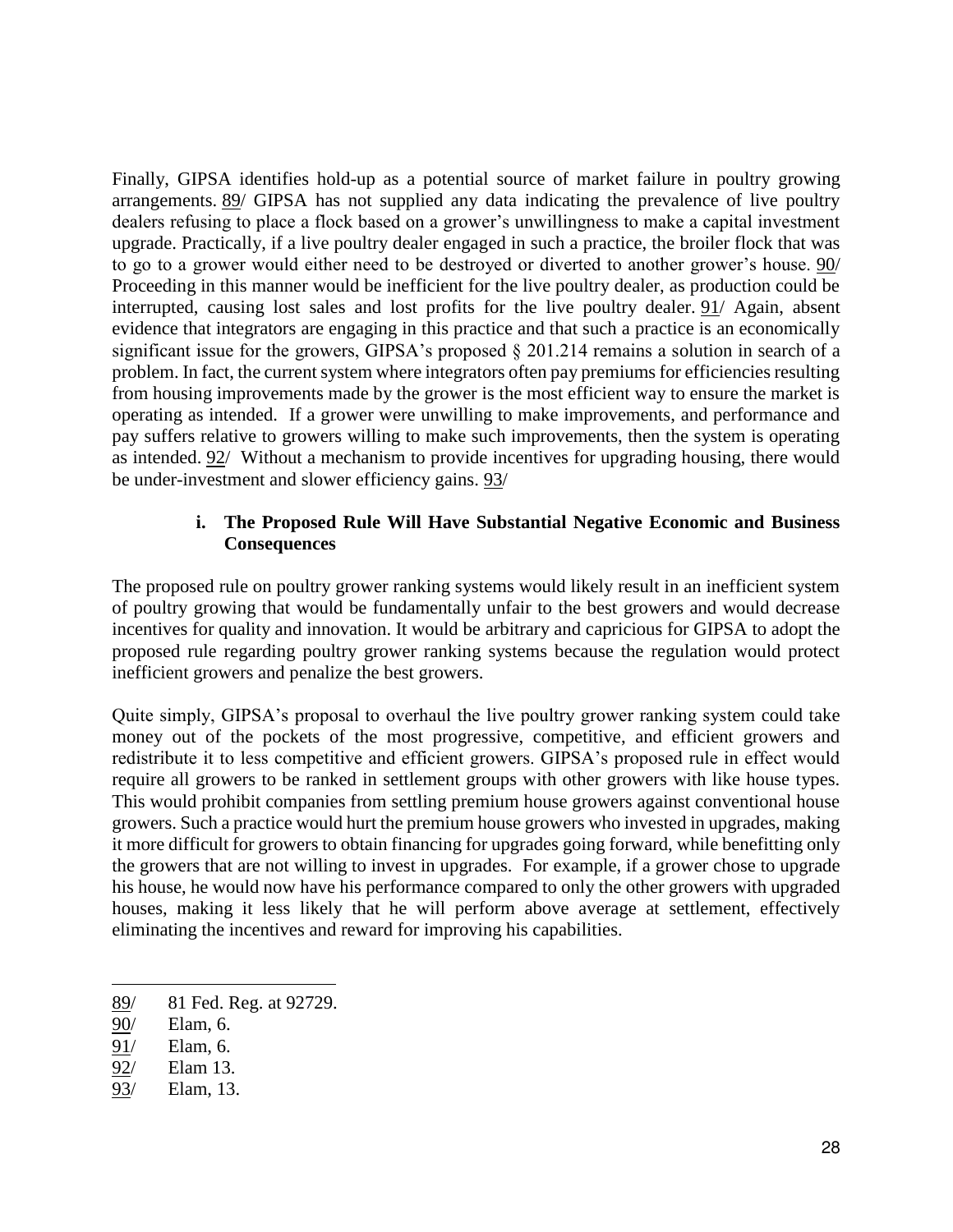Finally, GIPSA identifies hold-up as a potential source of market failure in poultry growing arrangements. 89/ GIPSA has not supplied any data indicating the prevalence of live poultry dealers refusing to place a flock based on a grower's unwillingness to make a capital investment upgrade. Practically, if a live poultry dealer engaged in such a practice, the broiler flock that was to go to a grower would either need to be destroyed or diverted to another grower's house. 90/ Proceeding in this manner would be inefficient for the live poultry dealer, as production could be interrupted, causing lost sales and lost profits for the live poultry dealer. 91/ Again, absent evidence that integrators are engaging in this practice and that such a practice is an economically significant issue for the growers, GIPSA's proposed § 201.214 remains a solution in search of a problem. In fact, the current system where integrators often pay premiums for efficiencies resulting from housing improvements made by the grower is the most efficient way to ensure the market is operating as intended. If a grower were unwilling to make improvements, and performance and pay suffers relative to growers willing to make such improvements, then the system is operating as intended. 92/ Without a mechanism to provide incentives for upgrading housing, there would be under-investment and slower efficiency gains. 93/

#### i. The Proposed Rule Will Have Substantial Negative Economic and Business Consequences

The proposed rule on poultry grower ranking systems would likely result in an inefficient system of poultry growing that would be fundamentally unfair to the best growers and would decrease incentives for quality and innovation. It would be arbitrary and capricious for GIPSA to adopt the proposed rule regarding poultry grower ranking systems because the regulation would protect inefficient growers and penalize the best growers.

Quite simply, GIPSA's proposal to overhaul the live poultry grower ranking system could take money out of the pockets of the most progressive, competitive, and efficient growers and redistribute it to less competitive and efficient growers. GIPSA's proposed rule in effect would require all growers to be ranked in settlement groups with other growers with like house types. This would prohibit companies from settling premium house growers against conventional house growers. Such a practice would hurt the premium house growers who invested in upgrades, making it more difficult for growers to obtain financing for upgrades going forward, while benefitting only the growers that are not willing to invest in upgrades. For example, if a grower chose to upgrade his house, he would now have his performance compared to only the other growers with upgraded houses, making it less likely that he will perform above average at settlement, effectively eliminating the incentives and reward for improving his capabilities.

---

89/ 81 Fed. Reg. at 92729.

90/ Elam, 6.

91/ Elam, 6.

92/ Elam 13.

93/ Elam, 13.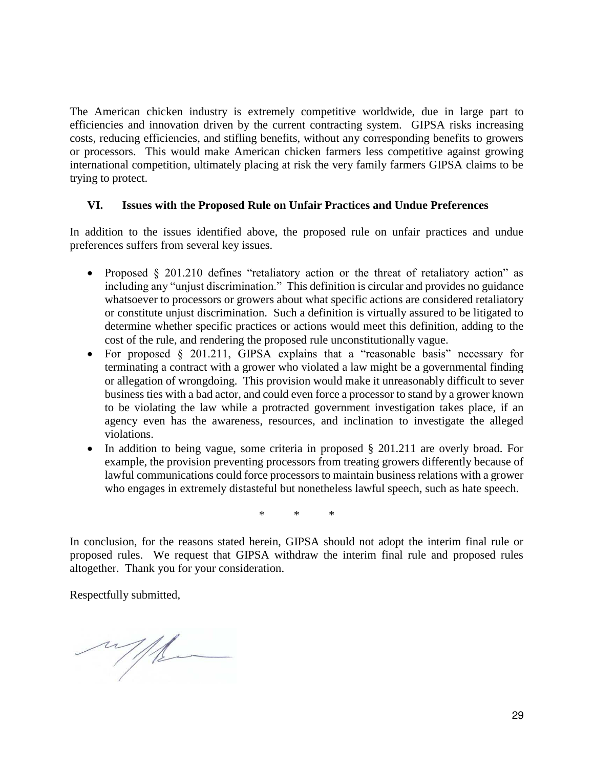The American chicken industry is extremely competitive worldwide, due in large part to efficiencies and innovation driven by the current contracting system. GIPSA risks increasing costs, reducing efficiencies, and stifling benefits, without any corresponding benefits to growers or processors. This would make American chicken farmers less competitive against growing international competition, ultimately placing at risk the very family farmers GIPSA claims to be trying to protect.

## VI. Issues with the Proposed Rule on Unfair Practices and Undue Preferences

In addition to the issues identified above, the proposed rule on unfair practices and undue preferences suffers from several key issues.

- Proposed § 201.210 defines "retaliatory action or the threat of retaliatory action" as including any "unjust discrimination." This definition is circular and provides no guidance whatsoever to processors or growers about what specific actions are considered retaliatory or constitute unjust discrimination. Such a definition is virtually assured to be litigated to determine whether specific practices or actions would meet this definition, adding to the cost of the rule, and rendering the proposed rule unconstitutionally vague.
- For proposed § 201.211, GIPSA explains that a "reasonable basis" necessary for terminating a contract with a grower who violated a law might be a governmental finding or allegation of wrongdoing. This provision would make it unreasonably difficult to sever business ties with a bad actor, and could even force a processor to stand by a grower known to be violating the law while a protracted government investigation takes place, if an agency even has the awareness, resources, and inclination to investigate the alleged violations.
- In addition to being vague, some criteria in proposed § 201.211 are overly broad. For example, the provision preventing processors from treating growers differently because of lawful communications could force processors to maintain business relations with a grower who engages in extremely distasteful but nonetheless lawful speech, such as hate speech.

\* \* \*

In conclusion, for the reasons stated herein, GIPSA should not adopt the interim final rule or proposed rules. We request that GIPSA withdraw the interim final rule and proposed rules altogether. Thank you for your consideration.

Respectfully submitted,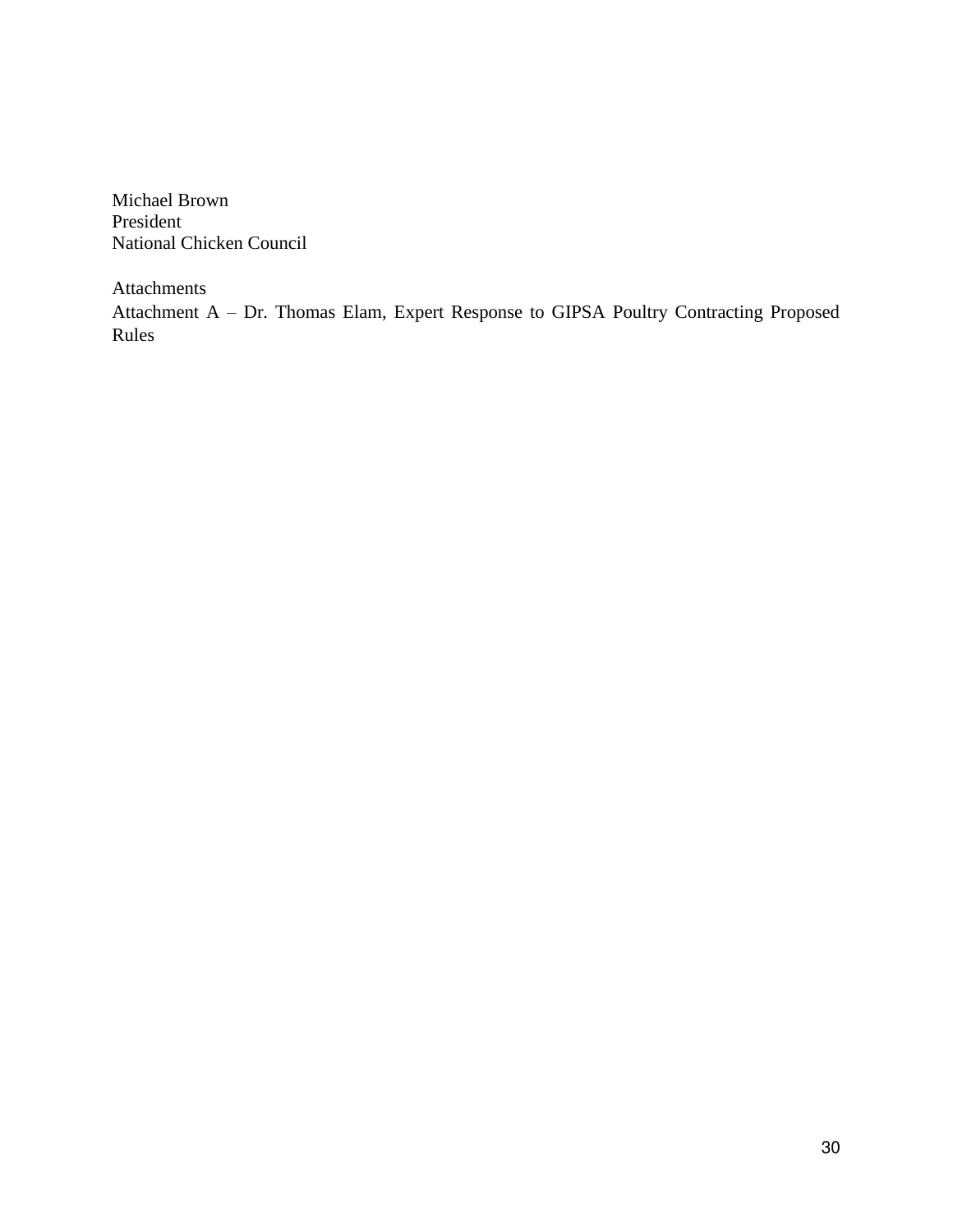Michael Brown  
President  
National Chicken Council

Attachments  
Attachment A – Dr. Thomas Elam, Expert Response to GIPSA Poultry Contracting Proposed Rules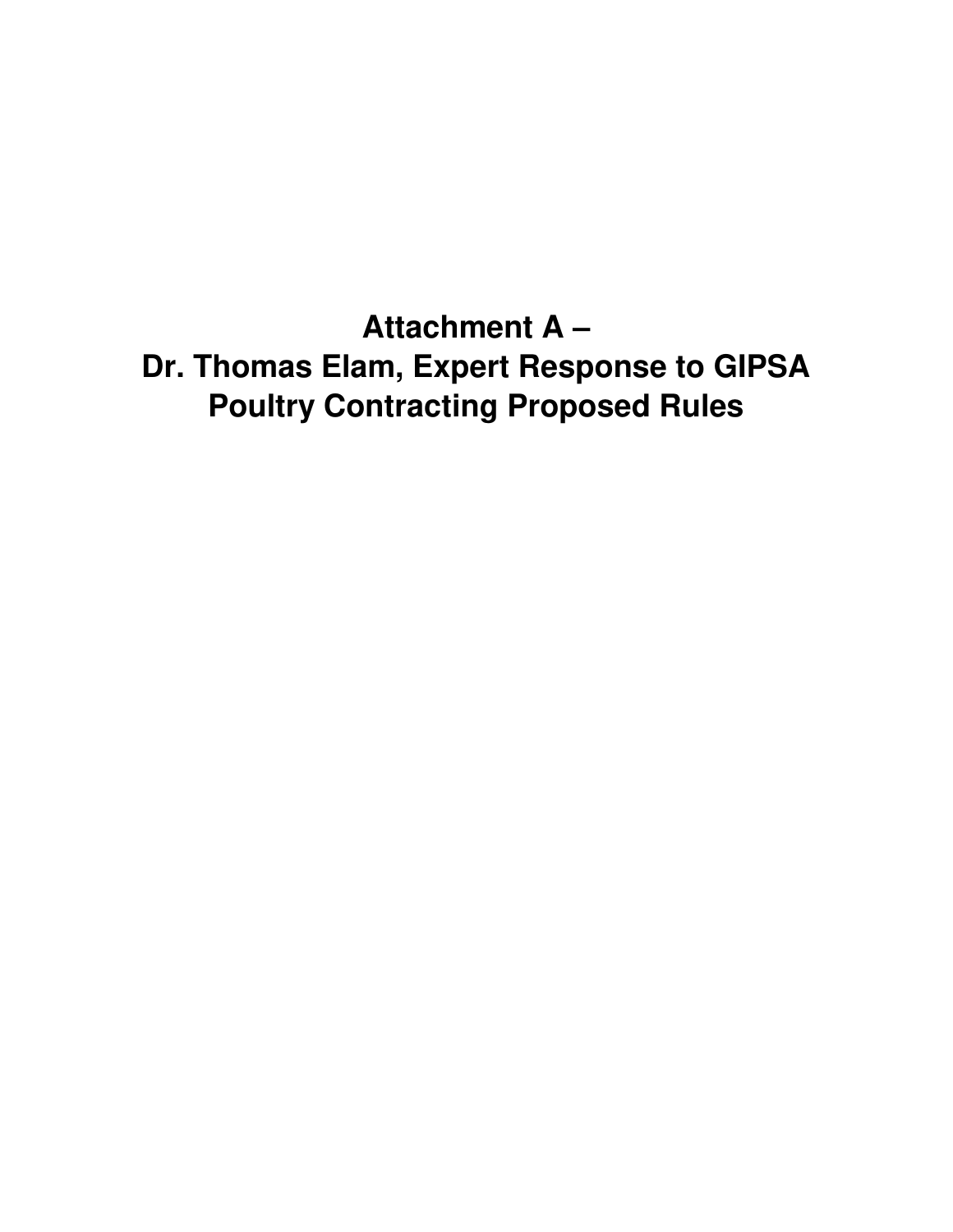# Attachment A – Dr. Thomas Elam, Expert Response to GIPSA Poultry Contracting Proposed Rules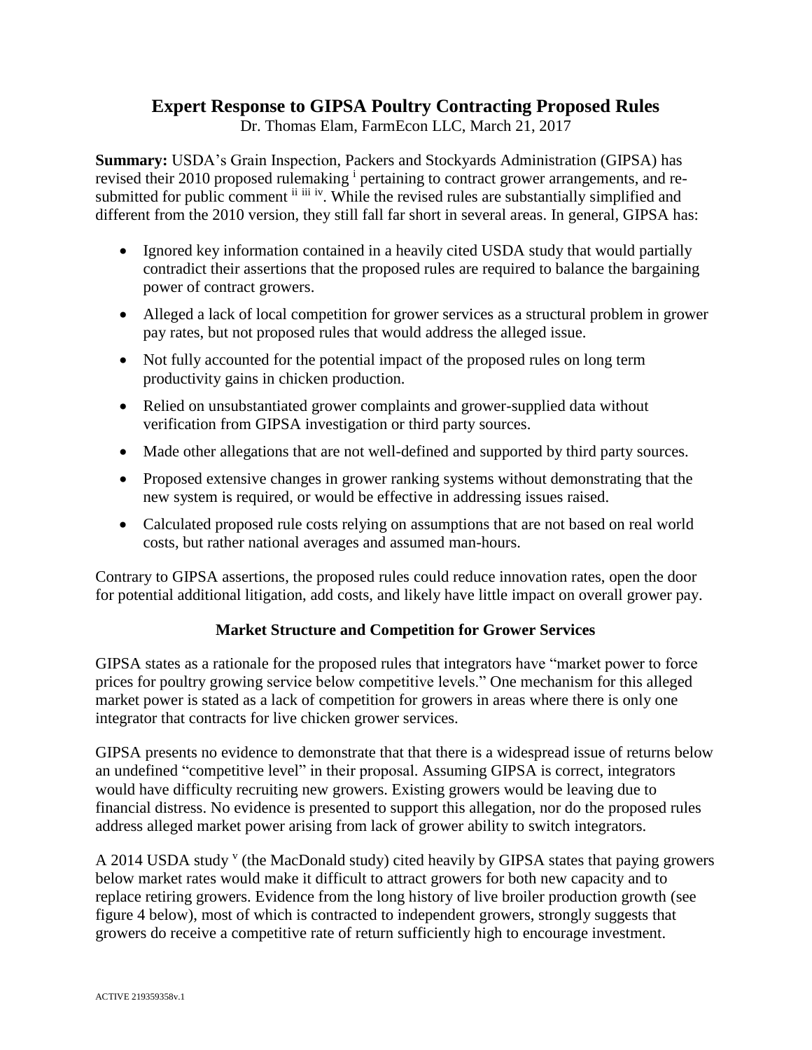# Expert Response to GIPSA Poultry Contracting Proposed Rules

Dr. Thomas Elam, FarmEcon LLC, March 21, 2017

**Summary:** USDA's Grain Inspection, Packers and Stockyards Administration (GIPSA) has revised their 2010 proposed rulemaking [i] pertaining to contract grower arrangements, and re-submitted for public comment [ii] [iii] [iv]. While the revised rules are substantially simplified and different from the 2010 version, they still fall far short in several areas. In general, GIPSA has:

- Ignored key information contained in a heavily cited USDA study that would partially contradict their assertions that the proposed rules are required to balance the bargaining power of contract growers.
- Alleged a lack of local competition for grower services as a structural problem in grower pay rates, but not proposed rules that would address the alleged issue.
- Not fully accounted for the potential impact of the proposed rules on long term productivity gains in chicken production.
- Relied on unsubstantiated grower complaints and grower-supplied data without verification from GIPSA investigation or third party sources.
- Made other allegations that are not well-defined and supported by third party sources.
- Proposed extensive changes in grower ranking systems without demonstrating that the new system is required, or would be effective in addressing issues raised.
- Calculated proposed rule costs relying on assumptions that are not based on real world costs, but rather national averages and assumed man-hours.

Contrary to GIPSA assertions, the proposed rules could reduce innovation rates, open the door for potential additional litigation, add costs, and likely have little impact on overall grower pay.

## Market Structure and Competition for Grower Services

GIPSA states as a rationale for the proposed rules that integrators have "market power to force prices for poultry growing service below competitive levels." One mechanism for this alleged market power is stated as a lack of competition for growers in areas where there is only one integrator that contracts for live chicken grower services.

GIPSA presents no evidence to demonstrate that that there is a widespread issue of returns below an undefined "competitive level" in their proposal. Assuming GIPSA is correct, integrators would have difficulty recruiting new growers. Existing growers would be leaving due to financial distress. No evidence is presented to support this allegation, nor do the proposed rules address alleged market power arising from lack of grower ability to switch integrators.

A 2014 USDA study [v] (the MacDonald study) cited heavily by GIPSA states that paying growers below market rates would make it difficult to attract growers for both new capacity and to replace retiring growers. Evidence from the long history of live broiler production growth (see figure 4 below), most of which is contracted to independent growers, strongly suggests that growers do receive a competitive rate of return sufficiently high to encourage investment.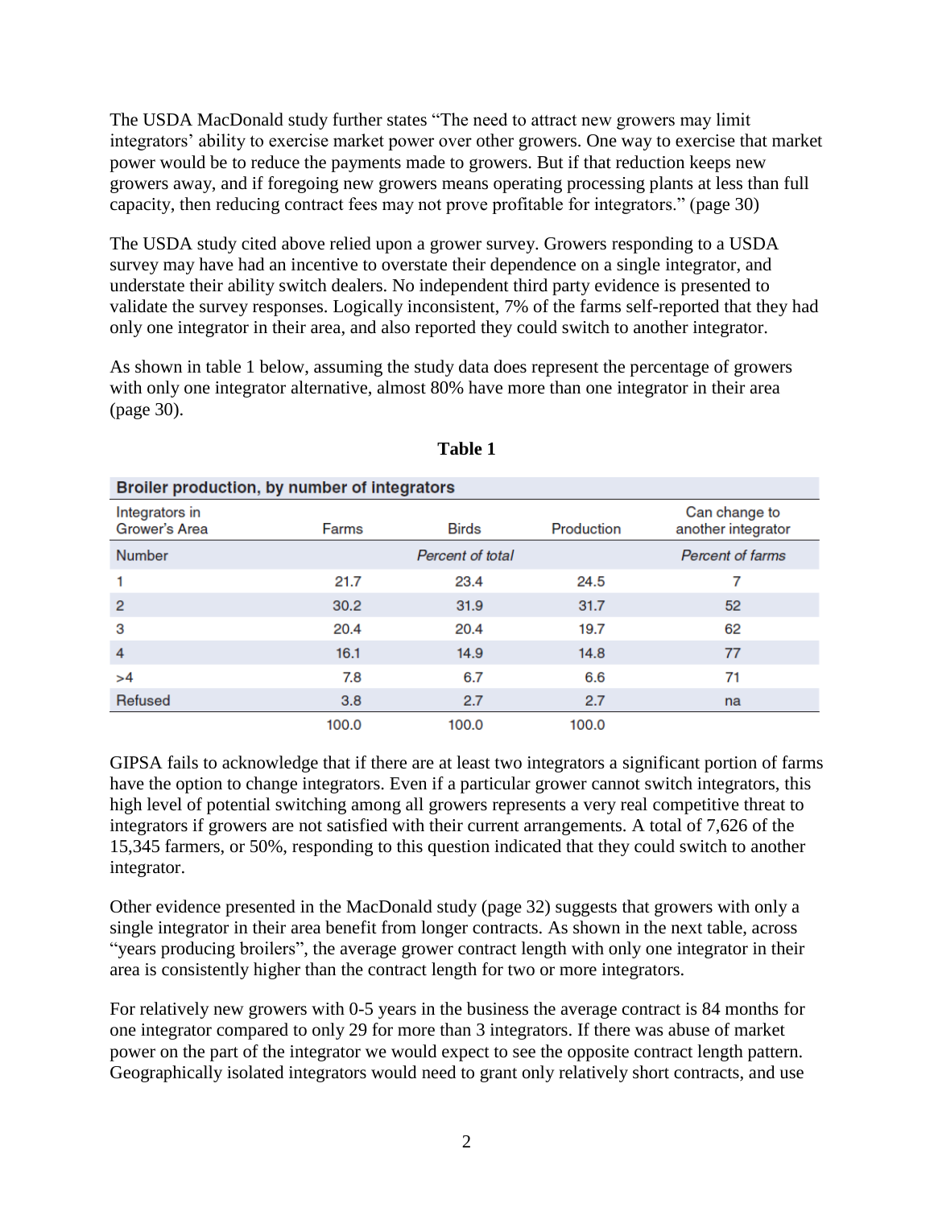The USDA MacDonald study further states "The need to attract new growers may limit integrators' ability to exercise market power over other growers. One way to exercise that market power would be to reduce the payments made to growers. But if that reduction keeps new growers away, and if foregoing new growers means operating processing plants at less than full capacity, then reducing contract fees may not prove profitable for integrators." (page 30)

The USDA study cited above relied upon a grower survey. Growers responding to a USDA survey may have had an incentive to overstate their dependence on a single integrator, and understate their ability switch dealers. No independent third party evidence is presented to validate the survey responses. Logically inconsistent, 7% of the farms self-reported that they had only one integrator in their area, and also reported they could switch to another integrator.

As shown in table 1 below, assuming the study data does represent the percentage of growers with only one integrator alternative, almost 80% have more than one integrator in their area (page 30).

**Table 1**

**Broiler production, by number of integrators**

| Integrators in Grower's Area | Farms | Birds | Production | Can change to another integrator |
|---|---|---|---|---|
| Number | | *Percent of total* | | *Percent of farms* |
| 1 | 21.7 | 23.4 | 24.5 | 7 |
| 2 | 30.2 | 31.9 | 31.7 | 52 |
| 3 | 20.4 | 20.4 | 19.7 | 62 |
| 4 | 16.1 | 14.9 | 14.8 | 77 |
| >4 | 7.8 | 6.7 | 6.6 | 71 |
| Refused | 3.8 | 2.7 | 2.7 | na |
| | 100.0 | 100.0 | 100.0 | |

GIPSA fails to acknowledge that if there are at least two integrators a significant portion of farms have the option to change integrators. Even if a particular grower cannot switch integrators, this high level of potential switching among all growers represents a very real competitive threat to integrators if growers are not satisfied with their current arrangements. A total of 7,626 of the 15,345 farmers, or 50%, responding to this question indicated that they could switch to another integrator.

Other evidence presented in the MacDonald study (page 32) suggests that growers with only a single integrator in their area benefit from longer contracts. As shown in the next table, across "years producing broilers", the average grower contract length with only one integrator in their area is consistently higher than the contract length for two or more integrators.

For relatively new growers with 0-5 years in the business the average contract is 84 months for one integrator compared to only 29 for more than 3 integrators. If there was abuse of market power on the part of the integrator we would expect to see the opposite contract length pattern. Geographically isolated integrators would need to grant only relatively short contracts, and use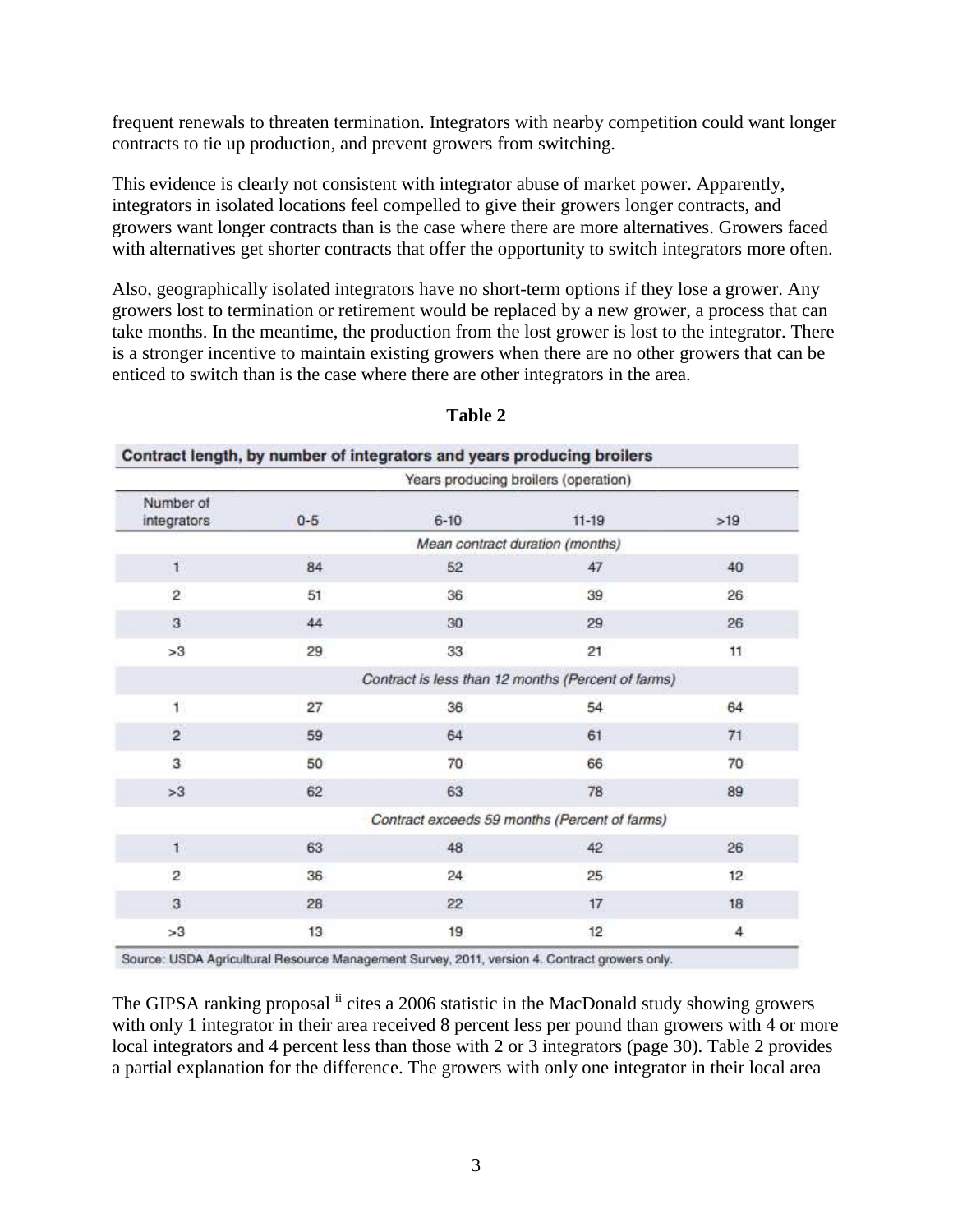frequent renewals to threaten termination. Integrators with nearby competition could want longer contracts to tie up production, and prevent growers from switching.

This evidence is clearly not consistent with integrator abuse of market power. Apparently, integrators in isolated locations feel compelled to give their growers longer contracts, and growers want longer contracts than is the case where there are more alternatives. Growers faced with alternatives get shorter contracts that offer the opportunity to switch integrators more often.

Also, geographically isolated integrators have no short-term options if they lose a grower. Any growers lost to termination or retirement would be replaced by a new grower, a process that can take months. In the meantime, the production from the lost grower is lost to the integrator. There is a stronger incentive to maintain existing growers when there are no other growers that can be enticed to switch than is the case where there are other integrators in the area.

**Table 2**

**Contract length, by number of integrators and years producing broilers**

| | Years producing broilers (operation) | | | |
|---|---|---|---|---|
| Number of integrators | 0-5 | 6-10 | 11-19 | >19 |
| | *Mean contract duration (months)* | | | |
| 1 | 84 | 52 | 47 | 40 |
| 2 | 51 | 36 | 39 | 26 |
| 3 | 44 | 30 | 29 | 26 |
| >3 | 29 | 33 | 21 | 11 |
| | *Contract is less than 12 months (Percent of farms)* | | | |
| 1 | 27 | 36 | 54 | 64 |
| 2 | 59 | 64 | 61 | 71 |
| 3 | 50 | 70 | 66 | 70 |
| >3 | 62 | 63 | 78 | 89 |
| | *Contract exceeds 59 months (Percent of farms)* | | | |
| 1 | 63 | 48 | 42 | 26 |
| 2 | 36 | 24 | 25 | 12 |
| 3 | 28 | 22 | 17 | 18 |
| >3 | 13 | 19 | 12 | 4 |

Source: USDA Agricultural Resource Management Survey, 2011, version 4. Contract growers only.

The GIPSA ranking proposal [ii] cites a 2006 statistic in the MacDonald study showing growers with only 1 integrator in their area received 8 percent less per pound than growers with 4 or more local integrators and 4 percent less than those with 2 or 3 integrators (page 30). Table 2 provides a partial explanation for the difference. The growers with only one integrator in their local area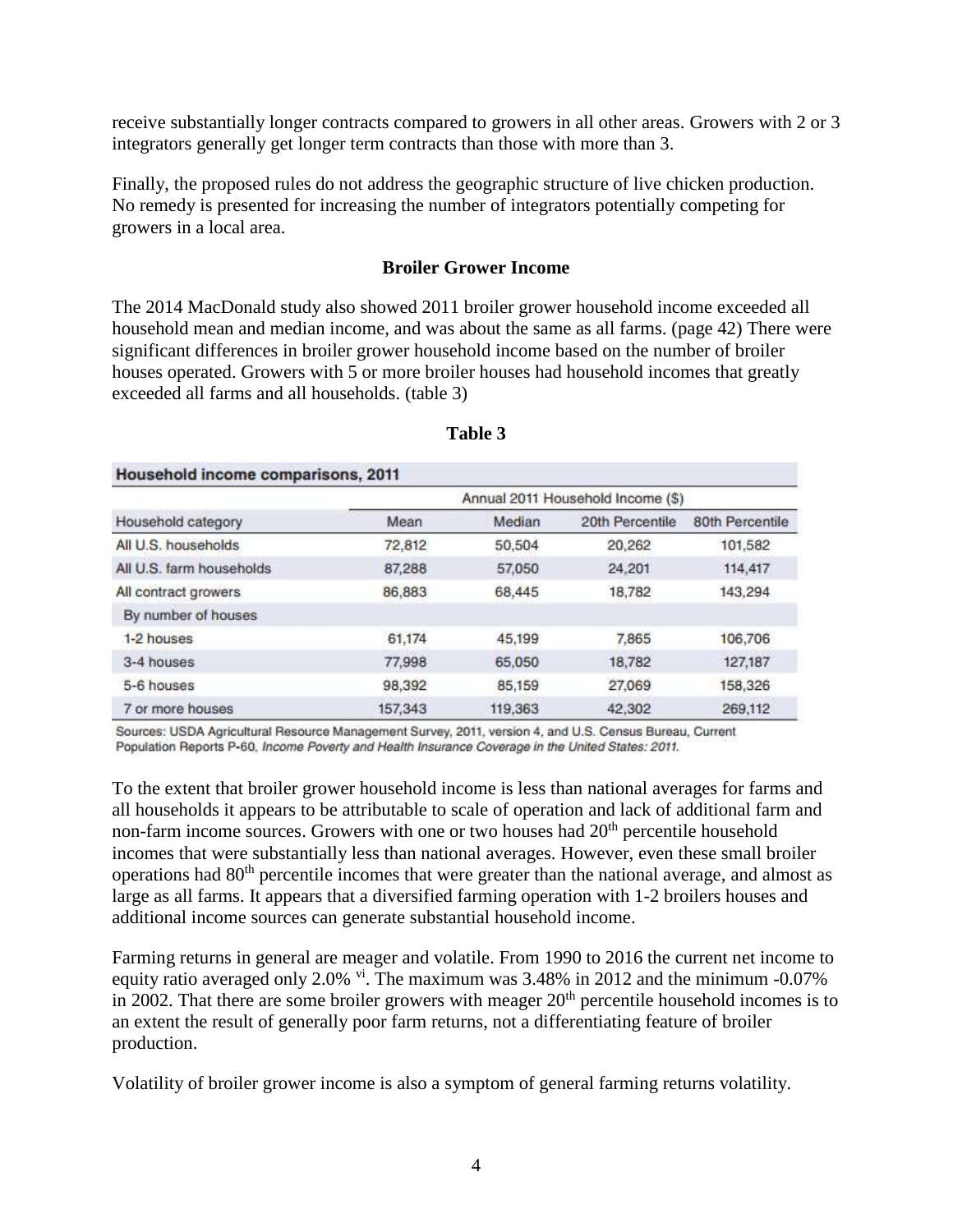receive substantially longer contracts compared to growers in all other areas. Growers with 2 or 3 integrators generally get longer term contracts than those with more than 3.

Finally, the proposed rules do not address the geographic structure of live chicken production. No remedy is presented for increasing the number of integrators potentially competing for growers in a local area.

**Broiler Grower Income**

The 2014 MacDonald study also showed 2011 broiler grower household income exceeded all household mean and median income, and was about the same as all farms. (page 42) There were significant differences in broiler grower household income based on the number of broiler houses operated. Growers with 5 or more broiler houses had household incomes that greatly exceeded all farms and all households. (table 3)

**Table 3**

**Household income comparisons, 2011**

| | Annual 2011 Household Income ($) | | | |
|---|---|---|---|---|
| Household category | Mean | Median | 20th Percentile | 80th Percentile |
| All U.S. households | 72,812 | 50,504 | 20,262 | 101,582 |
| All U.S. farm households | 87,288 | 57,050 | 24,201 | 114,417 |
| All contract growers | 86,883 | 68,445 | 18,782 | 143,294 |
| By number of houses | | | | |
| 1-2 houses | 61,174 | 45,199 | 7,865 | 106,706 |
| 3-4 houses | 77,998 | 65,050 | 18,782 | 127,187 |
| 5-6 houses | 98,392 | 85,159 | 27,069 | 158,326 |
| 7 or more houses | 157,343 | 119,363 | 42,302 | 269,112 |

Sources: USDA Agricultural Resource Management Survey, 2011, version 4, and U.S. Census Bureau, Current Population Reports P-60, *Income Poverty and Health Insurance Coverage in the United States: 2011.*

To the extent that broiler grower household income is less than national averages for farms and all households it appears to be attributable to scale of operation and lack of additional farm and non-farm income sources. Growers with one or two houses had 20th percentile household incomes that were substantially less than national averages. However, even these small broiler operations had 80th percentile incomes that were greater than the national average, and almost as large as all farms. It appears that a diversified farming operation with 1-2 broilers houses and additional income sources can generate substantial household income.

Farming returns in general are meager and volatile. From 1990 to 2016 the current net income to equity ratio averaged only 2.0% [vi]. The maximum was 3.48% in 2012 and the minimum -0.07% in 2002. That there are some broiler growers with meager 20th percentile household incomes is to an extent the result of generally poor farm returns, not a differentiating feature of broiler production.

Volatility of broiler grower income is also a symptom of general farming returns volatility.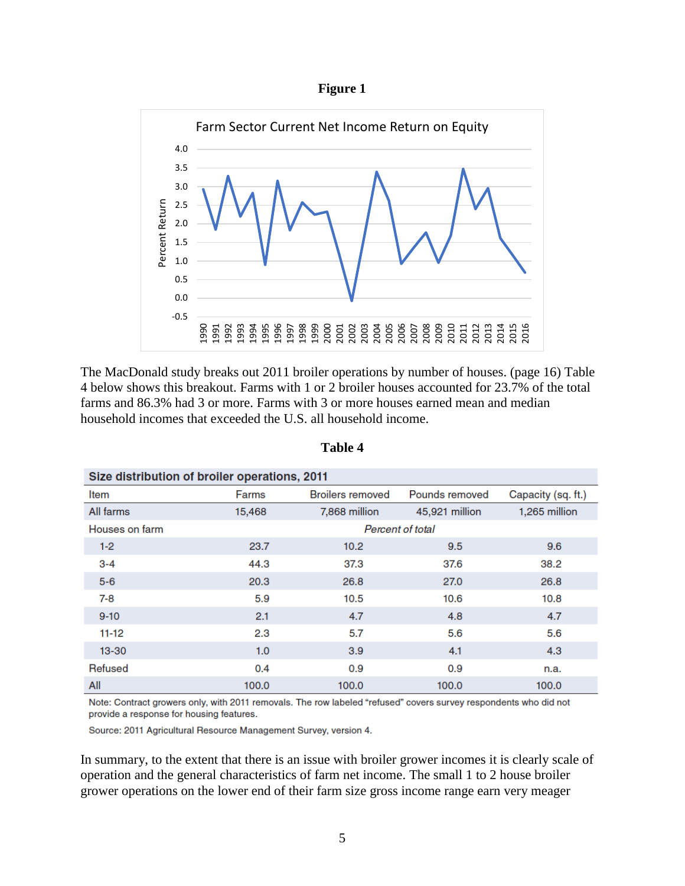**Figure 1**

The MacDonald study breaks out 2011 broiler operations by number of houses. (page 16) Table 4 below shows this breakout. Farms with 1 or 2 broiler houses accounted for 23.7% of the total farms and 86.3% had 3 or more. Farms with 3 or more houses earned mean and median household incomes that exceeded the U.S. all household income.

**Table 4**

| Size distribution of broiler operations, 2011 | | | | |
|---|---|---|---|---|
| Item | Farms | Broilers removed | Pounds removed | Capacity (sq. ft.) |
| All farms | 15,468 | 7,868 million | 45,921 million | 1,265 million |
| Houses on farm | | *Percent of total* | | |
| 1-2 | 23.7 | 10.2 | 9.5 | 9.6 |
| 3-4 | 44.3 | 37.3 | 37.6 | 38.2 |
| 5-6 | 20.3 | 26.8 | 27.0 | 26.8 |
| 7-8 | 5.9 | 10.5 | 10.6 | 10.8 |
| 9-10 | 2.1 | 4.7 | 4.8 | 4.7 |
| 11-12 | 2.3 | 5.7 | 5.6 | 5.6 |
| 13-30 | 1.0 | 3.9 | 4.1 | 4.3 |
| Refused | 0.4 | 0.9 | 0.9 | n.a. |
| All | 100.0 | 100.0 | 100.0 | 100.0 |

Note: Contract growers only, with 2011 removals. The row labeled "refused" covers survey respondents who did not provide a response for housing features.

Source: 2011 Agricultural Resource Management Survey, version 4.

In summary, to the extent that there is an issue with broiler grower incomes it is clearly scale of operation and the general characteristics of farm net income. The small 1 to 2 house broiler grower operations on the lower end of their farm size gross income range earn very meager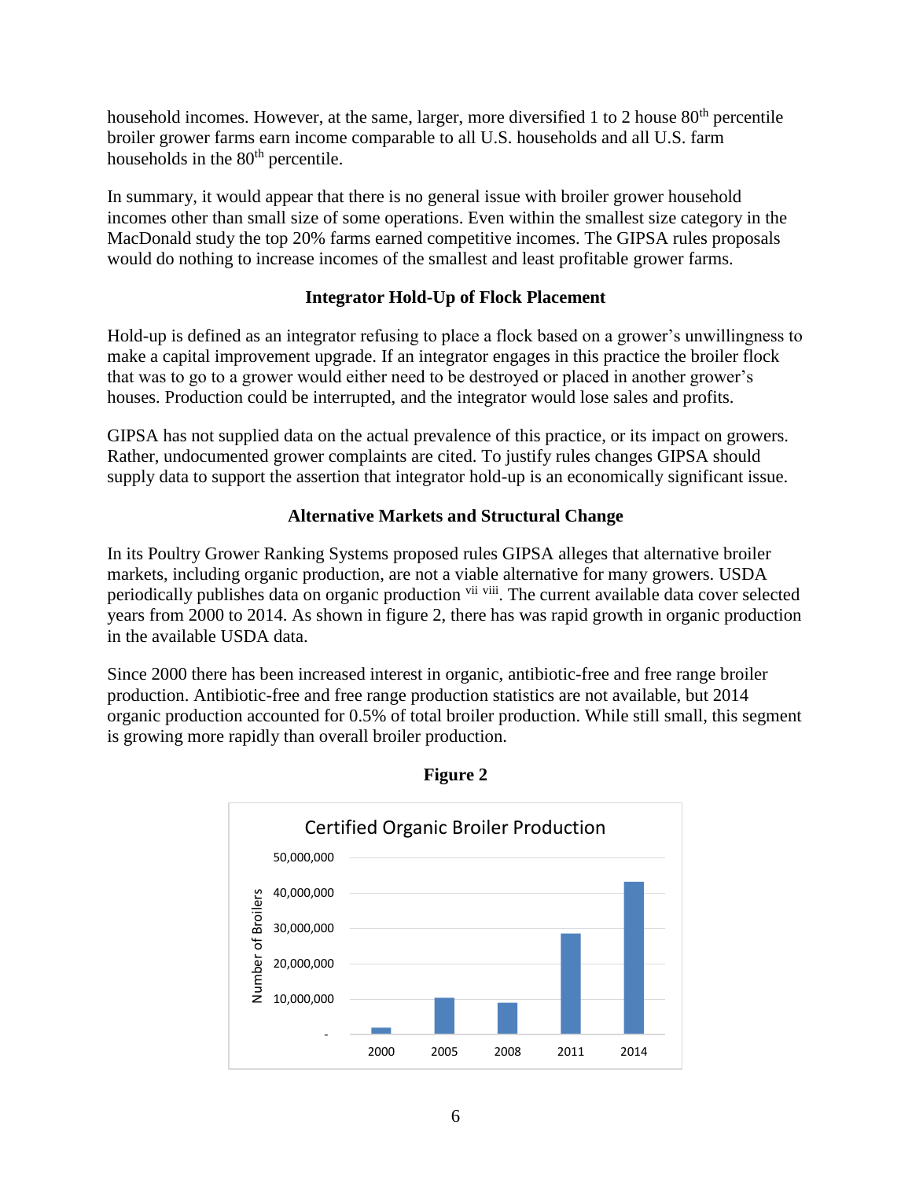household incomes. However, at the same, larger, more diversified 1 to 2 house 80th percentile broiler grower farms earn income comparable to all U.S. households and all U.S. farm households in the 80th percentile.

In summary, it would appear that there is no general issue with broiler grower household incomes other than small size of some operations. Even within the smallest size category in the MacDonald study the top 20% farms earned competitive incomes. The GIPSA rules proposals would do nothing to increase incomes of the smallest and least profitable grower farms.

**Integrator Hold-Up of Flock Placement**

Hold-up is defined as an integrator refusing to place a flock based on a grower's unwillingness to make a capital improvement upgrade. If an integrator engages in this practice the broiler flock that was to go to a grower would either need to be destroyed or placed in another grower's houses. Production could be interrupted, and the integrator would lose sales and profits.

GIPSA has not supplied data on the actual prevalence of this practice, or its impact on growers. Rather, undocumented grower complaints are cited. To justify rules changes GIPSA should supply data to support the assertion that integrator hold-up is an economically significant issue.

**Alternative Markets and Structural Change**

In its Poultry Grower Ranking Systems proposed rules GIPSA alleges that alternative broiler markets, including organic production, are not a viable alternative for many growers. USDA periodically publishes data on organic production [vii] [viii]. The current available data cover selected years from 2000 to 2014. As shown in figure 2, there has was rapid growth in organic production in the available USDA data.

Since 2000 there has been increased interest in organic, antibiotic-free and free range broiler production. Antibiotic-free and free range production statistics are not available, but 2014 organic production accounted for 0.5% of total broiler production. While still small, this segment is growing more rapidly than overall broiler production.

**Figure 2**

Certified Organic Broiler Production

| Year | Number of Broilers (approx.) |
|---|---|
| 2000 | ~2,000,000 |
| 2005 | ~10,500,000 |
| 2008 | ~9,000,000 |
| 2011 | ~28,500,000 |
| 2014 | ~43,000,000 |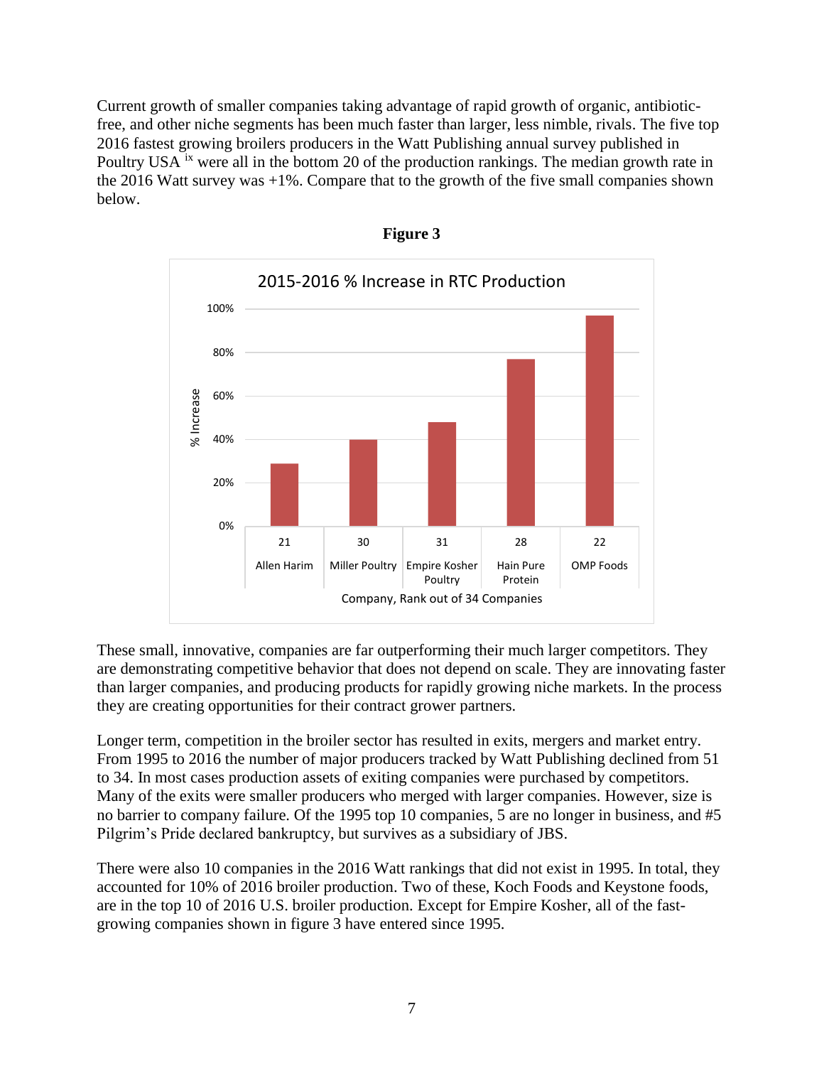Current growth of smaller companies taking advantage of rapid growth of organic, antibiotic-free, and other niche segments has been much faster than larger, less nimble, rivals. The five top 2016 fastest growing broilers producers in the Watt Publishing annual survey published in Poultry USA [ix] were all in the bottom 20 of the production rankings. The median growth rate in the 2016 Watt survey was +1%. Compare that to the growth of the five small companies shown below.

**Figure 3**

These small, innovative, companies are far outperforming their much larger competitors. They are demonstrating competitive behavior that does not depend on scale. They are innovating faster than larger companies, and producing products for rapidly growing niche markets. In the process they are creating opportunities for their contract grower partners.

Longer term, competition in the broiler sector has resulted in exits, mergers and market entry. From 1995 to 2016 the number of major producers tracked by Watt Publishing declined from 51 to 34. In most cases production assets of exiting companies were purchased by competitors. Many of the exits were smaller producers who merged with larger companies. However, size is no barrier to company failure. Of the 1995 top 10 companies, 5 are no longer in business, and #5 Pilgrim's Pride declared bankruptcy, but survives as a subsidiary of JBS.

There were also 10 companies in the 2016 Watt rankings that did not exist in 1995. In total, they accounted for 10% of 2016 broiler production. Two of these, Koch Foods and Keystone foods, are in the top 10 of 2016 U.S. broiler production. Except for Empire Kosher, all of the fast-growing companies shown in figure 3 have entered since 1995.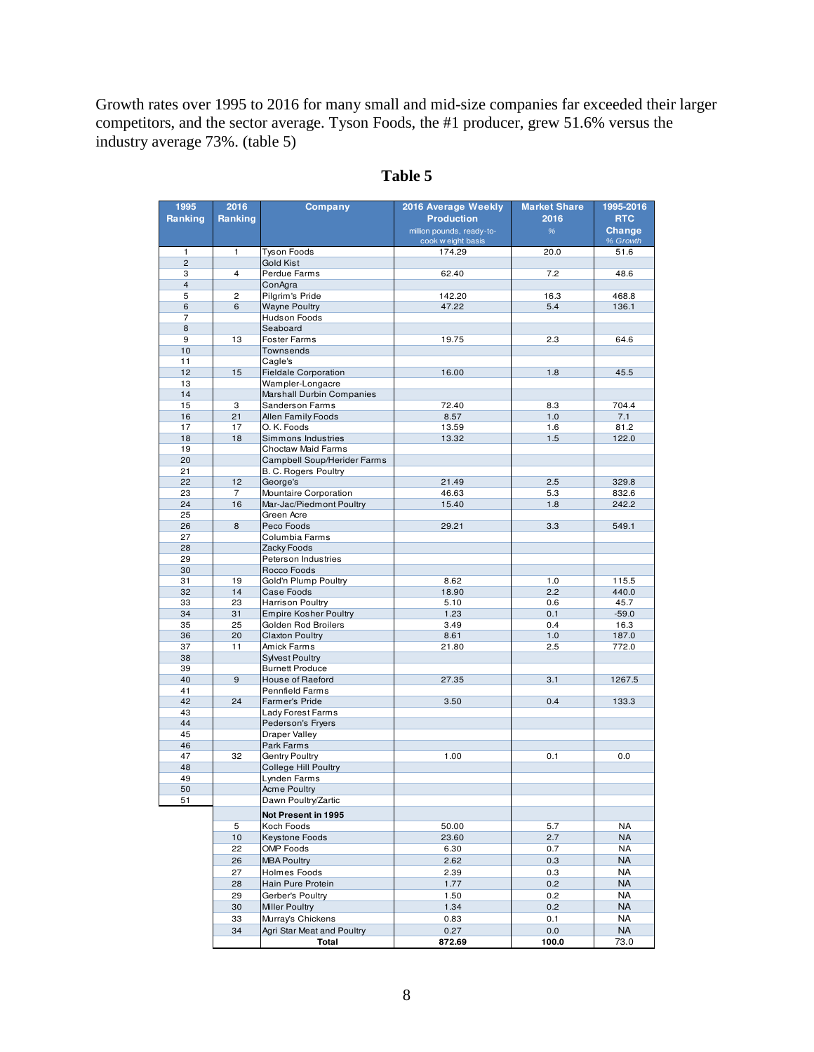Growth rates over 1995 to 2016 for many small and mid-size companies far exceeded their larger competitors, and the sector average. Tyson Foods, the #1 producer, grew 51.6% versus the industry average 73%. (table 5)

## Table 5

| 1995 Ranking | 2016 Ranking | Company | 2016 Average Weekly Production<br>million pounds, ready-to-cook weight basis | Market Share 2016<br>% | 1995-2016 RTC Change<br>% Growth |
|---|---|---|---|---|---|
| 1 | 1 | Tyson Foods | 174.29 | 20.0 | 51.6 |
| 2 | | Gold Kist | | | |
| 3 | 4 | Perdue Farms | 62.40 | 7.2 | 48.6 |
| 4 | | ConAgra | | | |
| 5 | 2 | Pilgrim's Pride | 142.20 | 16.3 | 468.8 |
| 6 | 6 | Wayne Poultry | 47.22 | 5.4 | 136.1 |
| 7 | | Hudson Foods | | | |
| 8 | | Seaboard | | | |
| 9 | 13 | Foster Farms | 19.75 | 2.3 | 64.6 |
| 10 | | Townsends | | | |
| 11 | | Cagle's | | | |
| 12 | 15 | Fieldale Corporation | 16.00 | 1.8 | 45.5 |
| 13 | | Wampler-Longacre | | | |
| 14 | | Marshall Durbin Companies | | | |
| 15 | 3 | Sanderson Farms | 72.40 | 8.3 | 704.4 |
| 16 | 21 | Allen Family Foods | 8.57 | 1.0 | 7.1 |
| 17 | 17 | O. K. Foods | 13.59 | 1.6 | 81.2 |
| 18 | 18 | Simmons Industries | 13.32 | 1.5 | 122.0 |
| 19 | | Choctaw Maid Farms | | | |
| 20 | | Campbell Soup/Herider Farms | | | |
| 21 | | B. C. Rogers Poultry | | | |
| 22 | 12 | George's | 21.49 | 2.5 | 329.8 |
| 23 | 7 | Mountaire Corporation | 46.63 | 5.3 | 832.6 |
| 24 | 16 | Mar-Jac/Piedmont Poultry | 15.40 | 1.8 | 242.2 |
| 25 | | Green Acre | | | |
| 26 | 8 | Peco Foods | 29.21 | 3.3 | 549.1 |
| 27 | | Columbia Farms | | | |
| 28 | | Zacky Foods | | | |
| 29 | | Peterson Industries | | | |
| 30 | | Rocco Foods | | | |
| 31 | 19 | Gold'n Plump Poultry | 8.62 | 1.0 | 115.5 |
| 32 | 14 | Case Foods | 18.90 | 2.2 | 440.0 |
| 33 | 23 | Harrison Poultry | 5.10 | 0.6 | 45.7 |
| 34 | 31 | Empire Kosher Poultry | 1.23 | 0.1 | -59.0 |
| 35 | 25 | Golden Rod Broilers | 3.49 | 0.4 | 16.3 |
| 36 | 20 | Claxton Poultry | 8.61 | 1.0 | 187.0 |
| 37 | 11 | Amick Farms | 21.80 | 2.5 | 772.0 |
| 38 | | Sylvest Poultry | | | |
| 39 | | Burnett Produce | | | |
| 40 | 9 | House of Raeford | 27.35 | 3.1 | 1267.5 |
| 41 | | Pennfield Farms | | | |
| 42 | 24 | Farmer's Pride | 3.50 | 0.4 | 133.3 |
| 43 | | Lady Forest Farms | | | |
| 44 | | Pederson's Fryers | | | |
| 45 | | Draper Valley | | | |
| 46 | | Park Farms | | | |
| 47 | 32 | Gentry Poultry | 1.00 | 0.1 | 0.0 |
| 48 | | College Hill Poultry | | | |
| 49 | | Lynden Farms | | | |
| 50 | | Acme Poultry | | | |
| 51 | | Dawn Poultry/Zartic | | | |
| | | **Not Present in 1995** | | | |
| | 5 | Koch Foods | 50.00 | 5.7 | NA |
| | 10 | Keystone Foods | 23.60 | 2.7 | NA |
| | 22 | OMP Foods | 6.30 | 0.7 | NA |
| | 26 | MBA Poultry | 2.62 | 0.3 | NA |
| | 27 | Holmes Foods | 2.39 | 0.3 | NA |
| | 28 | Hain Pure Protein | 1.77 | 0.2 | NA |
| | 29 | Gerber's Poultry | 1.50 | 0.2 | NA |
| | 30 | Miller Poultry | 1.34 | 0.2 | NA |
| | 33 | Murray's Chickens | 0.83 | 0.1 | NA |
| | 34 | Agri Star Meat and Poultry | 0.27 | 0.0 | NA |
| | | **Total** | **872.69** | **100.0** | 73.0 |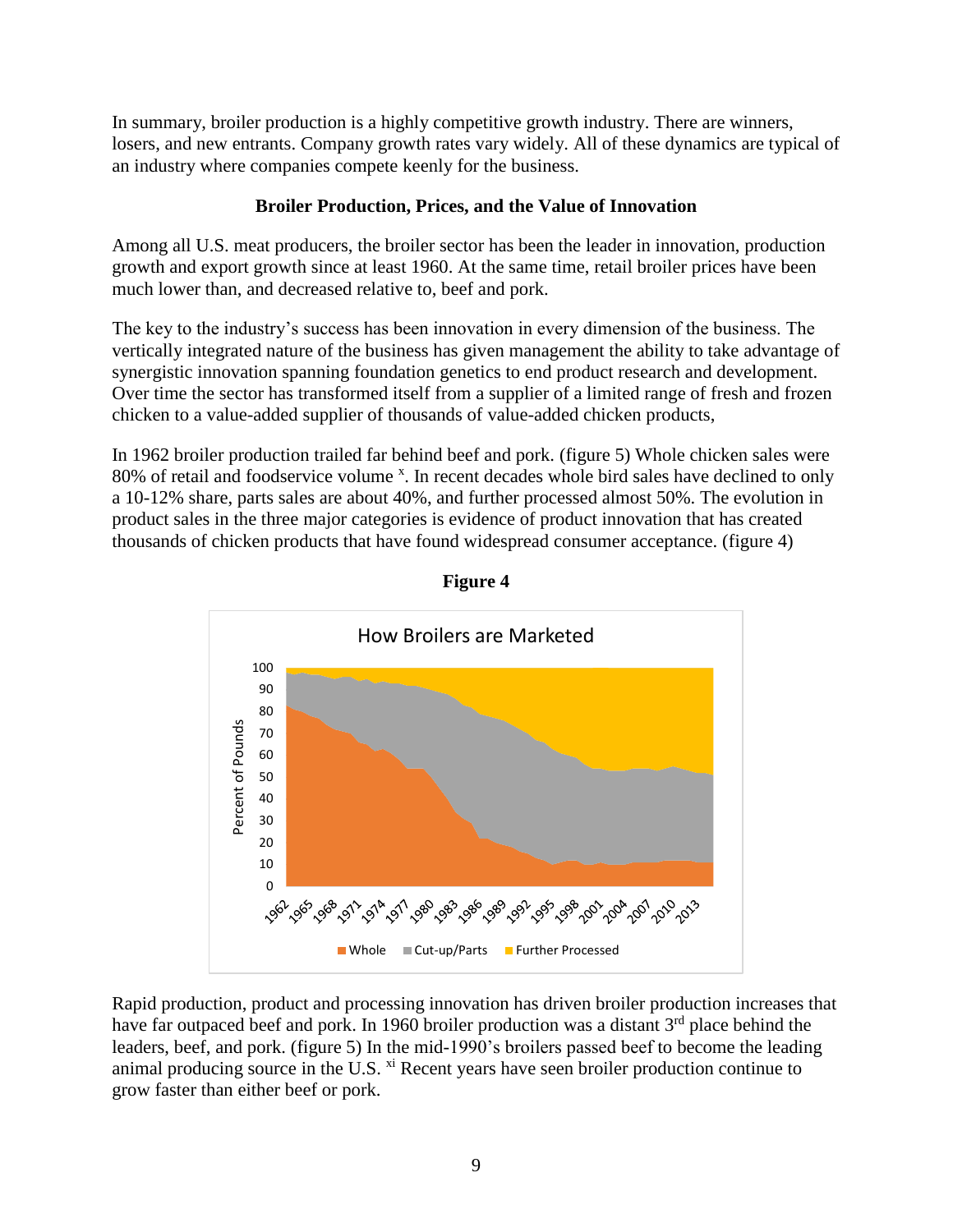In summary, broiler production is a highly competitive growth industry. There are winners, losers, and new entrants. Company growth rates vary widely. All of these dynamics are typical of an industry where companies compete keenly for the business.

### Broiler Production, Prices, and the Value of Innovation

Among all U.S. meat producers, the broiler sector has been the leader in innovation, production growth and export growth since at least 1960. At the same time, retail broiler prices have been much lower than, and decreased relative to, beef and pork.

The key to the industry's success has been innovation in every dimension of the business. The vertically integrated nature of the business has given management the ability to take advantage of synergistic innovation spanning foundation genetics to end product research and development. Over time the sector has transformed itself from a supplier of a limited range of fresh and frozen chicken to a value-added supplier of thousands of value-added chicken products,

In 1962 broiler production trailed far behind beef and pork. (figure 5) Whole chicken sales were 80% of retail and foodservice volume [x]. In recent decades whole bird sales have declined to only a 10-12% share, parts sales are about 40%, and further processed almost 50%. The evolution in product sales in the three major categories is evidence of product innovation that has created thousands of chicken products that have found widespread consumer acceptance. (figure 4)

**Figure 4**

Rapid production, product and processing innovation has driven broiler production increases that have far outpaced beef and pork. In 1960 broiler production was a distant 3rd place behind the leaders, beef, and pork. (figure 5) In the mid-1990's broilers passed beef to become the leading animal producing source in the U.S. [xi] Recent years have seen broiler production continue to grow faster than either beef or pork.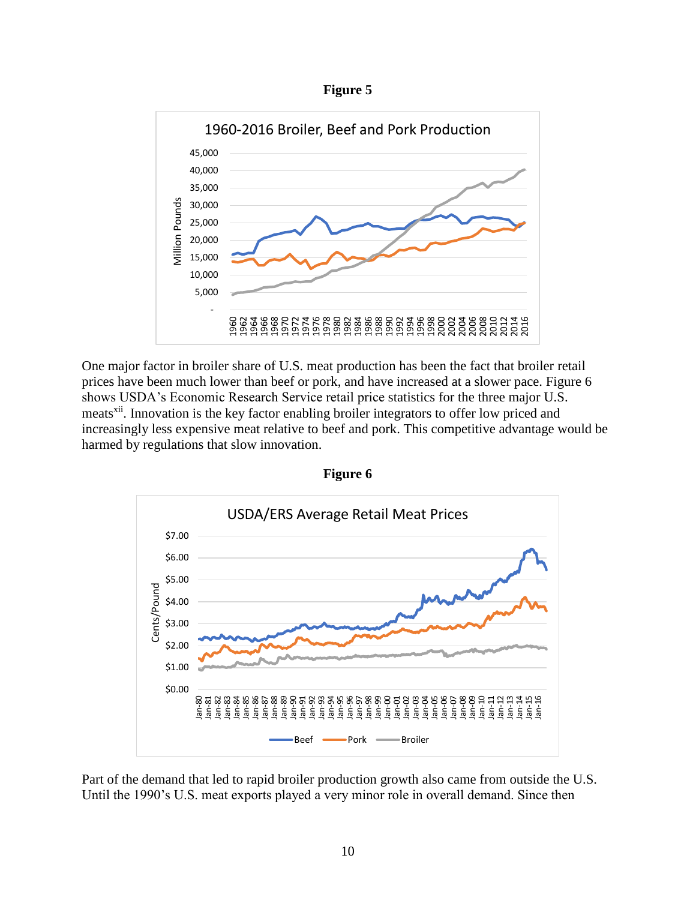**Figure 5**

One major factor in broiler share of U.S. meat production has been the fact that broiler retail prices have been much lower than beef or pork, and have increased at a slower pace. Figure 6 shows USDA's Economic Research Service retail price statistics for the three major U.S. meats[xii]. Innovation is the key factor enabling broiler integrators to offer low priced and increasingly less expensive meat relative to beef and pork. This competitive advantage would be harmed by regulations that slow innovation.

**Figure 6**

Part of the demand that led to rapid broiler production growth also came from outside the U.S. Until the 1990's U.S. meat exports played a very minor role in overall demand. Since then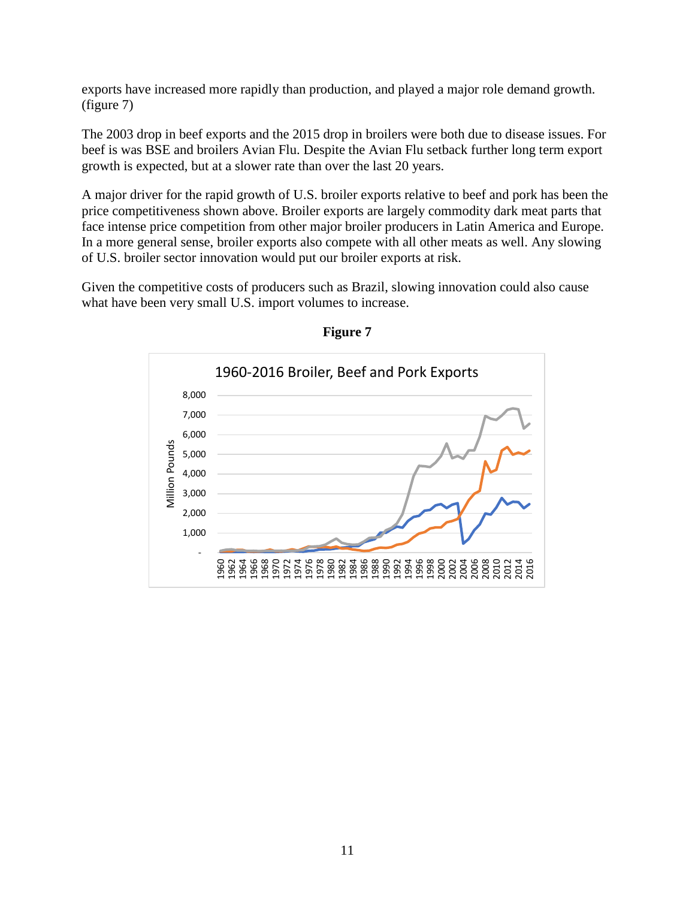exports have increased more rapidly than production, and played a major role demand growth. (figure 7)

The 2003 drop in beef exports and the 2015 drop in broilers were both due to disease issues. For beef is was BSE and broilers Avian Flu. Despite the Avian Flu setback further long term export growth is expected, but at a slower rate than over the last 20 years.

A major driver for the rapid growth of U.S. broiler exports relative to beef and pork has been the price competitiveness shown above. Broiler exports are largely commodity dark meat parts that face intense price competition from other major broiler producers in Latin America and Europe. In a more general sense, broiler exports also compete with all other meats as well. Any slowing of U.S. broiler sector innovation would put our broiler exports at risk.

Given the competitive costs of producers such as Brazil, slowing innovation could also cause what have been very small U.S. import volumes to increase.

**Figure 7**

1960-2016 Broiler, Beef and Pork Exports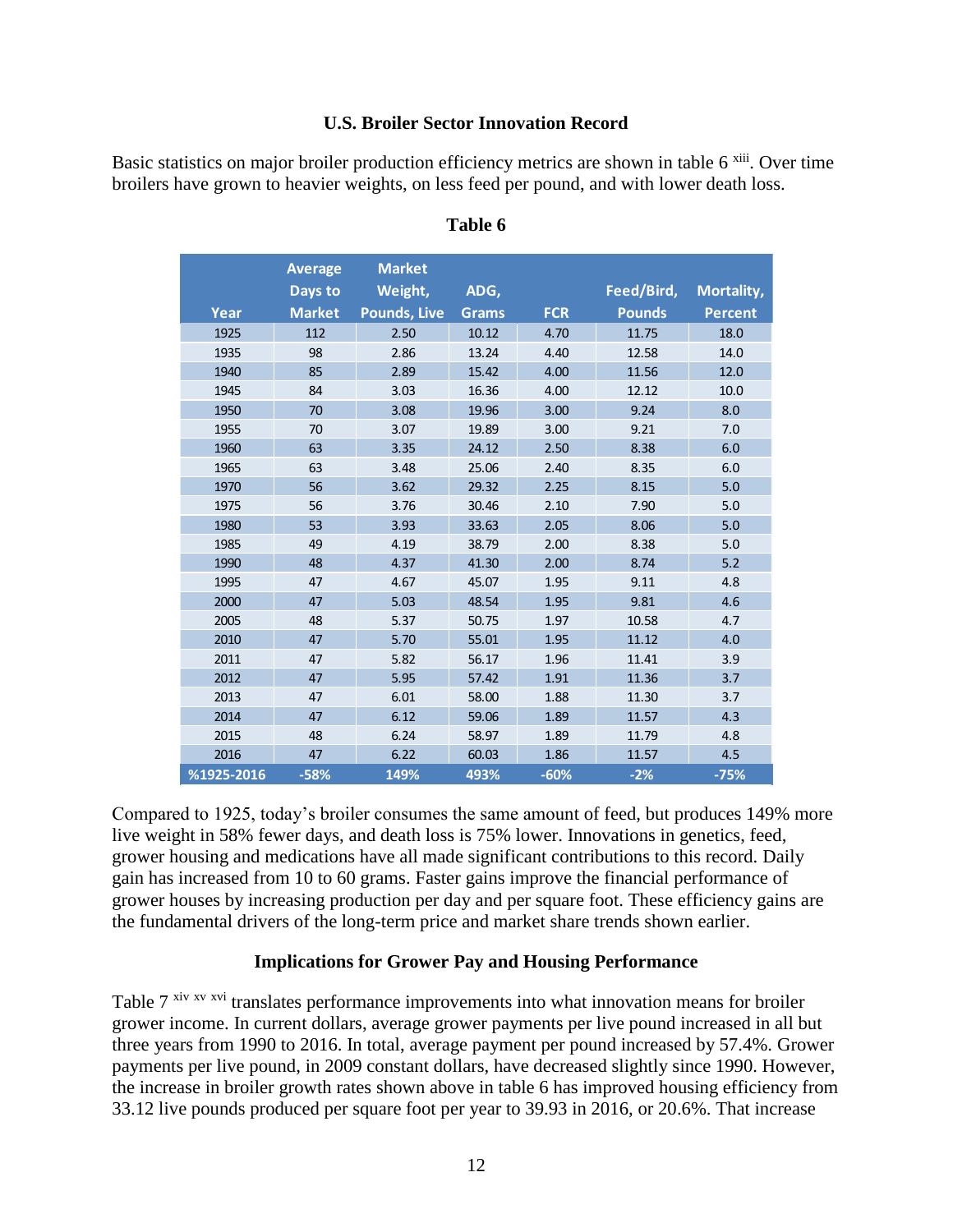### U.S. Broiler Sector Innovation Record

Basic statistics on major broiler production efficiency metrics are shown in table 6 [xiii]. Over time broilers have grown to heavier weights, on less feed per pound, and with lower death loss.

**Table 6**

| Year | Average Days to Market | Market Weight, Pounds, Live | ADG, Grams | FCR | Feed/Bird, Pounds | Mortality, Percent |
|---|---|---|---|---|---|---|
| 1925 | 112 | 2.50 | 10.12 | 4.70 | 11.75 | 18.0 |
| 1935 | 98 | 2.86 | 13.24 | 4.40 | 12.58 | 14.0 |
| 1940 | 85 | 2.89 | 15.42 | 4.00 | 11.56 | 12.0 |
| 1945 | 84 | 3.03 | 16.36 | 4.00 | 12.12 | 10.0 |
| 1950 | 70 | 3.08 | 19.96 | 3.00 | 9.24 | 8.0 |
| 1955 | 70 | 3.07 | 19.89 | 3.00 | 9.21 | 7.0 |
| 1960 | 63 | 3.35 | 24.12 | 2.50 | 8.38 | 6.0 |
| 1965 | 63 | 3.48 | 25.06 | 2.40 | 8.35 | 6.0 |
| 1970 | 56 | 3.62 | 29.32 | 2.25 | 8.15 | 5.0 |
| 1975 | 56 | 3.76 | 30.46 | 2.10 | 7.90 | 5.0 |
| 1980 | 53 | 3.93 | 33.63 | 2.05 | 8.06 | 5.0 |
| 1985 | 49 | 4.19 | 38.79 | 2.00 | 8.38 | 5.0 |
| 1990 | 48 | 4.37 | 41.30 | 2.00 | 8.74 | 5.2 |
| 1995 | 47 | 4.67 | 45.07 | 1.95 | 9.11 | 4.8 |
| 2000 | 47 | 5.03 | 48.54 | 1.95 | 9.81 | 4.6 |
| 2005 | 48 | 5.37 | 50.75 | 1.97 | 10.58 | 4.7 |
| 2010 | 47 | 5.70 | 55.01 | 1.95 | 11.12 | 4.0 |
| 2011 | 47 | 5.82 | 56.17 | 1.96 | 11.41 | 3.9 |
| 2012 | 47 | 5.95 | 57.42 | 1.91 | 11.36 | 3.7 |
| 2013 | 47 | 6.01 | 58.00 | 1.88 | 11.30 | 3.7 |
| 2014 | 47 | 6.12 | 59.06 | 1.89 | 11.57 | 4.3 |
| 2015 | 48 | 6.24 | 58.97 | 1.89 | 11.79 | 4.8 |
| 2016 | 47 | 6.22 | 60.03 | 1.86 | 11.57 | 4.5 |
| %1925-2016 | -58% | 149% | 493% | -60% | -2% | -75% |

Compared to 1925, today's broiler consumes the same amount of feed, but produces 149% more live weight in 58% fewer days, and death loss is 75% lower. Innovations in genetics, feed, grower housing and medications have all made significant contributions to this record. Daily gain has increased from 10 to 60 grams. Faster gains improve the financial performance of grower houses by increasing production per day and per square foot. These efficiency gains are the fundamental drivers of the long-term price and market share trends shown earlier.

### Implications for Grower Pay and Housing Performance

Table 7 [xiv] [xv] [xvi] translates performance improvements into what innovation means for broiler grower income. In current dollars, average grower payments per live pound increased in all but three years from 1990 to 2016. In total, average payment per pound increased by 57.4%. Grower payments per live pound, in 2009 constant dollars, have decreased slightly since 1990. However, the increase in broiler growth rates shown above in table 6 has improved housing efficiency from 33.12 live pounds produced per square foot per year to 39.93 in 2016, or 20.6%. That increase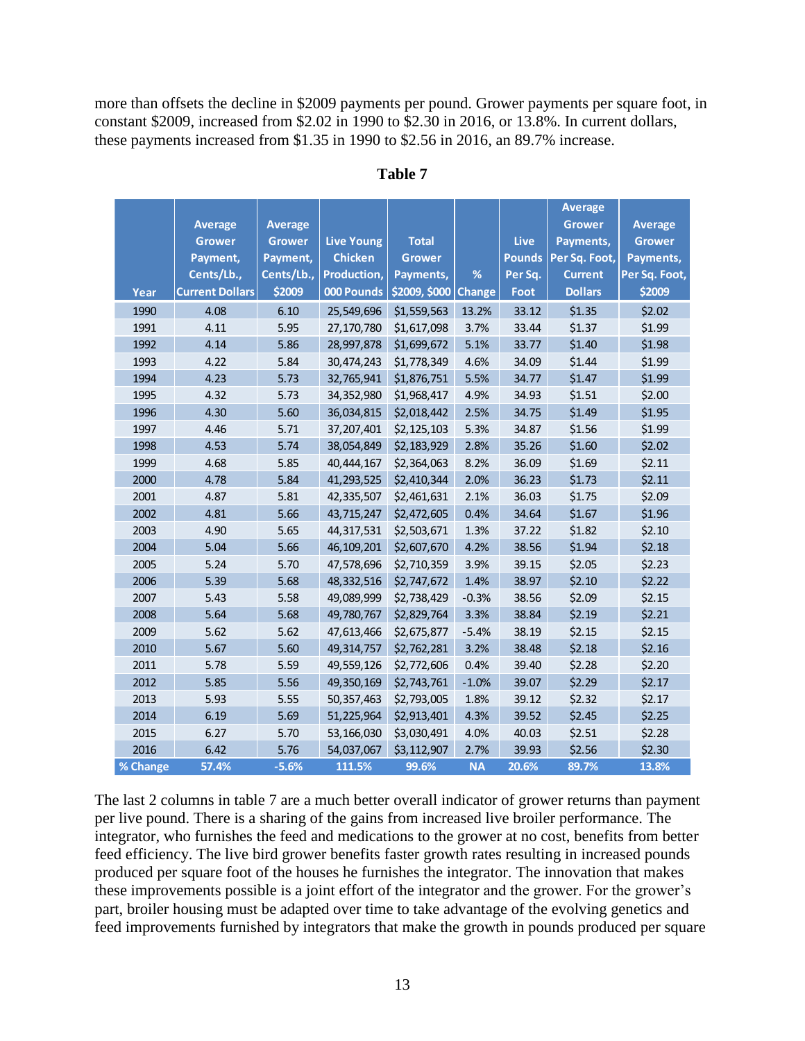more than offsets the decline in $2009 payments per pound. Grower payments per square foot, in constant $2009, increased from $2.02 in 1990 to $2.30 in 2016, or 13.8%. In current dollars, these payments increased from $1.35 in 1990 to $2.56 in 2016, an 89.7% increase.

**Table 7**

| Year | Average Grower Payment, Cents/Lb., Current Dollars | Average Grower Payment, Cents/Lb., $2009 | Live Young Chicken Production, 000 Pounds | Total Grower Payments, $2009, $000 | % Change | Live Pounds Per Sq. Foot | Average Grower Payments, Per Sq. Foot, Current Dollars | Average Grower Payments, Per Sq. Foot, $2009 |
|---|---|---|---|---|---|---|---|---|
| 1990 | 4.08 | 6.10 | 25,549,696 | $1,559,563 | 13.2% | 33.12 | $1.35 | $2.02 |
| 1991 | 4.11 | 5.95 | 27,170,780 | $1,617,098 | 3.7% | 33.44 | $1.37 | $1.99 |
| 1992 | 4.14 | 5.86 | 28,997,878 | $1,699,672 | 5.1% | 33.77 | $1.40 | $1.98 |
| 1993 | 4.22 | 5.84 | 30,474,243 | $1,778,349 | 4.6% | 34.09 | $1.44 | $1.99 |
| 1994 | 4.23 | 5.73 | 32,765,941 | $1,876,751 | 5.5% | 34.77 | $1.47 | $1.99 |
| 1995 | 4.32 | 5.73 | 34,352,980 | $1,968,417 | 4.9% | 34.93 | $1.51 | $2.00 |
| 1996 | 4.30 | 5.60 | 36,034,815 | $2,018,442 | 2.5% | 34.75 | $1.49 | $1.95 |
| 1997 | 4.46 | 5.71 | 37,207,401 | $2,125,103 | 5.3% | 34.87 | $1.56 | $1.99 |
| 1998 | 4.53 | 5.74 | 38,054,849 | $2,183,929 | 2.8% | 35.26 | $1.60 | $2.02 |
| 1999 | 4.68 | 5.85 | 40,444,167 | $2,364,063 | 8.2% | 36.09 | $1.69 | $2.11 |
| 2000 | 4.78 | 5.84 | 41,293,525 | $2,410,344 | 2.0% | 36.23 | $1.73 | $2.11 |
| 2001 | 4.87 | 5.81 | 42,335,507 | $2,461,631 | 2.1% | 36.03 | $1.75 | $2.09 |
| 2002 | 4.81 | 5.66 | 43,715,247 | $2,472,605 | 0.4% | 34.64 | $1.67 | $1.96 |
| 2003 | 4.90 | 5.65 | 44,317,531 | $2,503,671 | 1.3% | 37.22 | $1.82 | $2.10 |
| 2004 | 5.04 | 5.66 | 46,109,201 | $2,607,670 | 4.2% | 38.56 | $1.94 | $2.18 |
| 2005 | 5.24 | 5.70 | 47,578,696 | $2,710,359 | 3.9% | 39.15 | $2.05 | $2.23 |
| 2006 | 5.39 | 5.68 | 48,332,516 | $2,747,672 | 1.4% | 38.97 | $2.10 | $2.22 |
| 2007 | 5.43 | 5.58 | 49,089,999 | $2,738,429 | -0.3% | 38.56 | $2.09 | $2.15 |
| 2008 | 5.64 | 5.68 | 49,780,767 | $2,829,764 | 3.3% | 38.84 | $2.19 | $2.21 |
| 2009 | 5.62 | 5.62 | 47,613,466 | $2,675,877 | -5.4% | 38.19 | $2.15 | $2.15 |
| 2010 | 5.67 | 5.60 | 49,314,757 | $2,762,281 | 3.2% | 38.48 | $2.18 | $2.16 |
| 2011 | 5.78 | 5.59 | 49,559,126 | $2,772,606 | 0.4% | 39.40 | $2.28 | $2.20 |
| 2012 | 5.85 | 5.56 | 49,350,169 | $2,743,761 | -1.0% | 39.07 | $2.29 | $2.17 |
| 2013 | 5.93 | 5.55 | 50,357,463 | $2,793,005 | 1.8% | 39.12 | $2.32 | $2.17 |
| 2014 | 6.19 | 5.69 | 51,225,964 | $2,913,401 | 4.3% | 39.52 | $2.45 | $2.25 |
| 2015 | 6.27 | 5.70 | 53,166,030 | $3,030,491 | 4.0% | 40.03 | $2.51 | $2.28 |
| 2016 | 6.42 | 5.76 | 54,037,067 | $3,112,907 | 2.7% | 39.93 | $2.56 | $2.30 |
| % Change | 57.4% | -5.6% | 111.5% | 99.6% | NA | 20.6% | 89.7% | 13.8% |

The last 2 columns in table 7 are a much better overall indicator of grower returns than payment per live pound. There is a sharing of the gains from increased live broiler performance. The integrator, who furnishes the feed and medications to the grower at no cost, benefits from better feed efficiency. The live bird grower benefits faster growth rates resulting in increased pounds produced per square foot of the houses he furnishes the integrator. The innovation that makes these improvements possible is a joint effort of the integrator and the grower. For the grower's part, broiler housing must be adapted over time to take advantage of the evolving genetics and feed improvements furnished by integrators that make the growth in pounds produced per square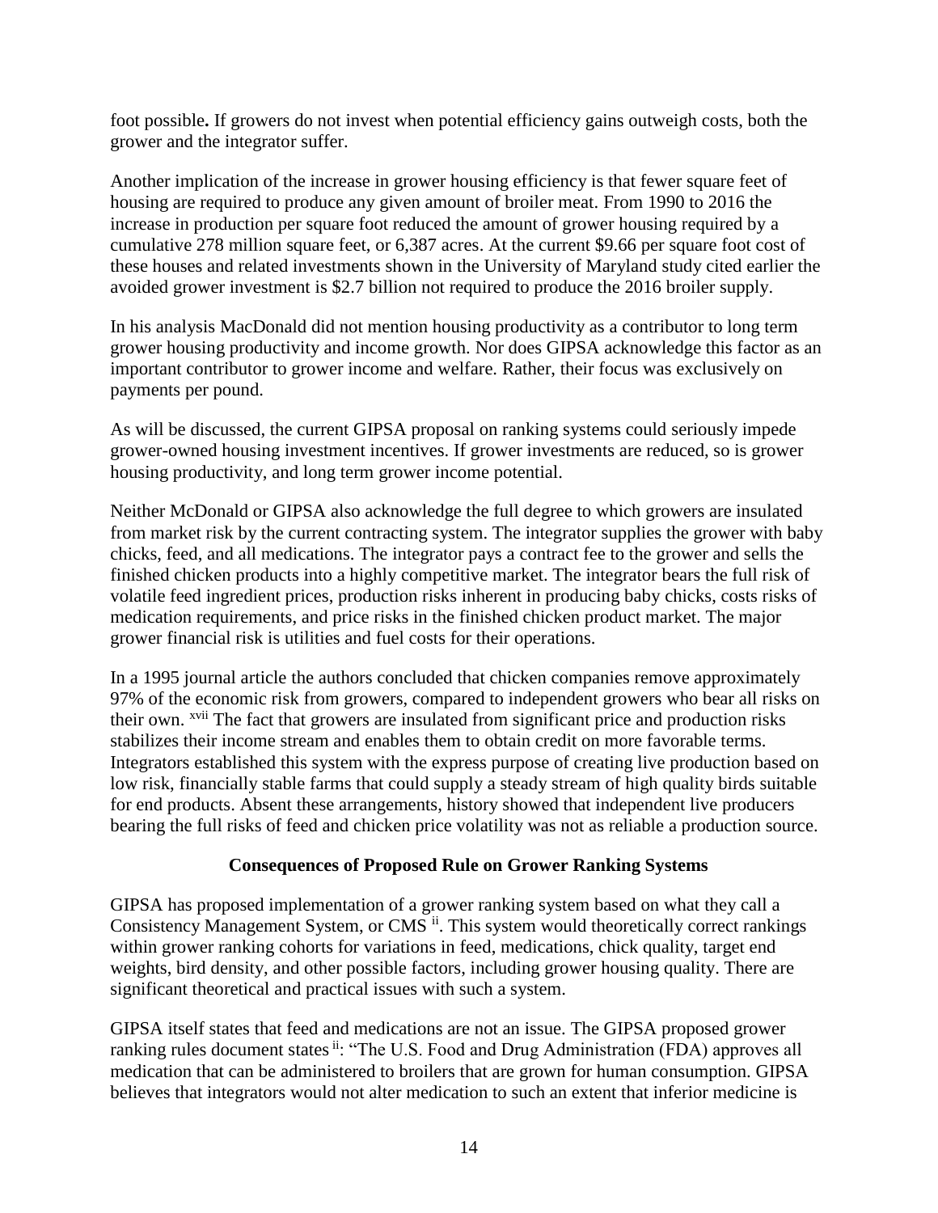foot possible**.** If growers do not invest when potential efficiency gains outweigh costs, both the grower and the integrator suffer.

Another implication of the increase in grower housing efficiency is that fewer square feet of housing are required to produce any given amount of broiler meat. From 1990 to 2016 the increase in production per square foot reduced the amount of grower housing required by a cumulative 278 million square feet, or 6,387 acres. At the current \$9.66 per square foot cost of these houses and related investments shown in the University of Maryland study cited earlier the avoided grower investment is \$2.7 billion not required to produce the 2016 broiler supply.

In his analysis MacDonald did not mention housing productivity as a contributor to long term grower housing productivity and income growth. Nor does GIPSA acknowledge this factor as an important contributor to grower income and welfare. Rather, their focus was exclusively on payments per pound.

As will be discussed, the current GIPSA proposal on ranking systems could seriously impede grower-owned housing investment incentives. If grower investments are reduced, so is grower housing productivity, and long term grower income potential.

Neither McDonald or GIPSA also acknowledge the full degree to which growers are insulated from market risk by the current contracting system. The integrator supplies the grower with baby chicks, feed, and all medications. The integrator pays a contract fee to the grower and sells the finished chicken products into a highly competitive market. The integrator bears the full risk of volatile feed ingredient prices, production risks inherent in producing baby chicks, costs risks of medication requirements, and price risks in the finished chicken product market. The major grower financial risk is utilities and fuel costs for their operations.

In a 1995 journal article the authors concluded that chicken companies remove approximately 97% of the economic risk from growers, compared to independent growers who bear all risks on their own. [xvii] The fact that growers are insulated from significant price and production risks stabilizes their income stream and enables them to obtain credit on more favorable terms. Integrators established this system with the express purpose of creating live production based on low risk, financially stable farms that could supply a steady stream of high quality birds suitable for end products. Absent these arrangements, history showed that independent live producers bearing the full risks of feed and chicken price volatility was not as reliable a production source.

**Consequences of Proposed Rule on Grower Ranking Systems**

GIPSA has proposed implementation of a grower ranking system based on what they call a Consistency Management System, or CMS [ii]. This system would theoretically correct rankings within grower ranking cohorts for variations in feed, medications, chick quality, target end weights, bird density, and other possible factors, including grower housing quality. There are significant theoretical and practical issues with such a system.

GIPSA itself states that feed and medications are not an issue. The GIPSA proposed grower ranking rules document states [ii]: "The U.S. Food and Drug Administration (FDA) approves all medication that can be administered to broilers that are grown for human consumption. GIPSA believes that integrators would not alter medication to such an extent that inferior medicine is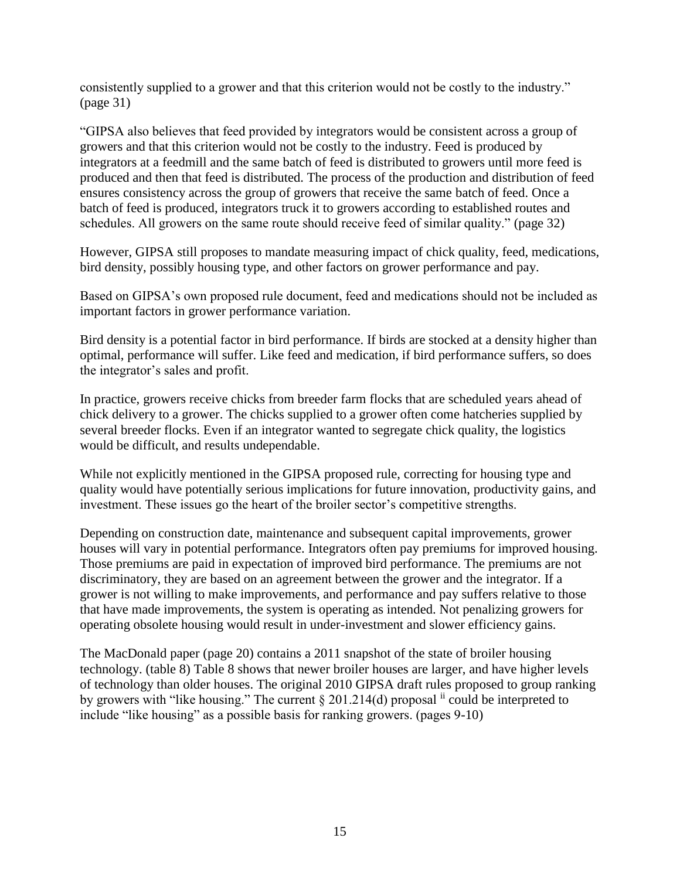consistently supplied to a grower and that this criterion would not be costly to the industry." (page 31)

"GIPSA also believes that feed provided by integrators would be consistent across a group of growers and that this criterion would not be costly to the industry. Feed is produced by integrators at a feedmill and the same batch of feed is distributed to growers until more feed is produced and then that feed is distributed. The process of the production and distribution of feed ensures consistency across the group of growers that receive the same batch of feed. Once a batch of feed is produced, integrators truck it to growers according to established routes and schedules. All growers on the same route should receive feed of similar quality." (page 32)

However, GIPSA still proposes to mandate measuring impact of chick quality, feed, medications, bird density, possibly housing type, and other factors on grower performance and pay.

Based on GIPSA's own proposed rule document, feed and medications should not be included as important factors in grower performance variation.

Bird density is a potential factor in bird performance. If birds are stocked at a density higher than optimal, performance will suffer. Like feed and medication, if bird performance suffers, so does the integrator's sales and profit.

In practice, growers receive chicks from breeder farm flocks that are scheduled years ahead of chick delivery to a grower. The chicks supplied to a grower often come hatcheries supplied by several breeder flocks. Even if an integrator wanted to segregate chick quality, the logistics would be difficult, and results undependable.

While not explicitly mentioned in the GIPSA proposed rule, correcting for housing type and quality would have potentially serious implications for future innovation, productivity gains, and investment. These issues go the heart of the broiler sector's competitive strengths.

Depending on construction date, maintenance and subsequent capital improvements, grower houses will vary in potential performance. Integrators often pay premiums for improved housing. Those premiums are paid in expectation of improved bird performance. The premiums are not discriminatory, they are based on an agreement between the grower and the integrator. If a grower is not willing to make improvements, and performance and pay suffers relative to those that have made improvements, the system is operating as intended. Not penalizing growers for operating obsolete housing would result in under-investment and slower efficiency gains.

The MacDonald paper (page 20) contains a 2011 snapshot of the state of broiler housing technology. (table 8) Table 8 shows that newer broiler houses are larger, and have higher levels of technology than older houses. The original 2010 GIPSA draft rules proposed to group ranking by growers with "like housing." The current § 201.214(d) proposal [ii] could be interpreted to include "like housing" as a possible basis for ranking growers. (pages 9-10)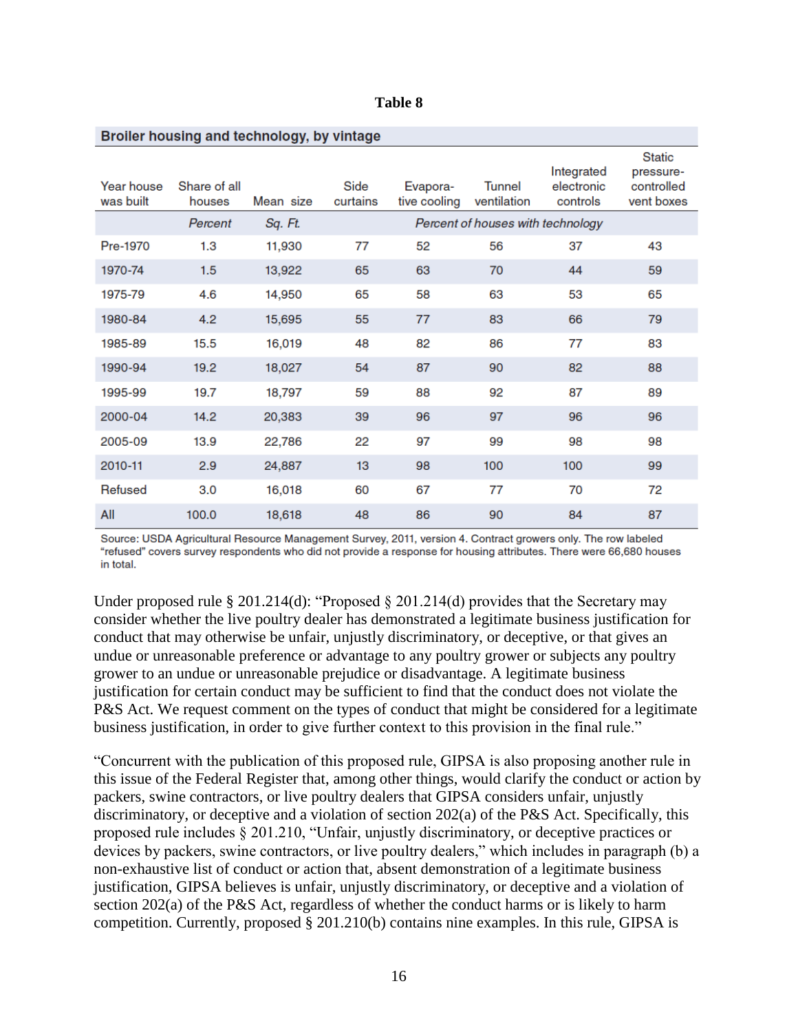**Table 8**

**Broiler housing and technology, by vintage**

| Year house was built | Share of all houses | Mean size | Side curtains | Evaporative cooling | Tunnel ventilation | Integrated electronic controls | Static pressure-controlled vent boxes |
|---|---|---|---|---|---|---|---|
| | *Percent* | *Sq. Ft.* | *Percent of houses with technology* | | | | |
| Pre-1970 | 1.3 | 11,930 | 77 | 52 | 56 | 37 | 43 |
| 1970-74 | 1.5 | 13,922 | 65 | 63 | 70 | 44 | 59 |
| 1975-79 | 4.6 | 14,950 | 65 | 58 | 63 | 53 | 65 |
| 1980-84 | 4.2 | 15,695 | 55 | 77 | 83 | 66 | 79 |
| 1985-89 | 15.5 | 16,019 | 48 | 82 | 86 | 77 | 83 |
| 1990-94 | 19.2 | 18,027 | 54 | 87 | 90 | 82 | 88 |
| 1995-99 | 19.7 | 18,797 | 59 | 88 | 92 | 87 | 89 |
| 2000-04 | 14.2 | 20,383 | 39 | 96 | 97 | 96 | 96 |
| 2005-09 | 13.9 | 22,786 | 22 | 97 | 99 | 98 | 98 |
| 2010-11 | 2.9 | 24,887 | 13 | 98 | 100 | 100 | 99 |
| Refused | 3.0 | 16,018 | 60 | 67 | 77 | 70 | 72 |
| All | 100.0 | 18,618 | 48 | 86 | 90 | 84 | 87 |

Source: USDA Agricultural Resource Management Survey, 2011, version 4. Contract growers only. The row labeled "refused" covers survey respondents who did not provide a response for housing attributes. There were 66,680 houses in total.

Under proposed rule § 201.214(d): "Proposed § 201.214(d) provides that the Secretary may consider whether the live poultry dealer has demonstrated a legitimate business justification for conduct that may otherwise be unfair, unjustly discriminatory, or deceptive, or that gives an undue or unreasonable preference or advantage to any poultry grower or subjects any poultry grower to an undue or unreasonable prejudice or disadvantage. A legitimate business justification for certain conduct may be sufficient to find that the conduct does not violate the P&S Act. We request comment on the types of conduct that might be considered for a legitimate business justification, in order to give further context to this provision in the final rule."

"Concurrent with the publication of this proposed rule, GIPSA is also proposing another rule in this issue of the Federal Register that, among other things, would clarify the conduct or action by packers, swine contractors, or live poultry dealers that GIPSA considers unfair, unjustly discriminatory, or deceptive and a violation of section 202(a) of the P&S Act. Specifically, this proposed rule includes § 201.210, "Unfair, unjustly discriminatory, or deceptive practices or devices by packers, swine contractors, or live poultry dealers," which includes in paragraph (b) a non-exhaustive list of conduct or action that, absent demonstration of a legitimate business justification, GIPSA believes is unfair, unjustly discriminatory, or deceptive and a violation of section 202(a) of the P&S Act, regardless of whether the conduct harms or is likely to harm competition. Currently, proposed § 201.210(b) contains nine examples. In this rule, GIPSA is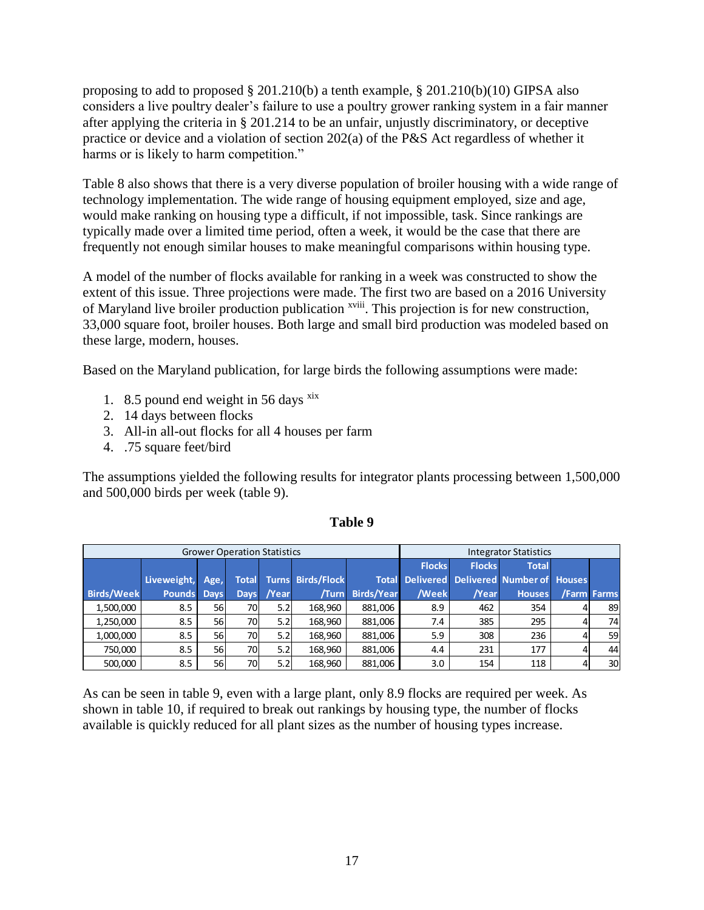proposing to add to proposed § 201.210(b) a tenth example, § 201.210(b)(10) GIPSA also considers a live poultry dealer's failure to use a poultry grower ranking system in a fair manner after applying the criteria in § 201.214 to be an unfair, unjustly discriminatory, or deceptive practice or device and a violation of section 202(a) of the P&S Act regardless of whether it harms or is likely to harm competition."

Table 8 also shows that there is a very diverse population of broiler housing with a wide range of technology implementation. The wide range of housing equipment employed, size and age, would make ranking on housing type a difficult, if not impossible, task. Since rankings are typically made over a limited time period, often a week, it would be the case that there are frequently not enough similar houses to make meaningful comparisons within housing type.

A model of the number of flocks available for ranking in a week was constructed to show the extent of this issue. Three projections were made. The first two are based on a 2016 University of Maryland live broiler production publication [xviii]. This projection is for new construction, 33,000 square foot, broiler houses. Both large and small bird production was modeled based on these large, modern, houses.

Based on the Maryland publication, for large birds the following assumptions were made:

1. 8.5 pound end weight in 56 days [xix]
2. 14 days between flocks
3. All-in all-out flocks for all 4 houses per farm
4. .75 square feet/bird

The assumptions yielded the following results for integrator plants processing between 1,500,000 and 500,000 birds per week (table 9).

**Table 9**

| Grower Operation Statistics | | | | | | | Integrator Statistics | | | | |
|---|---|---|---|---|---|---|---|---|---|---|---|
| Birds/Week | Liveweight, Pounds | Age, Days | Total Days | Turns /Year | Birds/Flock /Turn | Total Birds/Year | Flocks Delivered /Week | Flocks Delivered /Year | Total Number of Houses | Houses /Farm | Farms |
| 1,500,000 | 8.5 | 56 | 70 | 5.2 | 168,960 | 881,006 | 8.9 | 462 | 354 | 4 | 89 |
| 1,250,000 | 8.5 | 56 | 70 | 5.2 | 168,960 | 881,006 | 7.4 | 385 | 295 | 4 | 74 |
| 1,000,000 | 8.5 | 56 | 70 | 5.2 | 168,960 | 881,006 | 5.9 | 308 | 236 | 4 | 59 |
| 750,000 | 8.5 | 56 | 70 | 5.2 | 168,960 | 881,006 | 4.4 | 231 | 177 | 4 | 44 |
| 500,000 | 8.5 | 56 | 70 | 5.2 | 168,960 | 881,006 | 3.0 | 154 | 118 | 4 | 30 |

As can be seen in table 9, even with a large plant, only 8.9 flocks are required per week. As shown in table 10, if required to break out rankings by housing type, the number of flocks available is quickly reduced for all plant sizes as the number of housing types increase.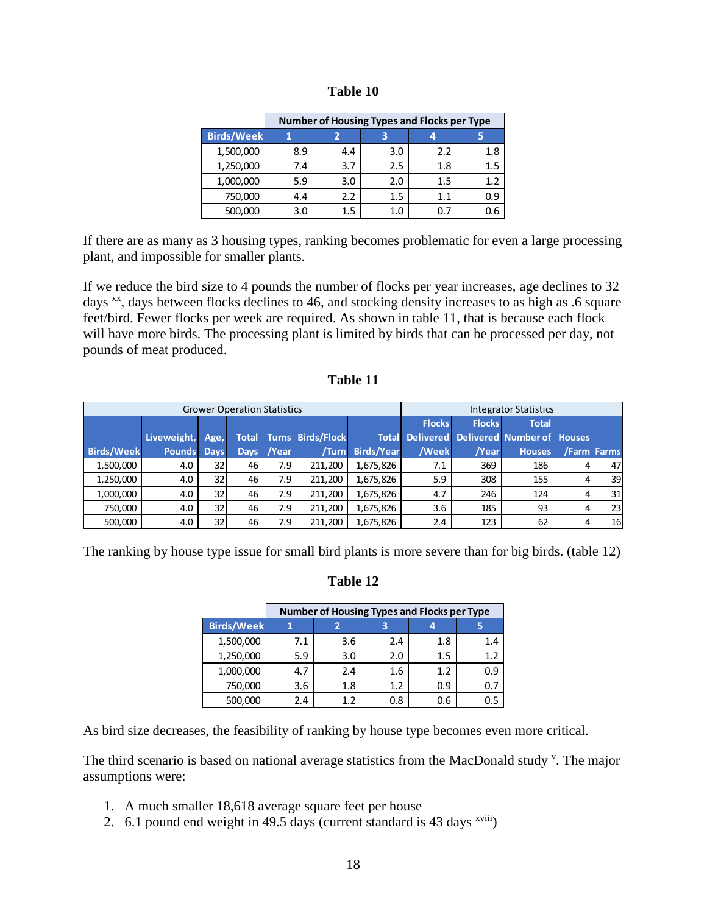**Table 10**

| | Number of Housing Types and Flocks per Type | | | | |
|---|---|---|---|---|---|
| Birds/Week | 1 | 2 | 3 | 4 | 5 |
| 1,500,000 | 8.9 | 4.4 | 3.0 | 2.2 | 1.8 |
| 1,250,000 | 7.4 | 3.7 | 2.5 | 1.8 | 1.5 |
| 1,000,000 | 5.9 | 3.0 | 2.0 | 1.5 | 1.2 |
| 750,000 | 4.4 | 2.2 | 1.5 | 1.1 | 0.9 |
| 500,000 | 3.0 | 1.5 | 1.0 | 0.7 | 0.6 |

If there are as many as 3 housing types, ranking becomes problematic for even a large processing plant, and impossible for smaller plants.

If we reduce the bird size to 4 pounds the number of flocks per year increases, age declines to 32 days [xx], days between flocks declines to 46, and stocking density increases to as high as .6 square feet/bird. Fewer flocks per week are required. As shown in table 11, that is because each flock will have more birds. The processing plant is limited by birds that can be processed per day, not pounds of meat produced.

**Table 11**

| Grower Operation Statistics | | | | | | | Integrator Statistics | | | | |
|---|---|---|---|---|---|---|---|---|---|---|---|
| Birds/Week | Liveweight, Pounds | Age, Days | Total Days | Turns /Year | Birds/Flock /Turn | Total Birds/Year | Flocks Delivered /Week | Flocks Delivered /Year | Total Number of Houses | Houses /Farm | Farms |
| 1,500,000 | 4.0 | 32 | 46 | 7.9 | 211,200 | 1,675,826 | 7.1 | 369 | 186 | 4 | 47 |
| 1,250,000 | 4.0 | 32 | 46 | 7.9 | 211,200 | 1,675,826 | 5.9 | 308 | 155 | 4 | 39 |
| 1,000,000 | 4.0 | 32 | 46 | 7.9 | 211,200 | 1,675,826 | 4.7 | 246 | 124 | 4 | 31 |
| 750,000 | 4.0 | 32 | 46 | 7.9 | 211,200 | 1,675,826 | 3.6 | 185 | 93 | 4 | 23 |
| 500,000 | 4.0 | 32 | 46 | 7.9 | 211,200 | 1,675,826 | 2.4 | 123 | 62 | 4 | 16 |

The ranking by house type issue for small bird plants is more severe than for big birds. (table 12)

**Table 12**

| | Number of Housing Types and Flocks per Type | | | | |
|---|---|---|---|---|---|
| Birds/Week | 1 | 2 | 3 | 4 | 5 |
| 1,500,000 | 7.1 | 3.6 | 2.4 | 1.8 | 1.4 |
| 1,250,000 | 5.9 | 3.0 | 2.0 | 1.5 | 1.2 |
| 1,000,000 | 4.7 | 2.4 | 1.6 | 1.2 | 0.9 |
| 750,000 | 3.6 | 1.8 | 1.2 | 0.9 | 0.7 |
| 500,000 | 2.4 | 1.2 | 0.8 | 0.6 | 0.5 |

As bird size decreases, the feasibility of ranking by house type becomes even more critical.

The third scenario is based on national average statistics from the MacDonald study [v]. The major assumptions were:

1. A much smaller 18,618 average square feet per house
2. 6.1 pound end weight in 49.5 days (current standard is 43 days [xviii])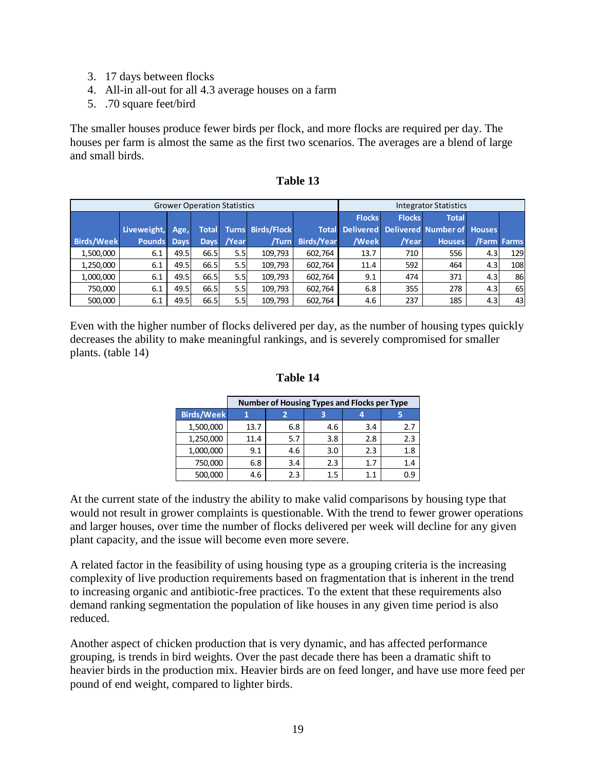3. 17 days between flocks
4. All-in all-out for all 4.3 average houses on a farm
5. .70 square feet/bird

The smaller houses produce fewer birds per flock, and more flocks are required per day. The houses per farm is almost the same as the first two scenarios. The averages are a blend of large and small birds.

**Table 13**

| Grower Operation Statistics | | | | | | | Integrator Statistics | | | | |
|---|---|---|---|---|---|---|---|---|---|---|---|
| Birds/Week | Liveweight, Pounds | Age, Days | Total Days | Turns /Year | Birds/Flock /Turn | Total Birds/Year | Flocks Delivered /Week | Flocks Delivered /Year | Total Number of Houses | Houses /Farm | Farms |
| 1,500,000 | 6.1 | 49.5 | 66.5 | 5.5 | 109,793 | 602,764 | 13.7 | 710 | 556 | 4.3 | 129 |
| 1,250,000 | 6.1 | 49.5 | 66.5 | 5.5 | 109,793 | 602,764 | 11.4 | 592 | 464 | 4.3 | 108 |
| 1,000,000 | 6.1 | 49.5 | 66.5 | 5.5 | 109,793 | 602,764 | 9.1 | 474 | 371 | 4.3 | 86 |
| 750,000 | 6.1 | 49.5 | 66.5 | 5.5 | 109,793 | 602,764 | 6.8 | 355 | 278 | 4.3 | 65 |
| 500,000 | 6.1 | 49.5 | 66.5 | 5.5 | 109,793 | 602,764 | 4.6 | 237 | 185 | 4.3 | 43 |

Even with the higher number of flocks delivered per day, as the number of housing types quickly decreases the ability to make meaningful rankings, and is severely compromised for smaller plants. (table 14)

**Table 14**

| | Number of Housing Types and Flocks per Type | | | | |
|---|---|---|---|---|---|
| Birds/Week | 1 | 2 | 3 | 4 | 5 |
| 1,500,000 | 13.7 | 6.8 | 4.6 | 3.4 | 2.7 |
| 1,250,000 | 11.4 | 5.7 | 3.8 | 2.8 | 2.3 |
| 1,000,000 | 9.1 | 4.6 | 3.0 | 2.3 | 1.8 |
| 750,000 | 6.8 | 3.4 | 2.3 | 1.7 | 1.4 |
| 500,000 | 4.6 | 2.3 | 1.5 | 1.1 | 0.9 |

At the current state of the industry the ability to make valid comparisons by housing type that would not result in grower complaints is questionable. With the trend to fewer grower operations and larger houses, over time the number of flocks delivered per week will decline for any given plant capacity, and the issue will become even more severe.

A related factor in the feasibility of using housing type as a grouping criteria is the increasing complexity of live production requirements based on fragmentation that is inherent in the trend to increasing organic and antibiotic-free practices. To the extent that these requirements also demand ranking segmentation the population of like houses in any given time period is also reduced.

Another aspect of chicken production that is very dynamic, and has affected performance grouping, is trends in bird weights. Over the past decade there has been a dramatic shift to heavier birds in the production mix. Heavier birds are on feed longer, and have use more feed per pound of end weight, compared to lighter birds.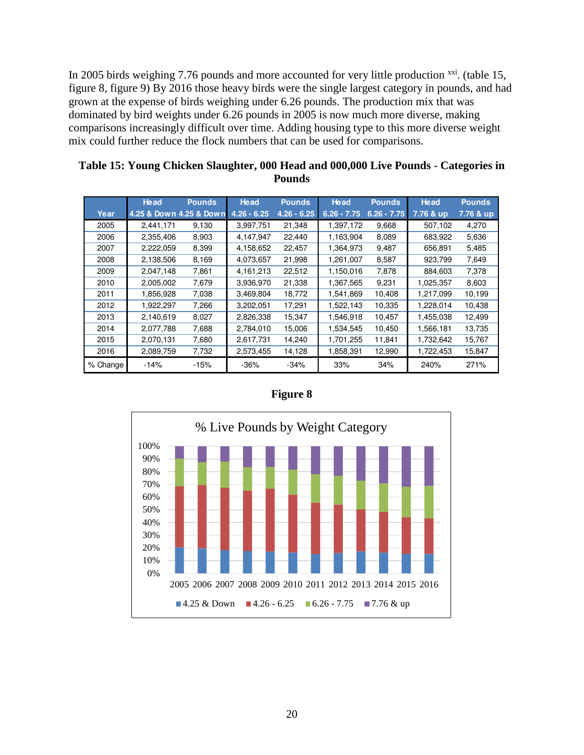In 2005 birds weighing 7.76 pounds and more accounted for very little production [xxi]. (table 15, figure 8, figure 9) By 2016 those heavy birds were the single largest category in pounds, and had grown at the expense of birds weighing under 6.26 pounds. The production mix that was dominated by bird weights under 6.26 pounds in 2005 is now much more diverse, making comparisons increasingly difficult over time. Adding housing type to this more diverse weight mix could further reduce the flock numbers that can be used for comparisons.

**Table 15: Young Chicken Slaughter, 000 Head and 000,000 Live Pounds - Categories in Pounds**

| Year | Head 4.25 & Down | Pounds 4.25 & Down | Head 4.26 - 6.25 | Pounds 4.26 - 6.25 | Head 6.26 - 7.75 | Pounds 6.26 - 7.75 | Head 7.76 & up | Pounds 7.76 & up |
|---|---|---|---|---|---|---|---|---|
| 2005 | 2,441,171 | 9,130 | 3,997,751 | 21,348 | 1,397,172 | 9,668 | 507,102 | 4,270 |
| 2006 | 2,355,406 | 8,903 | 4,147,947 | 22,440 | 1,163,904 | 8,089 | 683,922 | 5,636 |
| 2007 | 2,222,059 | 8,399 | 4,158,652 | 22,457 | 1,364,973 | 9,487 | 656,891 | 5,485 |
| 2008 | 2,138,506 | 8,169 | 4,073,657 | 21,998 | 1,261,007 | 8,587 | 923,799 | 7,649 |
| 2009 | 2,047,148 | 7,861 | 4,161,213 | 22,512 | 1,150,016 | 7,878 | 884,603 | 7,378 |
| 2010 | 2,005,002 | 7,679 | 3,936,970 | 21,338 | 1,367,565 | 9,231 | 1,025,357 | 8,603 |
| 2011 | 1,856,928 | 7,038 | 3,469,804 | 18,772 | 1,541,869 | 10,408 | 1,217,099 | 10,199 |
| 2012 | 1,922,297 | 7,266 | 3,202,051 | 17,291 | 1,522,143 | 10,335 | 1,228,014 | 10,438 |
| 2013 | 2,140,619 | 8,027 | 2,826,338 | 15,347 | 1,546,918 | 10,457 | 1,455,038 | 12,499 |
| 2014 | 2,077,788 | 7,688 | 2,784,010 | 15,006 | 1,534,545 | 10,450 | 1,566,181 | 13,735 |
| 2015 | 2,070,131 | 7,680 | 2,617,731 | 14,240 | 1,701,255 | 11,841 | 1,732,642 | 15,767 |
| 2016 | 2,089,759 | 7,732 | 2,573,455 | 14,128 | 1,858,391 | 12,990 | 1,722,453 | 15,847 |
| % Change | -14% | -15% | -36% | -34% | 33% | 34% | 240% | 271% |

**Figure 8**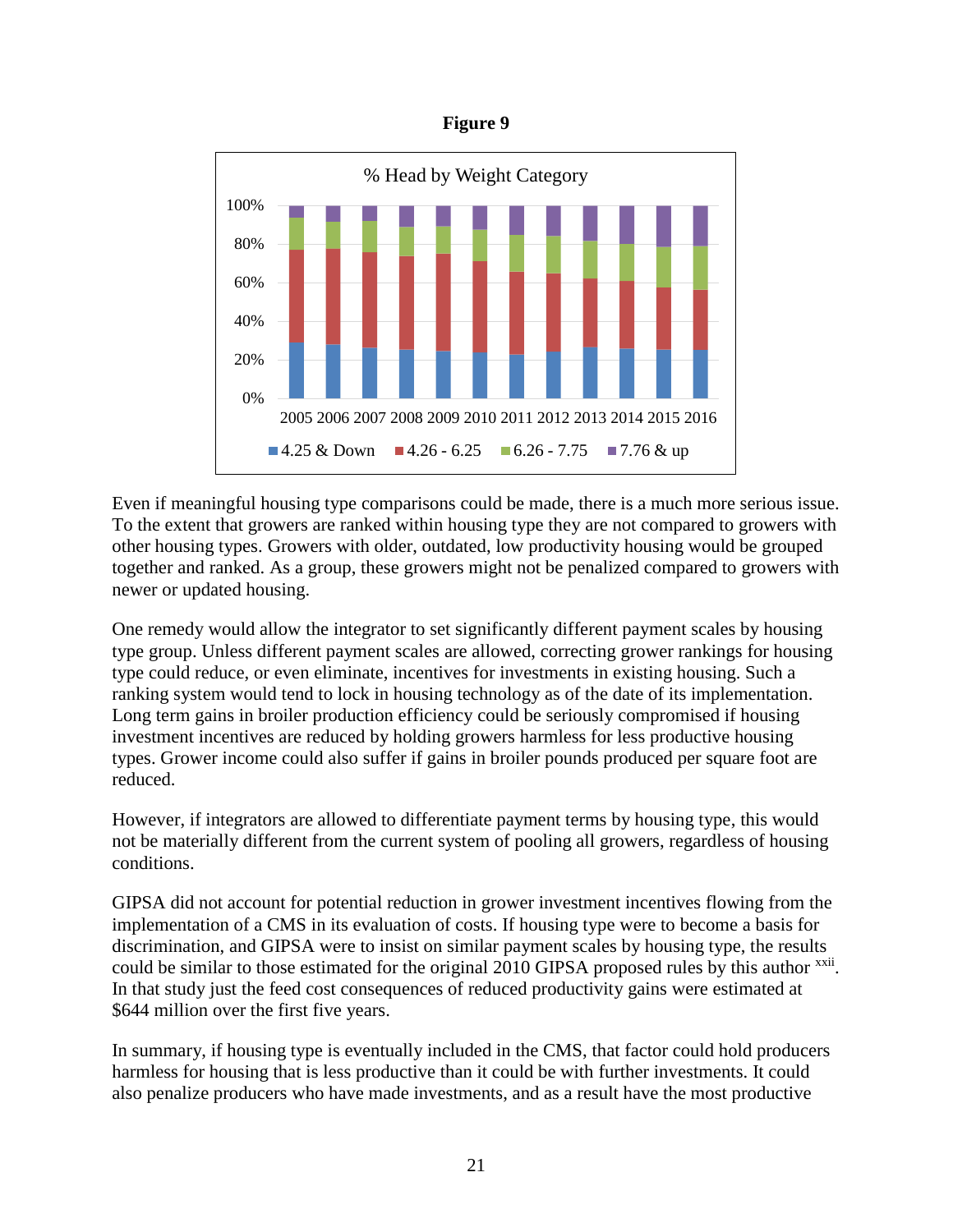**Figure 9**

Even if meaningful housing type comparisons could be made, there is a much more serious issue. To the extent that growers are ranked within housing type they are not compared to growers with other housing types. Growers with older, outdated, low productivity housing would be grouped together and ranked. As a group, these growers might not be penalized compared to growers with newer or updated housing.

One remedy would allow the integrator to set significantly different payment scales by housing type group. Unless different payment scales are allowed, correcting grower rankings for housing type could reduce, or even eliminate, incentives for investments in existing housing. Such a ranking system would tend to lock in housing technology as of the date of its implementation. Long term gains in broiler production efficiency could be seriously compromised if housing investment incentives are reduced by holding growers harmless for less productive housing types. Grower income could also suffer if gains in broiler pounds produced per square foot are reduced.

However, if integrators are allowed to differentiate payment terms by housing type, this would not be materially different from the current system of pooling all growers, regardless of housing conditions.

GIPSA did not account for potential reduction in grower investment incentives flowing from the implementation of a CMS in its evaluation of costs. If housing type were to become a basis for discrimination, and GIPSA were to insist on similar payment scales by housing type, the results could be similar to those estimated for the original 2010 GIPSA proposed rules by this author [xxii]. In that study just the feed cost consequences of reduced productivity gains were estimated at $644 million over the first five years.

In summary, if housing type is eventually included in the CMS, that factor could hold producers harmless for housing that is less productive than it could be with further investments. It could also penalize producers who have made investments, and as a result have the most productive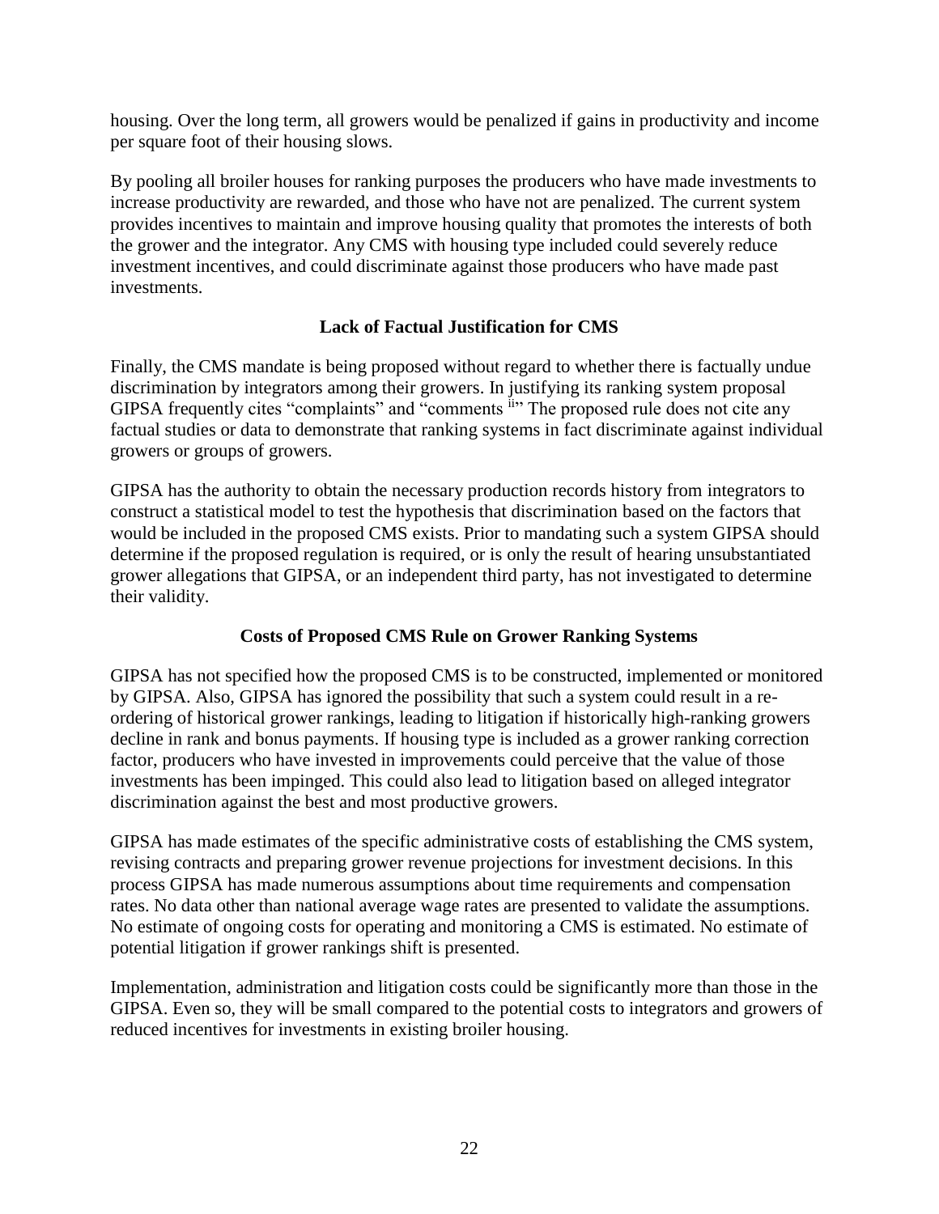housing. Over the long term, all growers would be penalized if gains in productivity and income per square foot of their housing slows.

By pooling all broiler houses for ranking purposes the producers who have made investments to increase productivity are rewarded, and those who have not are penalized. The current system provides incentives to maintain and improve housing quality that promotes the interests of both the grower and the integrator. Any CMS with housing type included could severely reduce investment incentives, and could discriminate against those producers who have made past investments.

### Lack of Factual Justification for CMS

Finally, the CMS mandate is being proposed without regard to whether there is factually undue discrimination by integrators among their growers. In justifying its ranking system proposal GIPSA frequently cites "complaints" and "comments [ii]" The proposed rule does not cite any factual studies or data to demonstrate that ranking systems in fact discriminate against individual growers or groups of growers.

GIPSA has the authority to obtain the necessary production records history from integrators to construct a statistical model to test the hypothesis that discrimination based on the factors that would be included in the proposed CMS exists. Prior to mandating such a system GIPSA should determine if the proposed regulation is required, or is only the result of hearing unsubstantiated grower allegations that GIPSA, or an independent third party, has not investigated to determine their validity.

### Costs of Proposed CMS Rule on Grower Ranking Systems

GIPSA has not specified how the proposed CMS is to be constructed, implemented or monitored by GIPSA. Also, GIPSA has ignored the possibility that such a system could result in a re-ordering of historical grower rankings, leading to litigation if historically high-ranking growers decline in rank and bonus payments. If housing type is included as a grower ranking correction factor, producers who have invested in improvements could perceive that the value of those investments has been impinged. This could also lead to litigation based on alleged integrator discrimination against the best and most productive growers.

GIPSA has made estimates of the specific administrative costs of establishing the CMS system, revising contracts and preparing grower revenue projections for investment decisions. In this process GIPSA has made numerous assumptions about time requirements and compensation rates. No data other than national average wage rates are presented to validate the assumptions. No estimate of ongoing costs for operating and monitoring a CMS is estimated. No estimate of potential litigation if grower rankings shift is presented.

Implementation, administration and litigation costs could be significantly more than those in the GIPSA. Even so, they will be small compared to the potential costs to integrators and growers of reduced incentives for investments in existing broiler housing.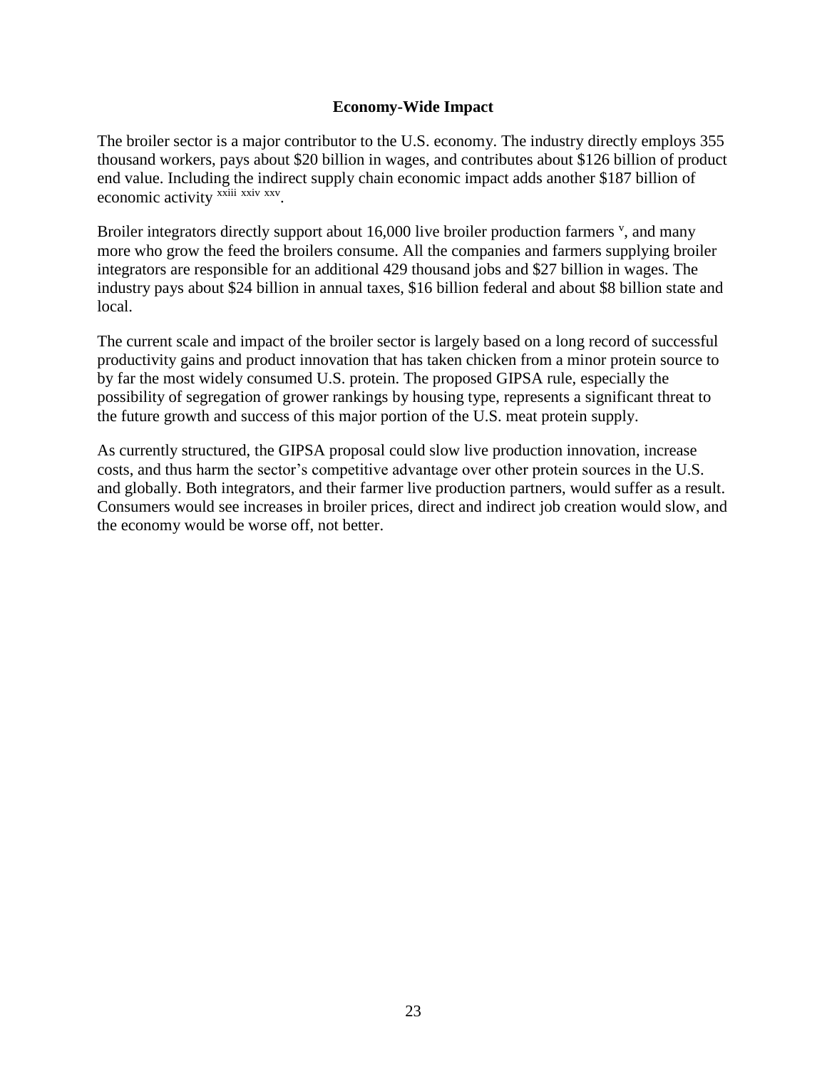### Economy-Wide Impact

The broiler sector is a major contributor to the U.S. economy. The industry directly employs 355 thousand workers, pays about $20 billion in wages, and contributes about $126 billion of product end value. Including the indirect supply chain economic impact adds another $187 billion of economic activity [xxiii] [xxiv] [xxv].

Broiler integrators directly support about 16,000 live broiler production farmers [v], and many more who grow the feed the broilers consume. All the companies and farmers supplying broiler integrators are responsible for an additional 429 thousand jobs and $27 billion in wages. The industry pays about $24 billion in annual taxes, $16 billion federal and about $8 billion state and local.

The current scale and impact of the broiler sector is largely based on a long record of successful productivity gains and product innovation that has taken chicken from a minor protein source to by far the most widely consumed U.S. protein. The proposed GIPSA rule, especially the possibility of segregation of grower rankings by housing type, represents a significant threat to the future growth and success of this major portion of the U.S. meat protein supply.

As currently structured, the GIPSA proposal could slow live production innovation, increase costs, and thus harm the sector's competitive advantage over other protein sources in the U.S. and globally. Both integrators, and their farmer live production partners, would suffer as a result. Consumers would see increases in broiler prices, direct and indirect job creation would slow, and the economy would be worse off, not better.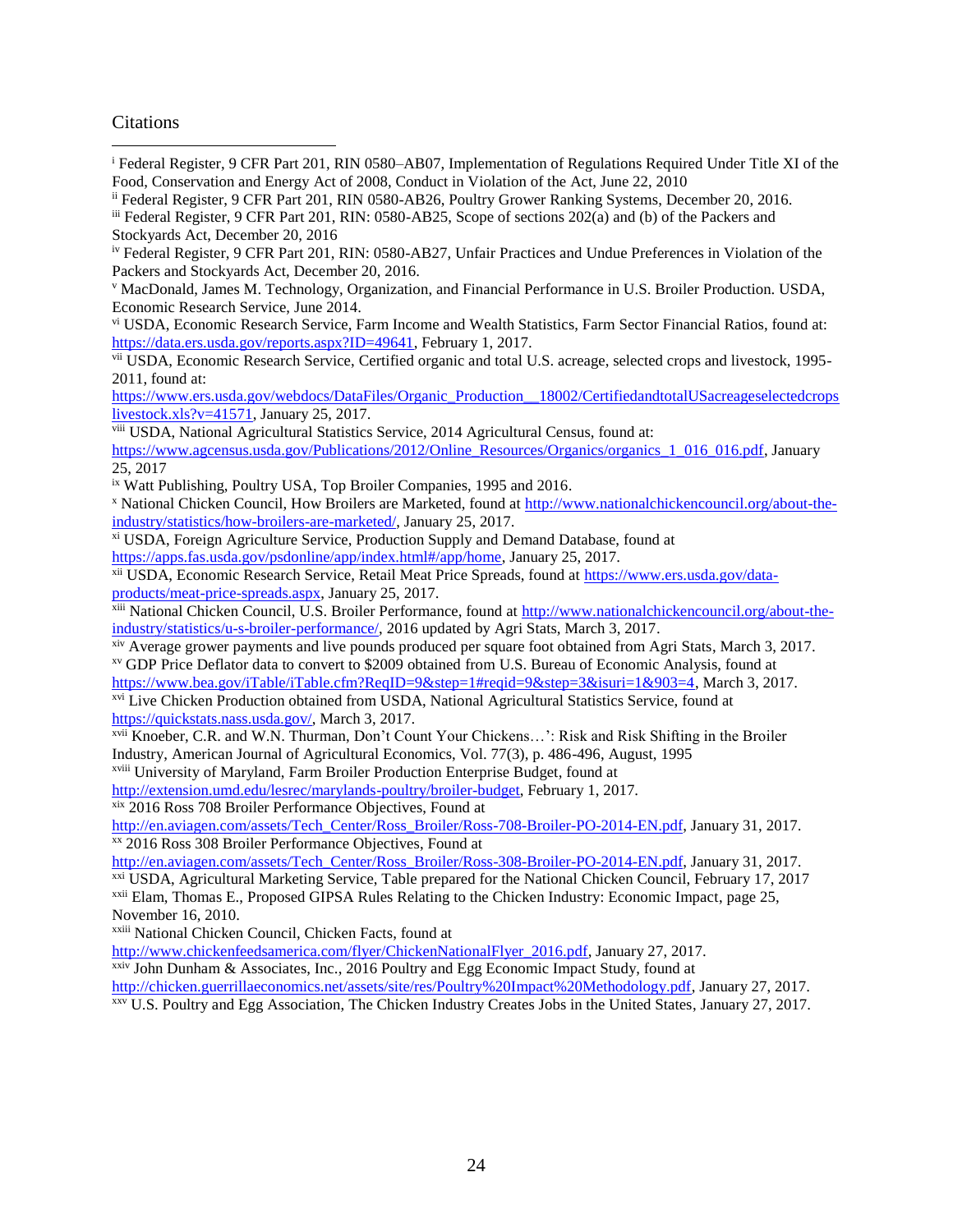Citations

[i] Federal Register, 9 CFR Part 201, RIN 0580–AB07, Implementation of Regulations Required Under Title XI of the Food, Conservation and Energy Act of 2008, Conduct in Violation of the Act, June 22, 2010

[ii] Federal Register, 9 CFR Part 201, RIN 0580-AB26, Poultry Grower Ranking Systems, December 20, 2016.

[iii] Federal Register, 9 CFR Part 201, RIN: 0580-AB25, Scope of sections 202(a) and (b) of the Packers and Stockyards Act, December 20, 2016

[iv] Federal Register, 9 CFR Part 201, RIN: 0580-AB27, Unfair Practices and Undue Preferences in Violation of the Packers and Stockyards Act, December 20, 2016.

[v] MacDonald, James M. Technology, Organization, and Financial Performance in U.S. Broiler Production. USDA, Economic Research Service, June 2014.

[vi] USDA, Economic Research Service, Farm Income and Wealth Statistics, Farm Sector Financial Ratios, found at: https://data.ers.usda.gov/reports.aspx?ID=49641, February 1, 2017.

[vii] USDA, Economic Research Service, Certified organic and total U.S. acreage, selected crops and livestock, 1995-2011, found at: https://www.ers.usda.gov/webdocs/DataFiles/Organic_Production__18002/CertifiedandtotalUSacreageselectedcropslivestock.xls?v=41571, January 25, 2017.

[viii] USDA, National Agricultural Statistics Service, 2014 Agricultural Census, found at: https://www.agcensus.usda.gov/Publications/2012/Online_Resources/Organics/organics_1_016_016.pdf, January 25, 2017

[ix] Watt Publishing, Poultry USA, Top Broiler Companies, 1995 and 2016.

[x] National Chicken Council, How Broilers are Marketed, found at http://www.nationalchickencouncil.org/about-the-industry/statistics/how-broilers-are-marketed/, January 25, 2017.

[xi] USDA, Foreign Agriculture Service, Production Supply and Demand Database, found at https://apps.fas.usda.gov/psdonline/app/index.html#/app/home, January 25, 2017.

[xii] USDA, Economic Research Service, Retail Meat Price Spreads, found at https://www.ers.usda.gov/data-products/meat-price-spreads.aspx, January 25, 2017.

[xiii] National Chicken Council, U.S. Broiler Performance, found at http://www.nationalchickencouncil.org/about-the-industry/statistics/u-s-broiler-performance/, 2016 updated by Agri Stats, March 3, 2017.

[xiv] Average grower payments and live pounds produced per square foot obtained from Agri Stats, March 3, 2017.

[xv] GDP Price Deflator data to convert to $2009 obtained from U.S. Bureau of Economic Analysis, found at https://www.bea.gov/iTable/iTable.cfm?ReqID=9&step=1#reqid=9&step=3&isuri=1&903=4, March 3, 2017.

[xvi] Live Chicken Production obtained from USDA, National Agricultural Statistics Service, found at https://quickstats.nass.usda.gov/, March 3, 2017.

[xvii] Knoeber, C.R. and W.N. Thurman, Don't Count Your Chickens…': Risk and Risk Shifting in the Broiler Industry, American Journal of Agricultural Economics, Vol. 77(3), p. 486-496, August, 1995

[xviii] University of Maryland, Farm Broiler Production Enterprise Budget, found at http://extension.umd.edu/lesrec/marylands-poultry/broiler-budget, February 1, 2017.

[xix] 2016 Ross 708 Broiler Performance Objectives, Found at http://en.aviagen.com/assets/Tech_Center/Ross_Broiler/Ross-708-Broiler-PO-2014-EN.pdf, January 31, 2017.

[xx] 2016 Ross 308 Broiler Performance Objectives, Found at http://en.aviagen.com/assets/Tech_Center/Ross_Broiler/Ross-308-Broiler-PO-2014-EN.pdf, January 31, 2017.

[xxi] USDA, Agricultural Marketing Service, Table prepared for the National Chicken Council, February 17, 2017

[xxii] Elam, Thomas E., Proposed GIPSA Rules Relating to the Chicken Industry: Economic Impact, page 25, November 16, 2010.

[xxiii] National Chicken Council, Chicken Facts, found at http://www.chickenfeedsamerica.com/flyer/ChickenNationalFlyer_2016.pdf, January 27, 2017.

[xxiv] John Dunham & Associates, Inc., 2016 Poultry and Egg Economic Impact Study, found at http://chicken.guerrillaeconomics.net/assets/site/res/Poultry%20Impact%20Methodology.pdf, January 27, 2017.

[xxv] U.S. Poultry and Egg Association, The Chicken Industry Creates Jobs in the United States, January 27, 2017.